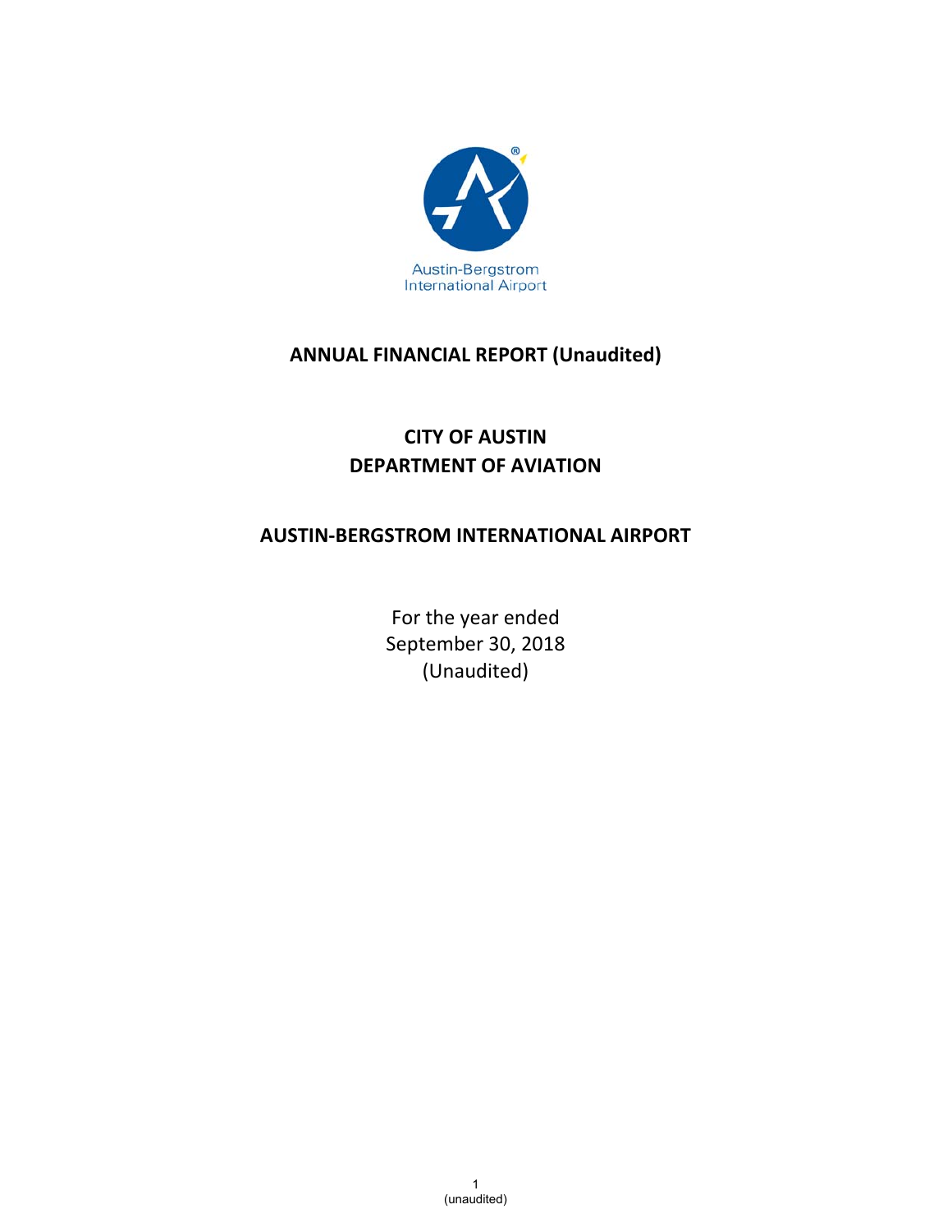Austin-Bergstrom
International Airport

# ANNUAL FINANCIAL REPORT (Unaudited)

## CITY OF AUSTIN
## DEPARTMENT OF AVIATION

## AUSTIN-BERGSTROM INTERNATIONAL AIRPORT

For the year ended
September 30, 2018
(Unaudited)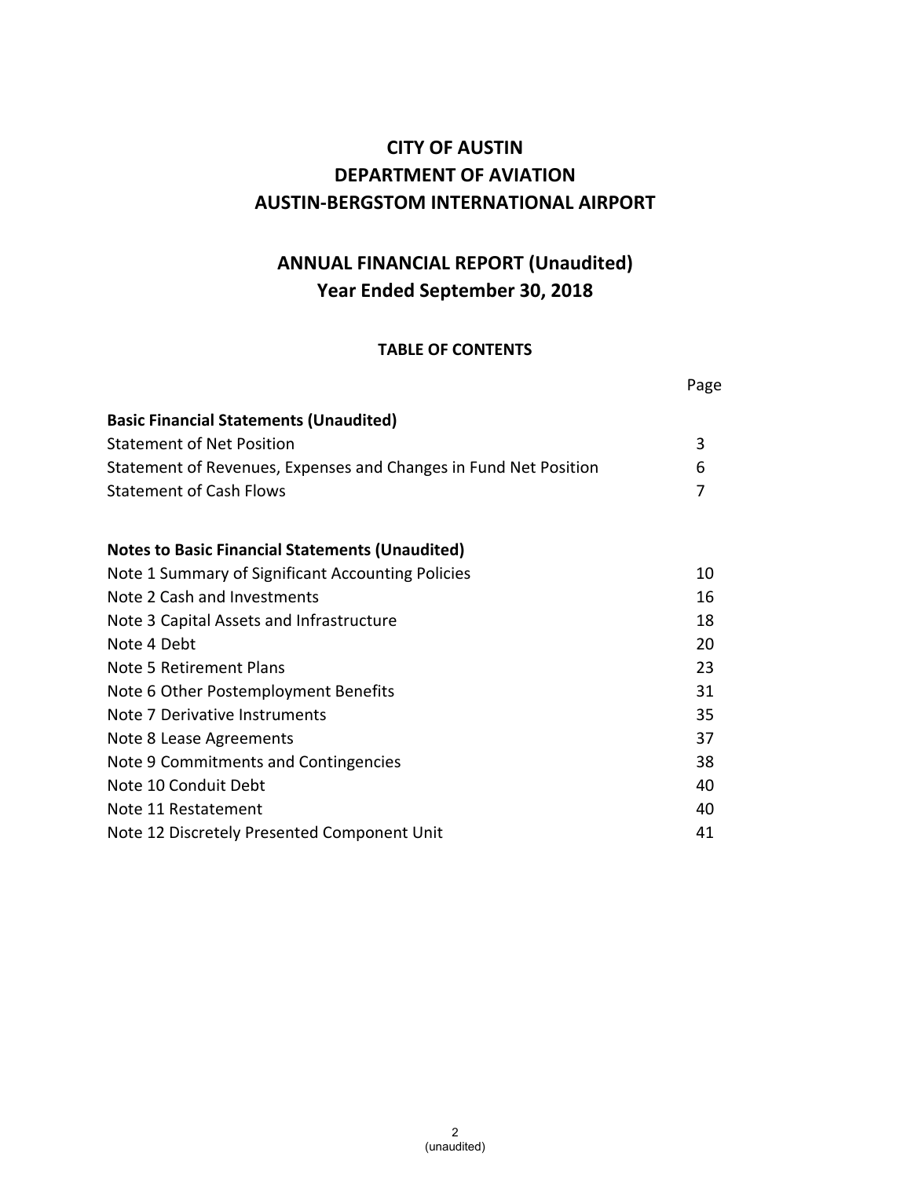# CITY OF AUSTIN
# DEPARTMENT OF AVIATION
# AUSTIN-BERGSTOM INTERNATIONAL AIRPORT

## ANNUAL FINANCIAL REPORT (Unaudited)
## Year Ended September 30, 2018

### TABLE OF CONTENTS

| | Page |
|---|---|
| **Basic Financial Statements (Unaudited)** | |
| Statement of Net Position | 3 |
| Statement of Revenues, Expenses and Changes in Fund Net Position | 6 |
| Statement of Cash Flows | 7 |
| | |
| **Notes to Basic Financial Statements (Unaudited)** | |
| Note 1 Summary of Significant Accounting Policies | 10 |
| Note 2 Cash and Investments | 16 |
| Note 3 Capital Assets and Infrastructure | 18 |
| Note 4 Debt | 20 |
| Note 5 Retirement Plans | 23 |
| Note 6 Other Postemployment Benefits | 31 |
| Note 7 Derivative Instruments | 35 |
| Note 8 Lease Agreements | 37 |
| Note 9 Commitments and Contingencies | 38 |
| Note 10 Conduit Debt | 40 |
| Note 11 Restatement | 40 |
| Note 12 Discretely Presented Component Unit | 41 |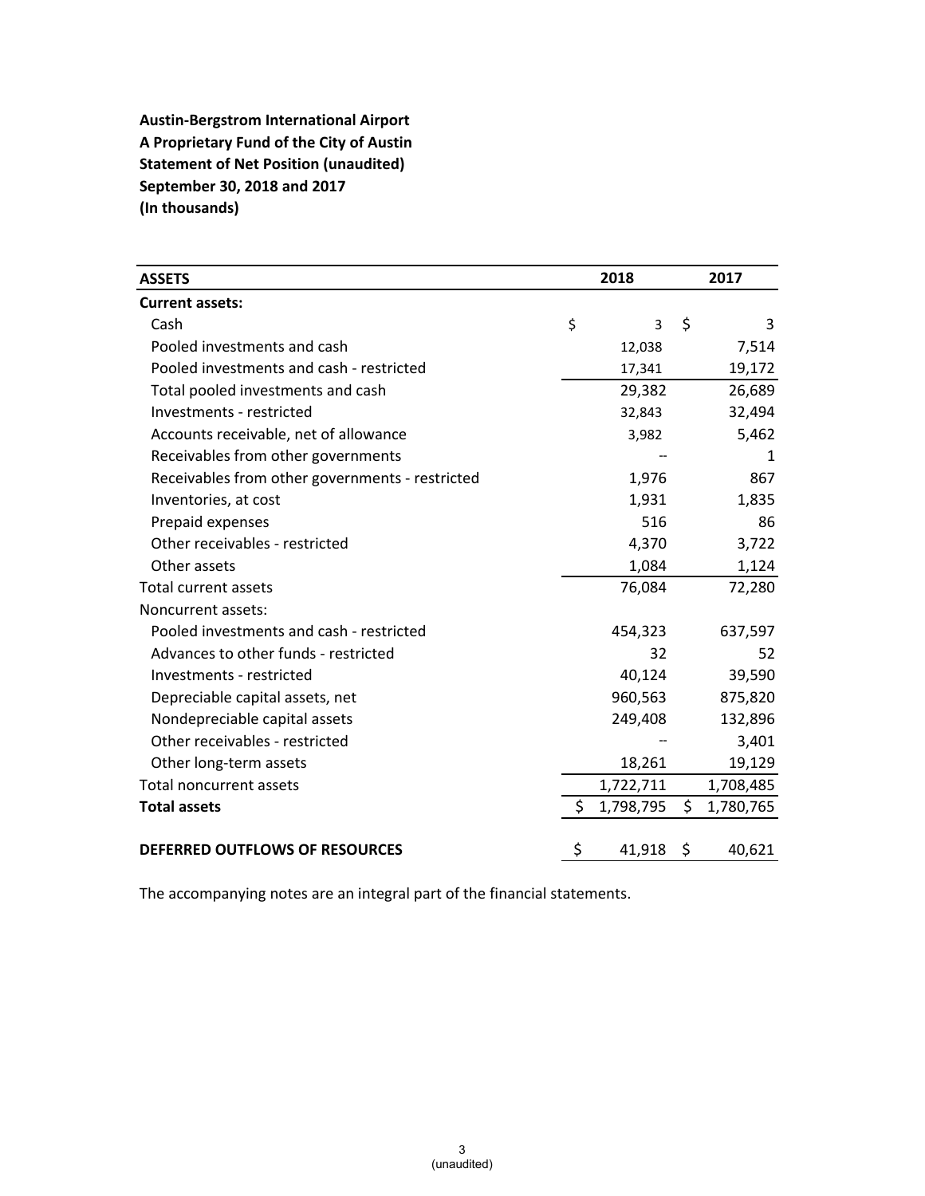**Austin-Bergstrom International Airport**
**A Proprietary Fund of the City of Austin**
**Statement of Net Position (unaudited)**
**September 30, 2018 and 2017**
**(In thousands)**

| **ASSETS** | **2018** | **2017** |
|---|---|---|
| **Current assets:** | | |
| Cash | $ 3 | $ 3 |
| Pooled investments and cash | 12,038 | 7,514 |
| Pooled investments and cash - restricted | 17,341 | 19,172 |
| Total pooled investments and cash | 29,382 | 26,689 |
| Investments - restricted | 32,843 | 32,494 |
| Accounts receivable, net of allowance | 3,982 | 5,462 |
| Receivables from other governments | -- | 1 |
| Receivables from other governments - restricted | 1,976 | 867 |
| Inventories, at cost | 1,931 | 1,835 |
| Prepaid expenses | 516 | 86 |
| Other receivables - restricted | 4,370 | 3,722 |
| Other assets | 1,084 | 1,124 |
| Total current assets | 76,084 | 72,280 |
| Noncurrent assets: | | |
| Pooled investments and cash - restricted | 454,323 | 637,597 |
| Advances to other funds - restricted | 32 | 52 |
| Investments - restricted | 40,124 | 39,590 |
| Depreciable capital assets, net | 960,563 | 875,820 |
| Nondepreciable capital assets | 249,408 | 132,896 |
| Other receivables - restricted | -- | 3,401 |
| Other long-term assets | 18,261 | 19,129 |
| Total noncurrent assets | 1,722,711 | 1,708,485 |
| **Total assets** | $ 1,798,795 | $ 1,780,765 |
| | | |
| **DEFERRED OUTFLOWS OF RESOURCES** | $ 41,918 | $ 40,621 |

The accompanying notes are an integral part of the financial statements.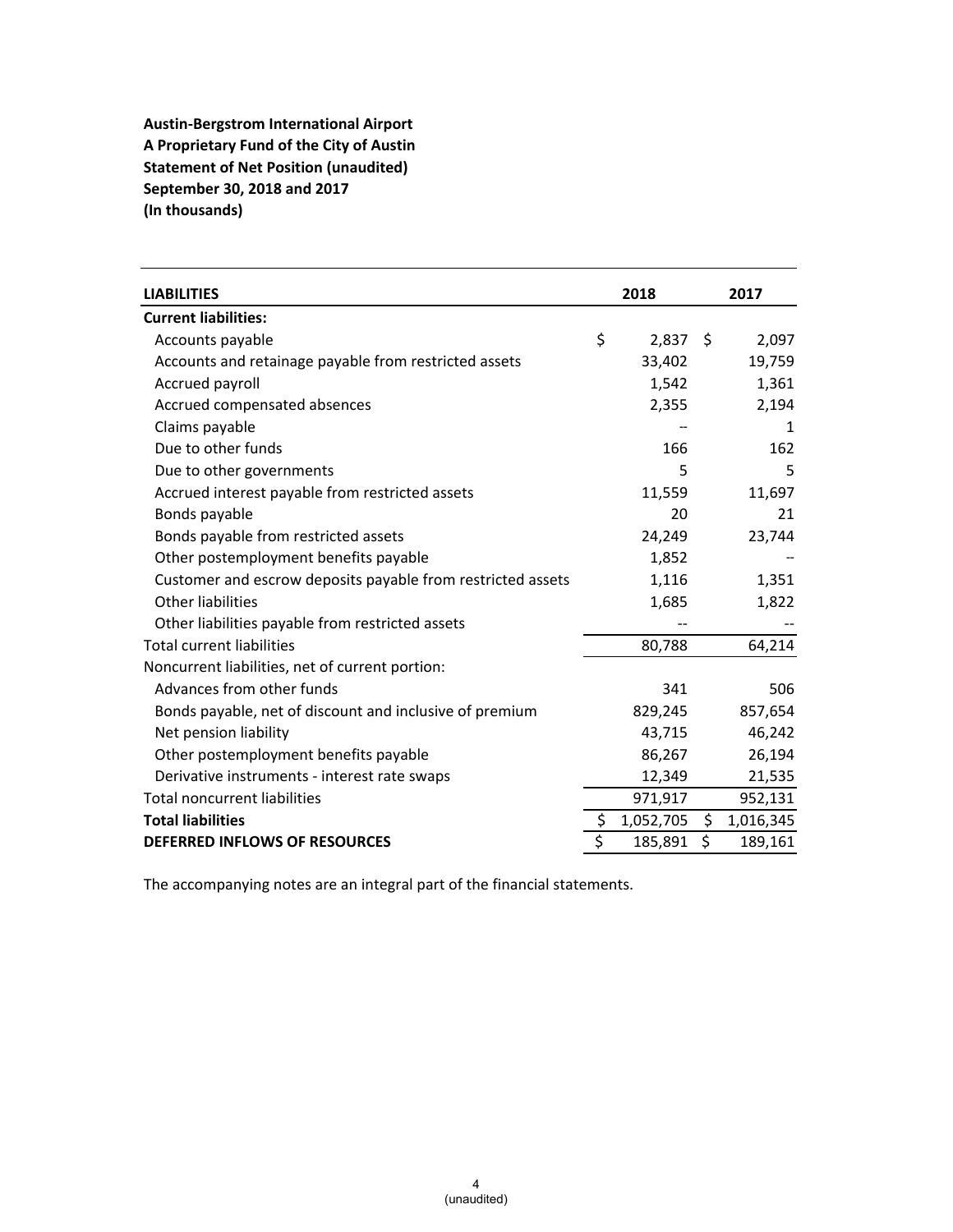**Austin-Bergstrom International Airport**
**A Proprietary Fund of the City of Austin**
**Statement of Net Position (unaudited)**
**September 30, 2018 and 2017**
**(In thousands)**

| **LIABILITIES** | **2018** | **2017** |
|---|---|---|
| **Current liabilities:** | | |
| Accounts payable | $ 2,837 | $ 2,097 |
| Accounts and retainage payable from restricted assets | 33,402 | 19,759 |
| Accrued payroll | 1,542 | 1,361 |
| Accrued compensated absences | 2,355 | 2,194 |
| Claims payable | -- | 1 |
| Due to other funds | 166 | 162 |
| Due to other governments | 5 | 5 |
| Accrued interest payable from restricted assets | 11,559 | 11,697 |
| Bonds payable | 20 | 21 |
| Bonds payable from restricted assets | 24,249 | 23,744 |
| Other postemployment benefits payable | 1,852 | -- |
| Customer and escrow deposits payable from restricted assets | 1,116 | 1,351 |
| Other liabilities | 1,685 | 1,822 |
| Other liabilities payable from restricted assets | -- | -- |
| Total current liabilities | 80,788 | 64,214 |
| Noncurrent liabilities, net of current portion: | | |
| Advances from other funds | 341 | 506 |
| Bonds payable, net of discount and inclusive of premium | 829,245 | 857,654 |
| Net pension liability | 43,715 | 46,242 |
| Other postemployment benefits payable | 86,267 | 26,194 |
| Derivative instruments - interest rate swaps | 12,349 | 21,535 |
| Total noncurrent liabilities | 971,917 | 952,131 |
| **Total liabilities** | $ 1,052,705 | $ 1,016,345 |
| **DEFERRED INFLOWS OF RESOURCES** | $ 185,891 | $ 189,161 |

The accompanying notes are an integral part of the financial statements.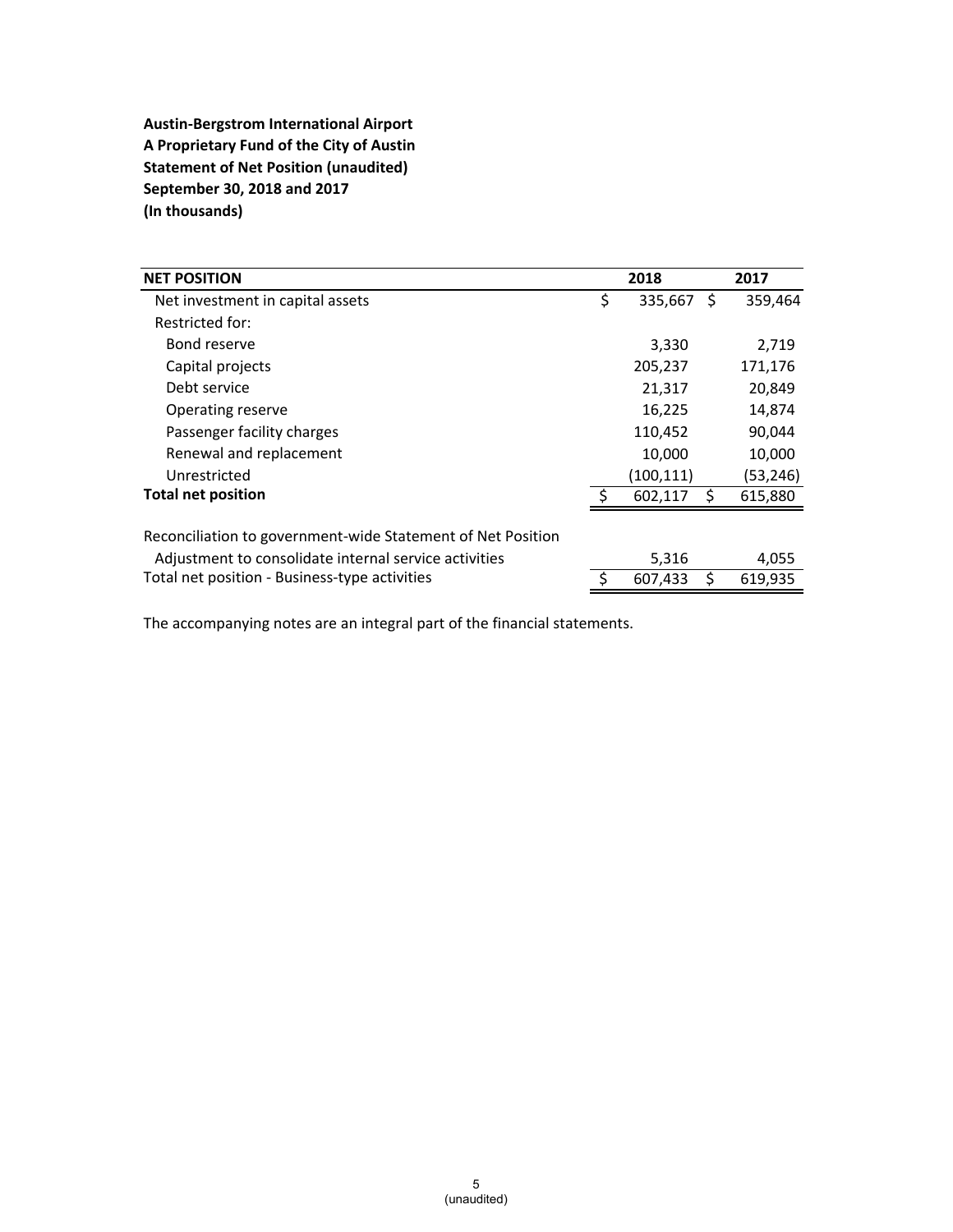**Austin-Bergstrom International Airport**
**A Proprietary Fund of the City of Austin**
**Statement of Net Position (unaudited)**
**September 30, 2018 and 2017**
**(In thousands)**

| **NET POSITION** | **2018** | **2017** |
|---|---|---|
| Net investment in capital assets | $ 335,667 | $ 359,464 |
| Restricted for: | | |
| Bond reserve | 3,330 | 2,719 |
| Capital projects | 205,237 | 171,176 |
| Debt service | 21,317 | 20,849 |
| Operating reserve | 16,225 | 14,874 |
| Passenger facility charges | 110,452 | 90,044 |
| Renewal and replacement | 10,000 | 10,000 |
| Unrestricted | (100,111) | (53,246) |
| **Total net position** | $ 602,117 | $ 615,880 |
| | | |
| Reconciliation to government-wide Statement of Net Position | | |
| Adjustment to consolidate internal service activities | 5,316 | 4,055 |
| Total net position - Business-type activities | $ 607,433 | $ 619,935 |

The accompanying notes are an integral part of the financial statements.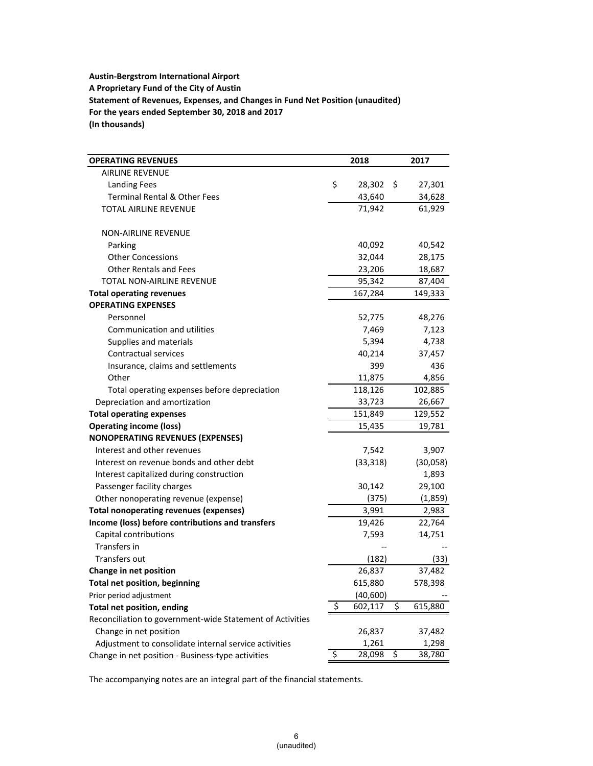**Austin-Bergstrom International Airport**
**A Proprietary Fund of the City of Austin**
**Statement of Revenues, Expenses, and Changes in Fund Net Position (unaudited)**
**For the years ended September 30, 2018 and 2017**
**(In thousands)**

| **OPERATING REVENUES** | **2018** | **2017** |
|---|---|---|
| AIRLINE REVENUE | | |
| Landing Fees | $ 28,302 | $ 27,301 |
| Terminal Rental & Other Fees | 43,640 | 34,628 |
| TOTAL AIRLINE REVENUE | 71,942 | 61,929 |
| | | |
| NON-AIRLINE REVENUE | | |
| Parking | 40,092 | 40,542 |
| Other Concessions | 32,044 | 28,175 |
| Other Rentals and Fees | 23,206 | 18,687 |
| TOTAL NON-AIRLINE REVENUE | 95,342 | 87,404 |
| **Total operating revenues** | 167,284 | 149,333 |
| **OPERATING EXPENSES** | | |
| Personnel | 52,775 | 48,276 |
| Communication and utilities | 7,469 | 7,123 |
| Supplies and materials | 5,394 | 4,738 |
| Contractual services | 40,214 | 37,457 |
| Insurance, claims and settlements | 399 | 436 |
| Other | 11,875 | 4,856 |
| Total operating expenses before depreciation | 118,126 | 102,885 |
| Depreciation and amortization | 33,723 | 26,667 |
| **Total operating expenses** | 151,849 | 129,552 |
| **Operating income (loss)** | 15,435 | 19,781 |
| **NONOPERATING REVENUES (EXPENSES)** | | |
| Interest and other revenues | 7,542 | 3,907 |
| Interest on revenue bonds and other debt | (33,318) | (30,058) |
| Interest capitalized during construction | | 1,893 |
| Passenger facility charges | 30,142 | 29,100 |
| Other nonoperating revenue (expense) | (375) | (1,859) |
| **Total nonoperating revenues (expenses)** | 3,991 | 2,983 |
| **Income (loss) before contributions and transfers** | 19,426 | 22,764 |
| Capital contributions | 7,593 | 14,751 |
| Transfers in | -- | -- |
| Transfers out | (182) | (33) |
| **Change in net position** | 26,837 | 37,482 |
| **Total net position, beginning** | 615,880 | 578,398 |
| Prior period adjustment | (40,600) | -- |
| **Total net position, ending** | $ 602,117 | $ 615,880 |
| Reconciliation to government-wide Statement of Activities | | |
| Change in net position | 26,837 | 37,482 |
| Adjustment to consolidate internal service activities | 1,261 | 1,298 |
| Change in net position - Business-type activities | $ 28,098 | $ 38,780 |

The accompanying notes are an integral part of the financial statements.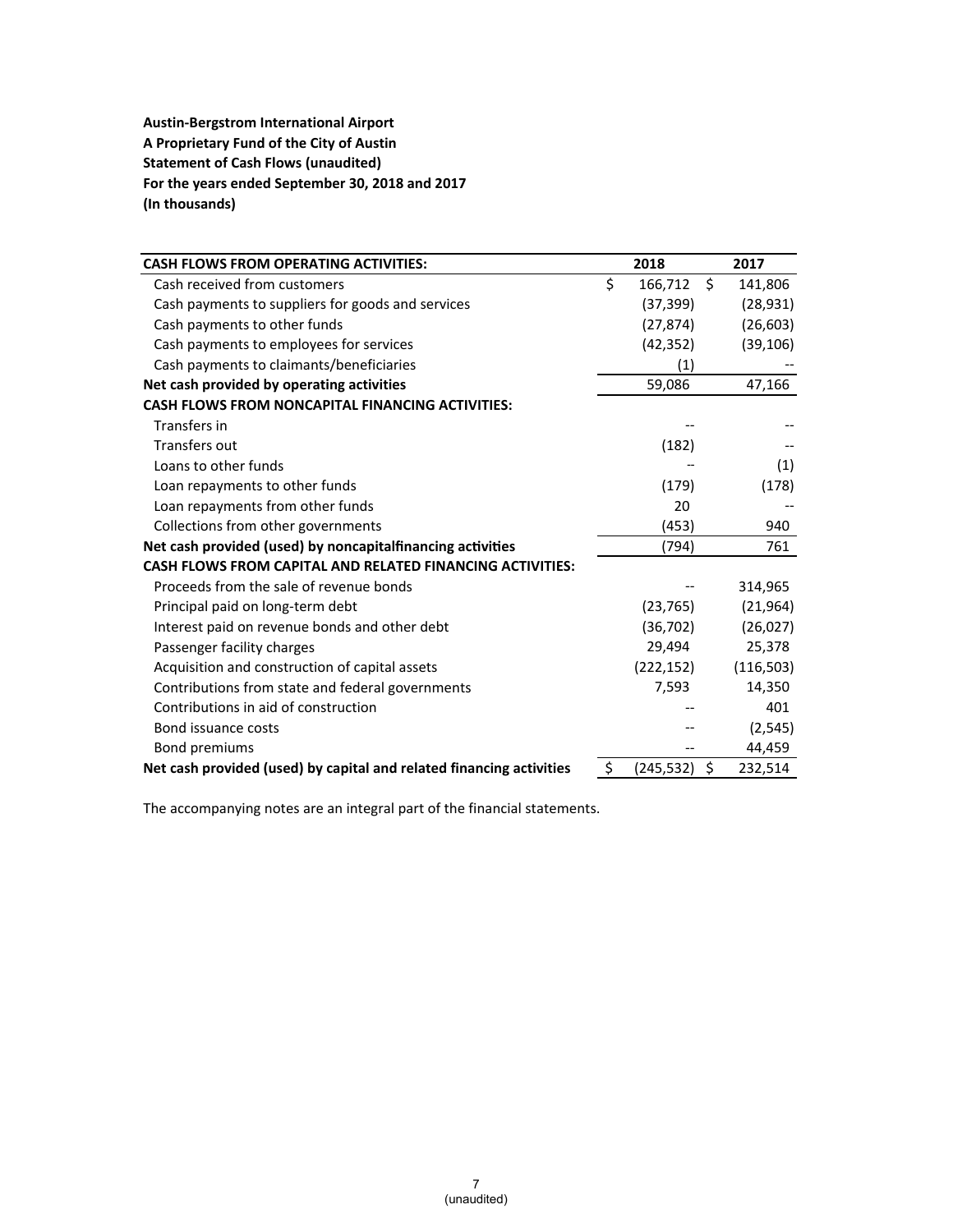**Austin-Bergstrom International Airport**
**A Proprietary Fund of the City of Austin**
**Statement of Cash Flows (unaudited)**
**For the years ended September 30, 2018 and 2017**
**(In thousands)**

| **CASH FLOWS FROM OPERATING ACTIVITIES:** | **2018** | **2017** |
|---|---|---|
| Cash received from customers | $ 166,712 | $ 141,806 |
| Cash payments to suppliers for goods and services | (37,399) | (28,931) |
| Cash payments to other funds | (27,874) | (26,603) |
| Cash payments to employees for services | (42,352) | (39,106) |
| Cash payments to claimants/beneficiaries | (1) | -- |
| **Net cash provided by operating activities** | 59,086 | 47,166 |
| **CASH FLOWS FROM NONCAPITAL FINANCING ACTIVITIES:** | | |
| Transfers in | -- | -- |
| Transfers out | (182) | -- |
| Loans to other funds | -- | (1) |
| Loan repayments to other funds | (179) | (178) |
| Loan repayments from other funds | 20 | -- |
| Collections from other governments | (453) | 940 |
| **Net cash provided (used) by noncapitalfinancing activities** | (794) | 761 |
| **CASH FLOWS FROM CAPITAL AND RELATED FINANCING ACTIVITIES:** | | |
| Proceeds from the sale of revenue bonds | -- | 314,965 |
| Principal paid on long-term debt | (23,765) | (21,964) |
| Interest paid on revenue bonds and other debt | (36,702) | (26,027) |
| Passenger facility charges | 29,494 | 25,378 |
| Acquisition and construction of capital assets | (222,152) | (116,503) |
| Contributions from state and federal governments | 7,593 | 14,350 |
| Contributions in aid of construction | -- | 401 |
| Bond issuance costs | -- | (2,545) |
| Bond premiums | -- | 44,459 |
| **Net cash provided (used) by capital and related financing activities** | $ (245,532) | $ 232,514 |

The accompanying notes are an integral part of the financial statements.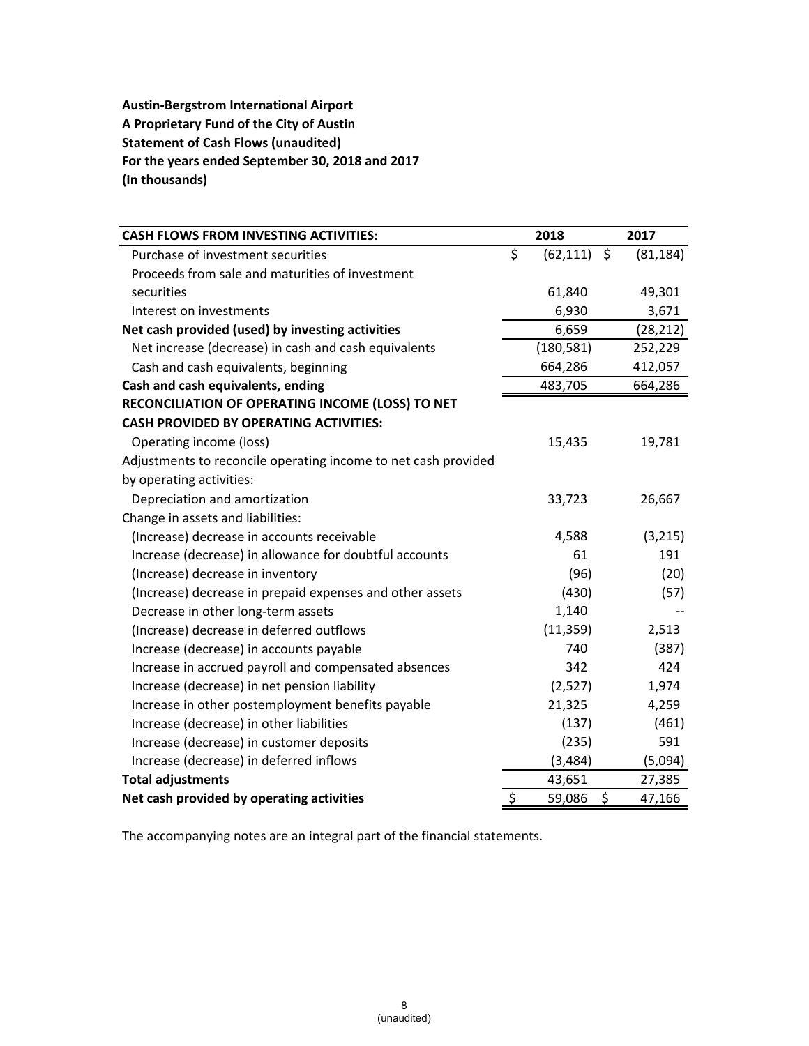**Austin-Bergstrom International Airport**
**A Proprietary Fund of the City of Austin**
**Statement of Cash Flows (unaudited)**
**For the years ended September 30, 2018 and 2017**
**(In thousands)**

| **CASH FLOWS FROM INVESTING ACTIVITIES:** | **2018** | **2017** |
|---|---|---|
| Purchase of investment securities | $ (62,111) | $ (81,184) |
| Proceeds from sale and maturities of investment securities | 61,840 | 49,301 |
| Interest on investments | 6,930 | 3,671 |
| **Net cash provided (used) by investing activities** | 6,659 | (28,212) |
| Net increase (decrease) in cash and cash equivalents | (180,581) | 252,229 |
| Cash and cash equivalents, beginning | 664,286 | 412,057 |
| **Cash and cash equivalents, ending** | 483,705 | 664,286 |
| **RECONCILIATION OF OPERATING INCOME (LOSS) TO NET CASH PROVIDED BY OPERATING ACTIVITIES:** | | |
| Operating income (loss) | 15,435 | 19,781 |
| Adjustments to reconcile operating income to net cash provided by operating activities: | | |
| Depreciation and amortization | 33,723 | 26,667 |
| Change in assets and liabilities: | | |
| (Increase) decrease in accounts receivable | 4,588 | (3,215) |
| Increase (decrease) in allowance for doubtful accounts | 61 | 191 |
| (Increase) decrease in inventory | (96) | (20) |
| (Increase) decrease in prepaid expenses and other assets | (430) | (57) |
| Decrease in other long-term assets | 1,140 | -- |
| (Increase) decrease in deferred outflows | (11,359) | 2,513 |
| Increase (decrease) in accounts payable | 740 | (387) |
| Increase in accrued payroll and compensated absences | 342 | 424 |
| Increase (decrease) in net pension liability | (2,527) | 1,974 |
| Increase in other postemployment benefits payable | 21,325 | 4,259 |
| Increase (decrease) in other liabilities | (137) | (461) |
| Increase (decrease) in customer deposits | (235) | 591 |
| Increase (decrease) in deferred inflows | (3,484) | (5,094) |
| **Total adjustments** | 43,651 | 27,385 |
| **Net cash provided by operating activities** | $ 59,086 | $ 47,166 |

The accompanying notes are an integral part of the financial statements.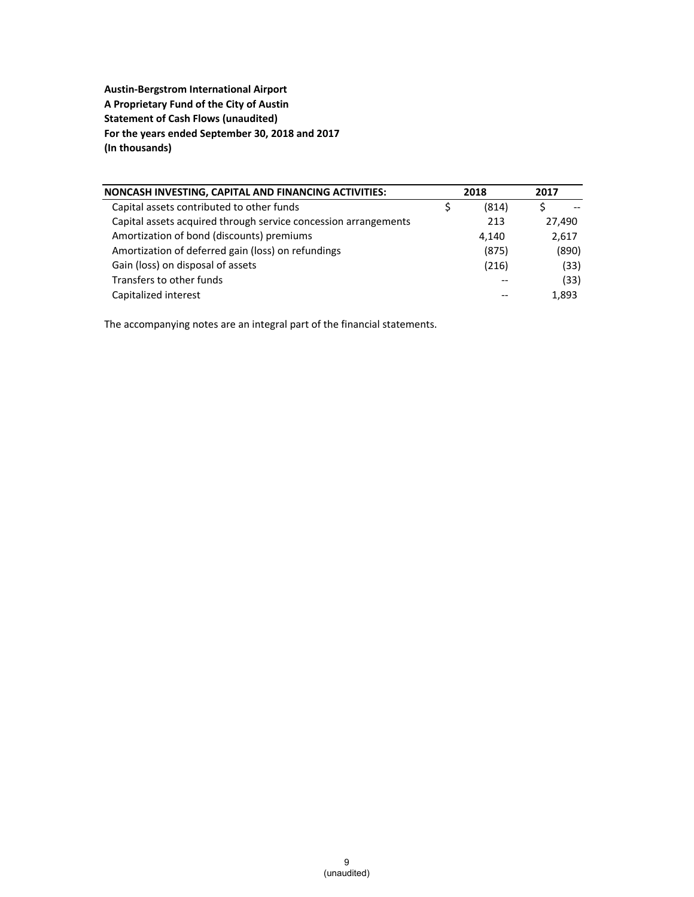**Austin-Bergstrom International Airport**
**A Proprietary Fund of the City of Austin**
**Statement of Cash Flows (unaudited)**
**For the years ended September 30, 2018 and 2017**
**(In thousands)**

| NONCASH INVESTING, CAPITAL AND FINANCING ACTIVITIES: | 2018 | 2017 |
|---|---|---|
| Capital assets contributed to other funds | $ (814) | $ -- |
| Capital assets acquired through service concession arrangements | 213 | 27,490 |
| Amortization of bond (discounts) premiums | 4,140 | 2,617 |
| Amortization of deferred gain (loss) on refundings | (875) | (890) |
| Gain (loss) on disposal of assets | (216) | (33) |
| Transfers to other funds | -- | (33) |
| Capitalized interest | -- | 1,893 |

The accompanying notes are an integral part of the financial statements.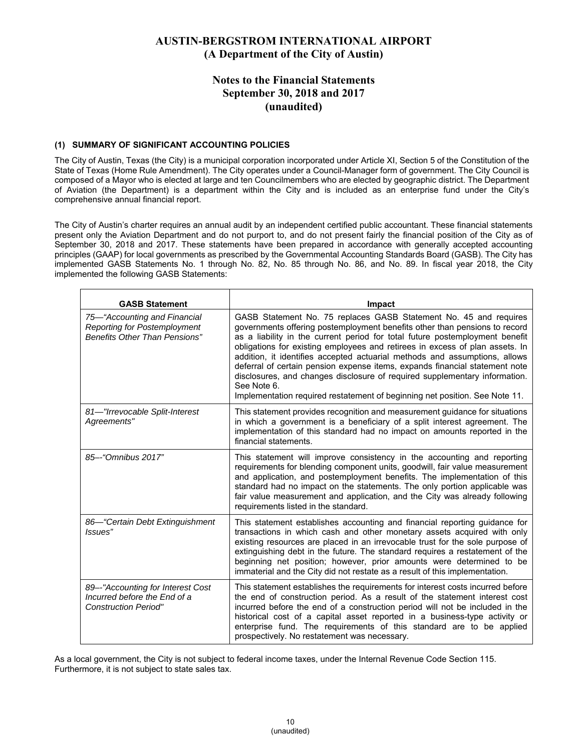# AUSTIN-BERGSTROM INTERNATIONAL AIRPORT
## (A Department of the City of Austin)

## Notes to the Financial Statements
## September 30, 2018 and 2017
## (unaudited)

### (1) SUMMARY OF SIGNIFICANT ACCOUNTING POLICIES

The City of Austin, Texas (the City) is a municipal corporation incorporated under Article XI, Section 5 of the Constitution of the State of Texas (Home Rule Amendment). The City operates under a Council-Manager form of government. The City Council is composed of a Mayor who is elected at large and ten Councilmembers who are elected by geographic district. The Department of Aviation (the Department) is a department within the City and is included as an enterprise fund under the City's comprehensive annual financial report.

The City of Austin's charter requires an annual audit by an independent certified public accountant. These financial statements present only the Aviation Department and do not purport to, and do not present fairly the financial position of the City as of September 30, 2018 and 2017. These statements have been prepared in accordance with generally accepted accounting principles (GAAP) for local governments as prescribed by the Governmental Accounting Standards Board (GASB). The City has implemented GASB Statements No. 1 through No. 82, No. 85 through No. 86, and No. 89. In fiscal year 2018, the City implemented the following GASB Statements:

| GASB Statement | Impact |
|---|---|
| *75—"Accounting and Financial Reporting for Postemployment Benefits Other Than Pensions"* | GASB Statement No. 75 replaces GASB Statement No. 45 and requires governments offering postemployment benefits other than pensions to record as a liability in the current period for total future postemployment benefit obligations for existing employees and retirees in excess of plan assets. In addition, it identifies accepted actuarial methods and assumptions, allows deferral of certain pension expense items, expands financial statement note disclosures, and changes disclosure of required supplementary information. See Note 6. Implementation required restatement of beginning net position. See Note 11. |
| *81—"Irrevocable Split-Interest Agreements"* | This statement provides recognition and measurement guidance for situations in which a government is a beneficiary of a split interest agreement. The implementation of this standard had no impact on amounts reported in the financial statements. |
| *85–-"Omnibus 2017"* | This statement will improve consistency in the accounting and reporting requirements for blending component units, goodwill, fair value measurement and application, and postemployment benefits. The implementation of this standard had no impact on the statements. The only portion applicable was fair value measurement and application, and the City was already following requirements listed in the standard. |
| *86—"Certain Debt Extinguishment Issues"* | This statement establishes accounting and financial reporting guidance for transactions in which cash and other monetary assets acquired with only existing resources are placed in an irrevocable trust for the sole purpose of extinguishing debt in the future. The standard requires a restatement of the beginning net position; however, prior amounts were determined to be immaterial and the City did not restate as a result of this implementation. |
| *89–-"Accounting for Interest Cost Incurred before the End of a Construction Period"* | This statement establishes the requirements for interest costs incurred before the end of construction period. As a result of the statement interest cost incurred before the end of a construction period will not be included in the historical cost of a capital asset reported in a business-type activity or enterprise fund. The requirements of this standard are to be applied prospectively. No restatement was necessary. |

As a local government, the City is not subject to federal income taxes, under the Internal Revenue Code Section 115. Furthermore, it is not subject to state sales tax.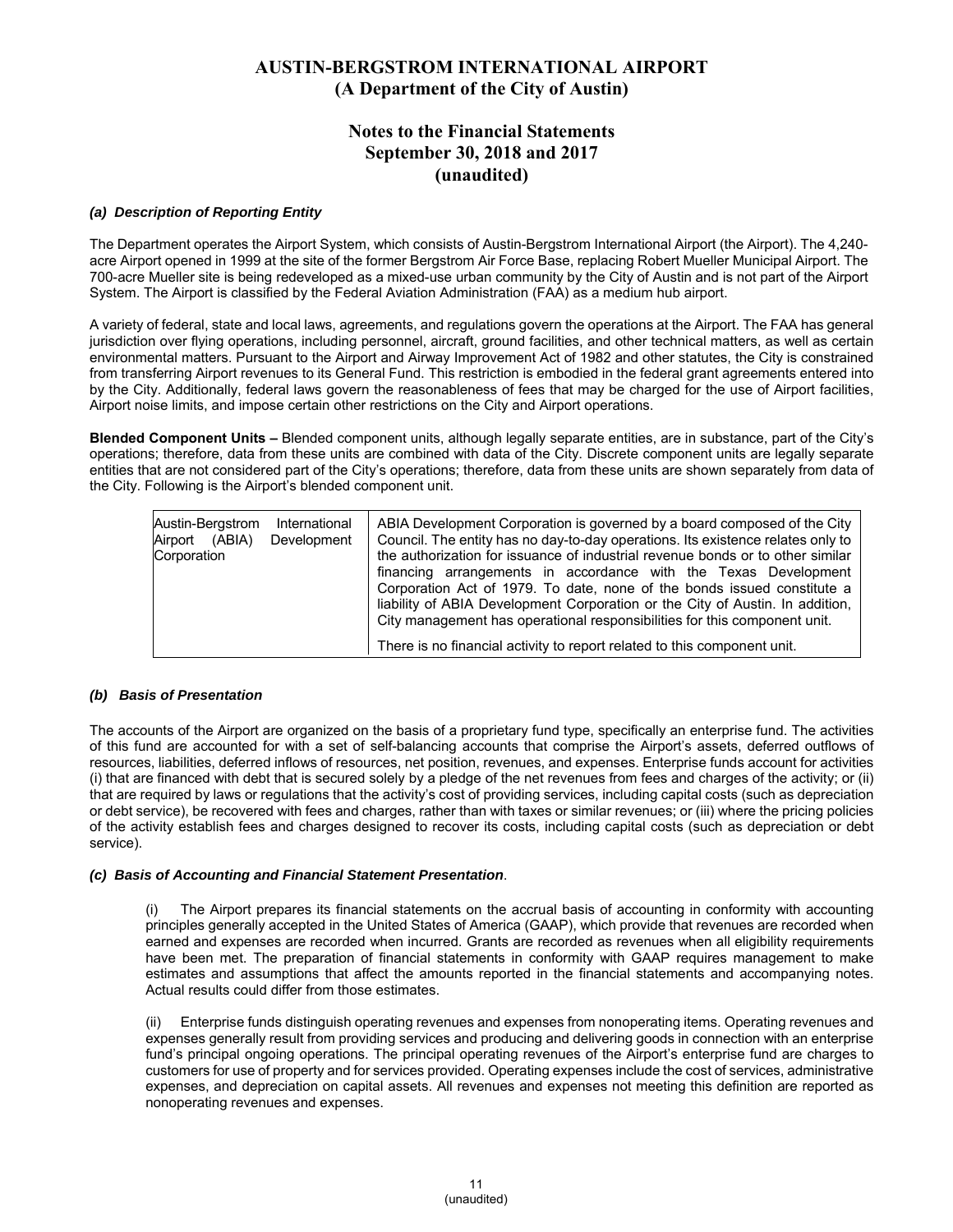# AUSTIN-BERGSTROM INTERNATIONAL AIRPORT
## (A Department of the City of Austin)

## Notes to the Financial Statements
## September 30, 2018 and 2017
## (unaudited)

### *(a) Description of Reporting Entity*

The Department operates the Airport System, which consists of Austin-Bergstrom International Airport (the Airport). The 4,240-acre Airport opened in 1999 at the site of the former Bergstrom Air Force Base, replacing Robert Mueller Municipal Airport. The 700-acre Mueller site is being redeveloped as a mixed-use urban community by the City of Austin and is not part of the Airport System. The Airport is classified by the Federal Aviation Administration (FAA) as a medium hub airport.

A variety of federal, state and local laws, agreements, and regulations govern the operations at the Airport. The FAA has general jurisdiction over flying operations, including personnel, aircraft, ground facilities, and other technical matters, as well as certain environmental matters. Pursuant to the Airport and Airway Improvement Act of 1982 and other statutes, the City is constrained from transferring Airport revenues to its General Fund. This restriction is embodied in the federal grant agreements entered into by the City. Additionally, federal laws govern the reasonableness of fees that may be charged for the use of Airport facilities, Airport noise limits, and impose certain other restrictions on the City and Airport operations.

**Blended Component Units –** Blended component units, although legally separate entities, are in substance, part of the City's operations; therefore, data from these units are combined with data of the City. Discrete component units are legally separate entities that are not considered part of the City's operations; therefore, data from these units are shown separately from data of the City. Following is the Airport's blended component unit.

| | |
|---|---|
| Austin-Bergstrom International Airport (ABIA) Development Corporation | ABIA Development Corporation is governed by a board composed of the City Council. The entity has no day-to-day operations. Its existence relates only to the authorization for issuance of industrial revenue bonds or to other similar financing arrangements in accordance with the Texas Development Corporation Act of 1979. To date, none of the bonds issued constitute a liability of ABIA Development Corporation or the City of Austin. In addition, City management has operational responsibilities for this component unit.<br><br>There is no financial activity to report related to this component unit. |

### *(b) Basis of Presentation*

The accounts of the Airport are organized on the basis of a proprietary fund type, specifically an enterprise fund. The activities of this fund are accounted for with a set of self-balancing accounts that comprise the Airport's assets, deferred outflows of resources, liabilities, deferred inflows of resources, net position, revenues, and expenses. Enterprise funds account for activities (i) that are financed with debt that is secured solely by a pledge of the net revenues from fees and charges of the activity; or (ii) that are required by laws or regulations that the activity's cost of providing services, including capital costs (such as depreciation or debt service), be recovered with fees and charges, rather than with taxes or similar revenues; or (iii) where the pricing policies of the activity establish fees and charges designed to recover its costs, including capital costs (such as depreciation or debt service).

### *(c) Basis of Accounting and Financial Statement Presentation*.

(i) The Airport prepares its financial statements on the accrual basis of accounting in conformity with accounting principles generally accepted in the United States of America (GAAP), which provide that revenues are recorded when earned and expenses are recorded when incurred. Grants are recorded as revenues when all eligibility requirements have been met. The preparation of financial statements in conformity with GAAP requires management to make estimates and assumptions that affect the amounts reported in the financial statements and accompanying notes. Actual results could differ from those estimates.

(ii) Enterprise funds distinguish operating revenues and expenses from nonoperating items. Operating revenues and expenses generally result from providing services and producing and delivering goods in connection with an enterprise fund's principal ongoing operations. The principal operating revenues of the Airport's enterprise fund are charges to customers for use of property and for services provided. Operating expenses include the cost of services, administrative expenses, and depreciation on capital assets. All revenues and expenses not meeting this definition are reported as nonoperating revenues and expenses.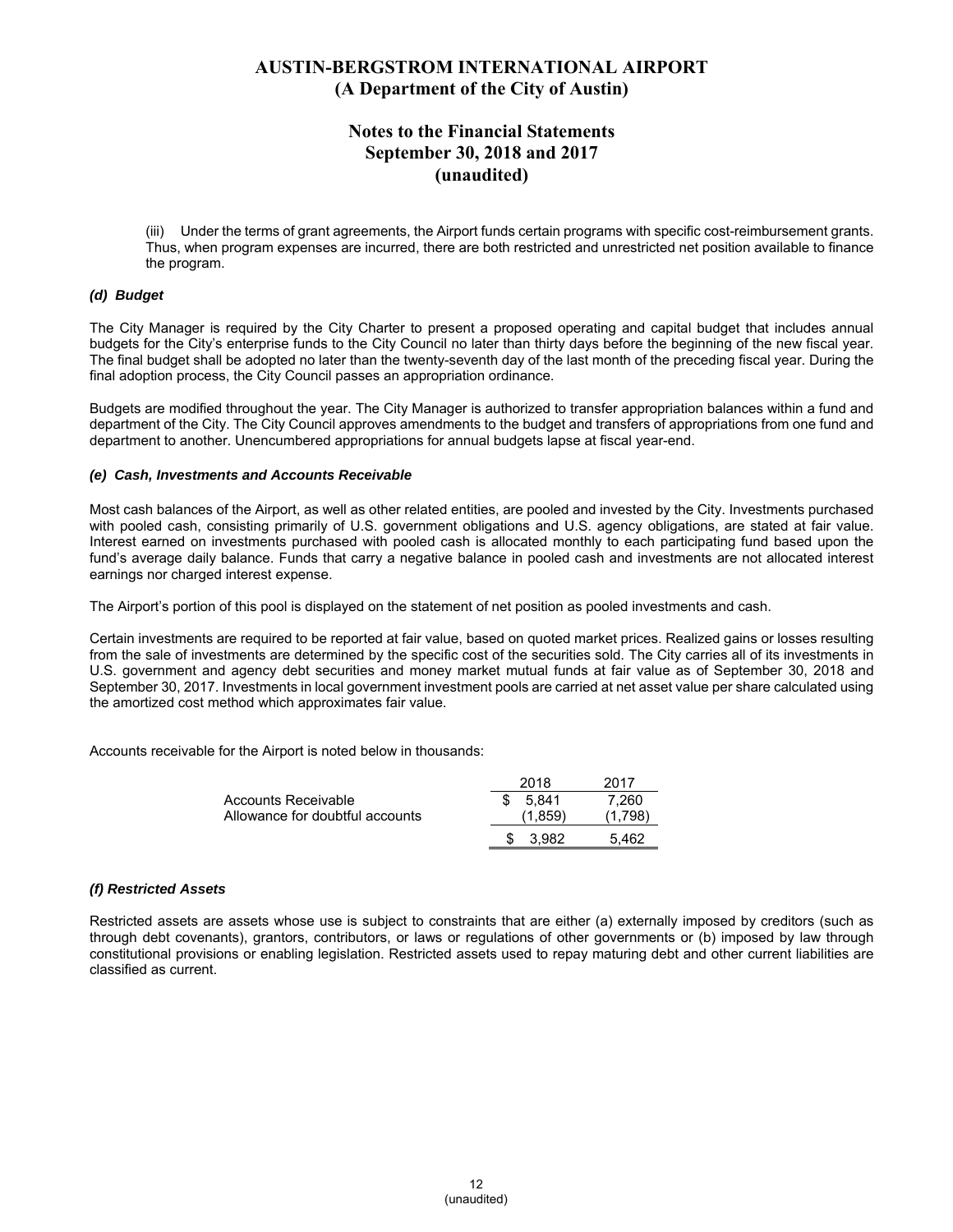# AUSTIN-BERGSTROM INTERNATIONAL AIRPORT
## (A Department of the City of Austin)

## Notes to the Financial Statements
## September 30, 2018 and 2017
## (unaudited)

(iii) Under the terms of grant agreements, the Airport funds certain programs with specific cost-reimbursement grants. Thus, when program expenses are incurred, there are both restricted and unrestricted net position available to finance the program.

### *(d) Budget*

The City Manager is required by the City Charter to present a proposed operating and capital budget that includes annual budgets for the City's enterprise funds to the City Council no later than thirty days before the beginning of the new fiscal year. The final budget shall be adopted no later than the twenty-seventh day of the last month of the preceding fiscal year. During the final adoption process, the City Council passes an appropriation ordinance.

Budgets are modified throughout the year. The City Manager is authorized to transfer appropriation balances within a fund and department of the City. The City Council approves amendments to the budget and transfers of appropriations from one fund and department to another. Unencumbered appropriations for annual budgets lapse at fiscal year-end.

### *(e) Cash, Investments and Accounts Receivable*

Most cash balances of the Airport, as well as other related entities, are pooled and invested by the City. Investments purchased with pooled cash, consisting primarily of U.S. government obligations and U.S. agency obligations, are stated at fair value. Interest earned on investments purchased with pooled cash is allocated monthly to each participating fund based upon the fund's average daily balance. Funds that carry a negative balance in pooled cash and investments are not allocated interest earnings nor charged interest expense.

The Airport's portion of this pool is displayed on the statement of net position as pooled investments and cash.

Certain investments are required to be reported at fair value, based on quoted market prices. Realized gains or losses resulting from the sale of investments are determined by the specific cost of the securities sold. The City carries all of its investments in U.S. government and agency debt securities and money market mutual funds at fair value as of September 30, 2018 and September 30, 2017. Investments in local government investment pools are carried at net asset value per share calculated using the amortized cost method which approximates fair value.

Accounts receivable for the Airport is noted below in thousands:

| | 2018 | 2017 |
|---|---|---|
| Accounts Receivable | $ 5,841 | 7,260 |
| Allowance for doubtful accounts | (1,859) | (1,798) |
| | $ 3,982 | 5,462 |

### *(f) Restricted Assets*

Restricted assets are assets whose use is subject to constraints that are either (a) externally imposed by creditors (such as through debt covenants), grantors, contributors, or laws or regulations of other governments or (b) imposed by law through constitutional provisions or enabling legislation. Restricted assets used to repay maturing debt and other current liabilities are classified as current.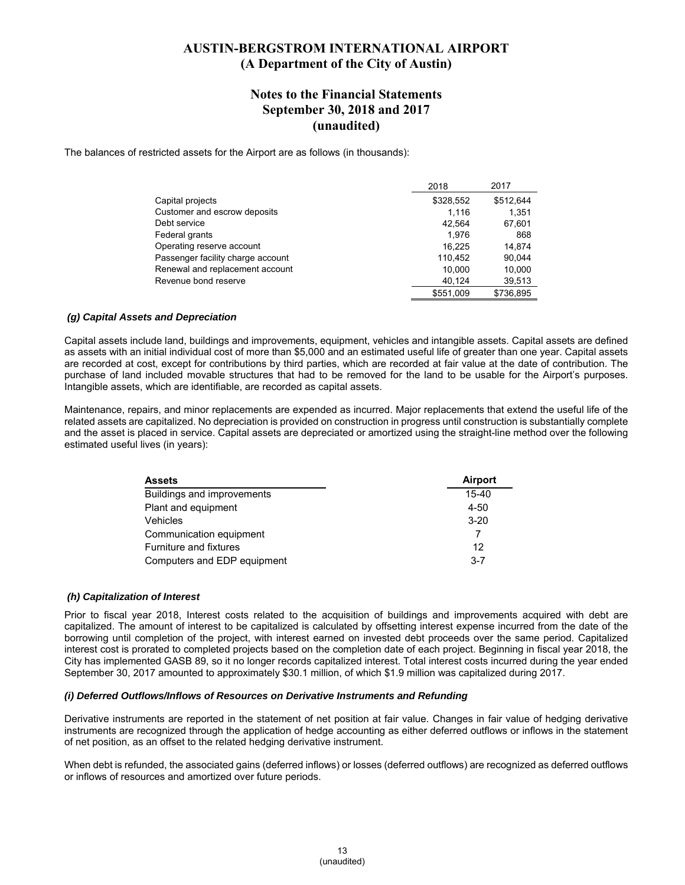The balances of restricted assets for the Airport are as follows (in thousands):

| | 2018 | 2017 |
|---|---|---|
| Capital projects | $328,552 | $512,644 |
| Customer and escrow deposits | 1,116 | 1,351 |
| Debt service | 42,564 | 67,601 |
| Federal grants | 1,976 | 868 |
| Operating reserve account | 16,225 | 14,874 |
| Passenger facility charge account | 110,452 | 90,044 |
| Renewal and replacement account | 10,000 | 10,000 |
| Revenue bond reserve | 40,124 | 39,513 |
| | $551,009 | $736,895 |

***(g) Capital Assets and Depreciation***

Capital assets include land, buildings and improvements, equipment, vehicles and intangible assets. Capital assets are defined as assets with an initial individual cost of more than $5,000 and an estimated useful life of greater than one year. Capital assets are recorded at cost, except for contributions by third parties, which are recorded at fair value at the date of contribution. The purchase of land included movable structures that had to be removed for the land to be usable for the Airport's purposes. Intangible assets, which are identifiable, are recorded as capital assets.

Maintenance, repairs, and minor replacements are expended as incurred. Major replacements that extend the useful life of the related assets are capitalized. No depreciation is provided on construction in progress until construction is substantially complete and the asset is placed in service. Capital assets are depreciated or amortized using the straight-line method over the following estimated useful lives (in years):

| **Assets** | **Airport** |
|---|---|
| Buildings and improvements | 15-40 |
| Plant and equipment | 4-50 |
| Vehicles | 3-20 |
| Communication equipment | 7 |
| Furniture and fixtures | 12 |
| Computers and EDP equipment | 3-7 |

***(h) Capitalization of Interest***

Prior to fiscal year 2018, Interest costs related to the acquisition of buildings and improvements acquired with debt are capitalized. The amount of interest to be capitalized is calculated by offsetting interest expense incurred from the date of the borrowing until completion of the project, with interest earned on invested debt proceeds over the same period. Capitalized interest cost is prorated to completed projects based on the completion date of each project. Beginning in fiscal year 2018, the City has implemented GASB 89, so it no longer records capitalized interest. Total interest costs incurred during the year ended September 30, 2017 amounted to approximately $30.1 million, of which $1.9 million was capitalized during 2017.

***(i) Deferred Outflows/Inflows of Resources on Derivative Instruments and Refunding***

Derivative instruments are reported in the statement of net position at fair value. Changes in fair value of hedging derivative instruments are recognized through the application of hedge accounting as either deferred outflows or inflows in the statement of net position, as an offset to the related hedging derivative instrument.

When debt is refunded, the associated gains (deferred inflows) or losses (deferred outflows) are recognized as deferred outflows or inflows of resources and amortized over future periods.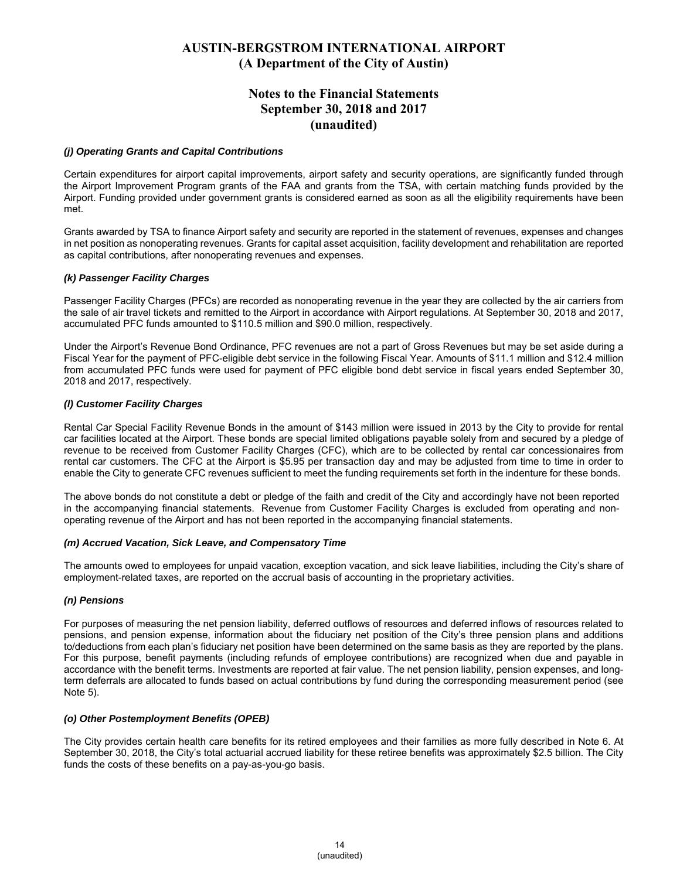#### *(j) Operating Grants and Capital Contributions*

Certain expenditures for airport capital improvements, airport safety and security operations, are significantly funded through the Airport Improvement Program grants of the FAA and grants from the TSA, with certain matching funds provided by the Airport. Funding provided under government grants is considered earned as soon as all the eligibility requirements have been met.

Grants awarded by TSA to finance Airport safety and security are reported in the statement of revenues, expenses and changes in net position as nonoperating revenues. Grants for capital asset acquisition, facility development and rehabilitation are reported as capital contributions, after nonoperating revenues and expenses.

#### *(k) Passenger Facility Charges*

Passenger Facility Charges (PFCs) are recorded as nonoperating revenue in the year they are collected by the air carriers from the sale of air travel tickets and remitted to the Airport in accordance with Airport regulations. At September 30, 2018 and 2017, accumulated PFC funds amounted to $110.5 million and $90.0 million, respectively.

Under the Airport's Revenue Bond Ordinance, PFC revenues are not a part of Gross Revenues but may be set aside during a Fiscal Year for the payment of PFC-eligible debt service in the following Fiscal Year. Amounts of $11.1 million and $12.4 million from accumulated PFC funds were used for payment of PFC eligible bond debt service in fiscal years ended September 30, 2018 and 2017, respectively.

#### *(l) Customer Facility Charges*

Rental Car Special Facility Revenue Bonds in the amount of $143 million were issued in 2013 by the City to provide for rental car facilities located at the Airport. These bonds are special limited obligations payable solely from and secured by a pledge of revenue to be received from Customer Facility Charges (CFC), which are to be collected by rental car concessionaires from rental car customers. The CFC at the Airport is $5.95 per transaction day and may be adjusted from time to time in order to enable the City to generate CFC revenues sufficient to meet the funding requirements set forth in the indenture for these bonds.

The above bonds do not constitute a debt or pledge of the faith and credit of the City and accordingly have not been reported in the accompanying financial statements. Revenue from Customer Facility Charges is excluded from operating and non-operating revenue of the Airport and has not been reported in the accompanying financial statements.

#### *(m) Accrued Vacation, Sick Leave, and Compensatory Time*

The amounts owed to employees for unpaid vacation, exception vacation, and sick leave liabilities, including the City's share of employment-related taxes, are reported on the accrual basis of accounting in the proprietary activities.

#### *(n) Pensions*

For purposes of measuring the net pension liability, deferred outflows of resources and deferred inflows of resources related to pensions, and pension expense, information about the fiduciary net position of the City's three pension plans and additions to/deductions from each plan's fiduciary net position have been determined on the same basis as they are reported by the plans. For this purpose, benefit payments (including refunds of employee contributions) are recognized when due and payable in accordance with the benefit terms. Investments are reported at fair value. The net pension liability, pension expenses, and long-term deferrals are allocated to funds based on actual contributions by fund during the corresponding measurement period (see Note 5).

#### *(o) Other Postemployment Benefits (OPEB)*

The City provides certain health care benefits for its retired employees and their families as more fully described in Note 6. At September 30, 2018, the City's total actuarial accrued liability for these retiree benefits was approximately $2.5 billion. The City funds the costs of these benefits on a pay-as-you-go basis.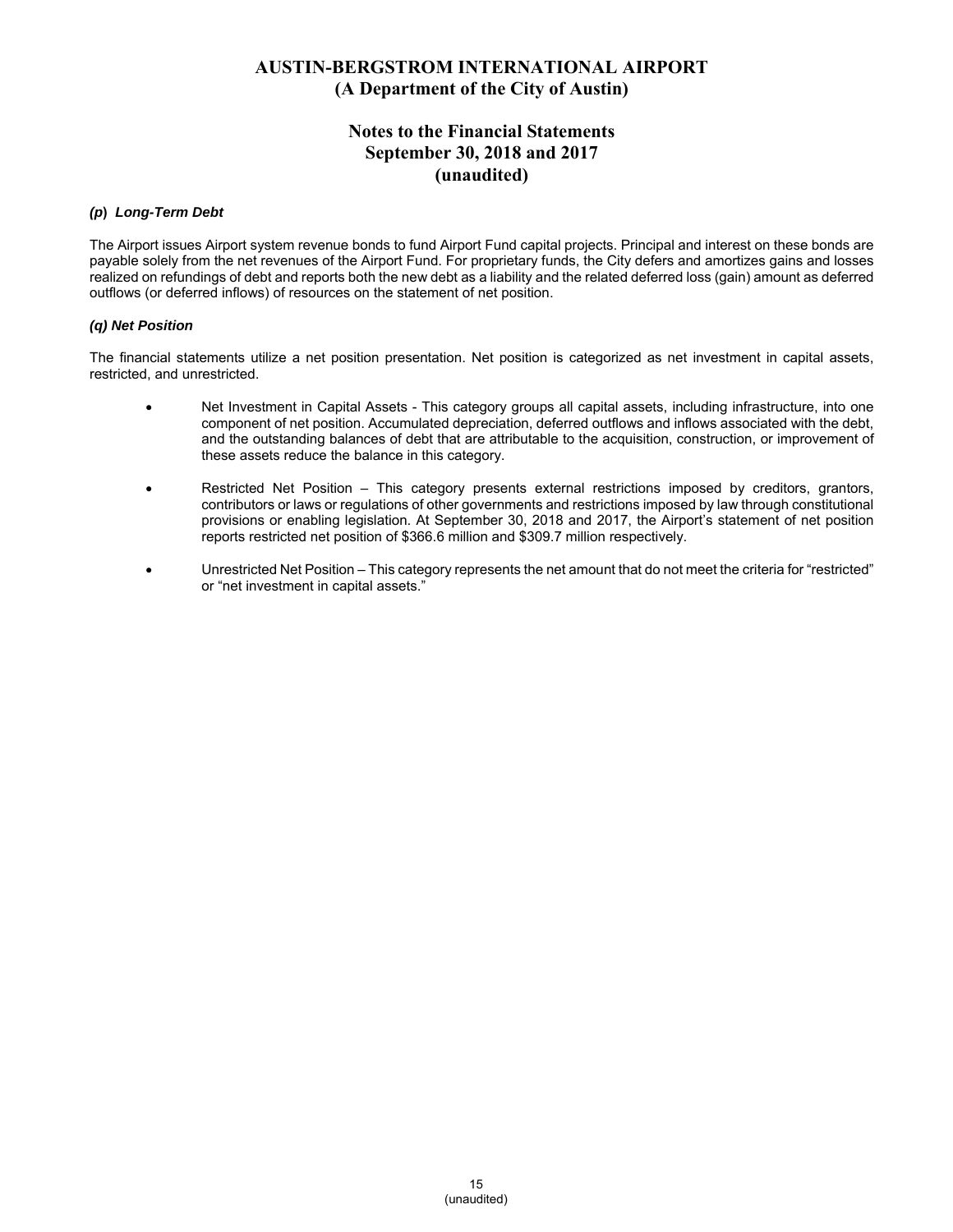### *(p)* ***Long-Term Debt***

The Airport issues Airport system revenue bonds to fund Airport Fund capital projects. Principal and interest on these bonds are payable solely from the net revenues of the Airport Fund. For proprietary funds, the City defers and amortizes gains and losses realized on refundings of debt and reports both the new debt as a liability and the related deferred loss (gain) amount as deferred outflows (or deferred inflows) of resources on the statement of net position.

### ***(q) Net Position***

The financial statements utilize a net position presentation. Net position is categorized as net investment in capital assets, restricted, and unrestricted.

- Net Investment in Capital Assets - This category groups all capital assets, including infrastructure, into one component of net position. Accumulated depreciation, deferred outflows and inflows associated with the debt, and the outstanding balances of debt that are attributable to the acquisition, construction, or improvement of these assets reduce the balance in this category.

- Restricted Net Position – This category presents external restrictions imposed by creditors, grantors, contributors or laws or regulations of other governments and restrictions imposed by law through constitutional provisions or enabling legislation. At September 30, 2018 and 2017, the Airport's statement of net position reports restricted net position of $366.6 million and $309.7 million respectively.

- Unrestricted Net Position – This category represents the net amount that do not meet the criteria for "restricted" or "net investment in capital assets."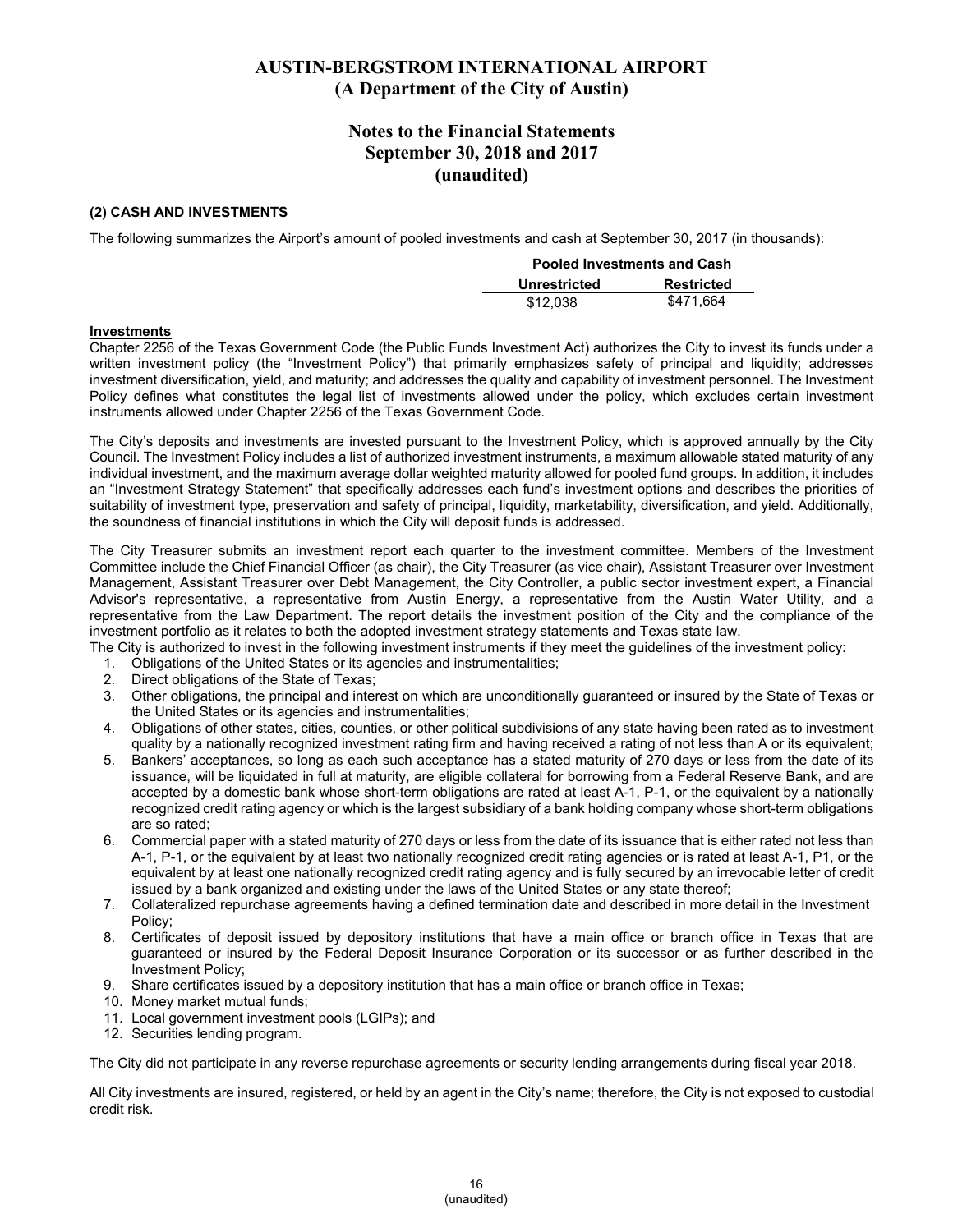# AUSTIN-BERGSTROM INTERNATIONAL AIRPORT
## (A Department of the City of Austin)

## Notes to the Financial Statements
## September 30, 2018 and 2017
## (unaudited)

### (2) CASH AND INVESTMENTS

The following summarizes the Airport's amount of pooled investments and cash at September 30, 2017 (in thousands):

| Pooled Investments and Cash | |
|---|---|
| **Unrestricted** | **Restricted** |
| $12,038 | $471,664 |

**Investments**

Chapter 2256 of the Texas Government Code (the Public Funds Investment Act) authorizes the City to invest its funds under a written investment policy (the "Investment Policy") that primarily emphasizes safety of principal and liquidity; addresses investment diversification, yield, and maturity; and addresses the quality and capability of investment personnel. The Investment Policy defines what constitutes the legal list of investments allowed under the policy, which excludes certain investment instruments allowed under Chapter 2256 of the Texas Government Code.

The City's deposits and investments are invested pursuant to the Investment Policy, which is approved annually by the City Council. The Investment Policy includes a list of authorized investment instruments, a maximum allowable stated maturity of any individual investment, and the maximum average dollar weighted maturity allowed for pooled fund groups. In addition, it includes an "Investment Strategy Statement" that specifically addresses each fund's investment options and describes the priorities of suitability of investment type, preservation and safety of principal, liquidity, marketability, diversification, and yield. Additionally, the soundness of financial institutions in which the City will deposit funds is addressed.

The City Treasurer submits an investment report each quarter to the investment committee. Members of the Investment Committee include the Chief Financial Officer (as chair), the City Treasurer (as vice chair), Assistant Treasurer over Investment Management, Assistant Treasurer over Debt Management, the City Controller, a public sector investment expert, a Financial Advisor's representative, a representative from Austin Energy, a representative from the Austin Water Utility, and a representative from the Law Department. The report details the investment position of the City and the compliance of the investment portfolio as it relates to both the adopted investment strategy statements and Texas state law.

The City is authorized to invest in the following investment instruments if they meet the guidelines of the investment policy:

1. Obligations of the United States or its agencies and instrumentalities;
2. Direct obligations of the State of Texas;
3. Other obligations, the principal and interest on which are unconditionally guaranteed or insured by the State of Texas or the United States or its agencies and instrumentalities;
4. Obligations of other states, cities, counties, or other political subdivisions of any state having been rated as to investment quality by a nationally recognized investment rating firm and having received a rating of not less than A or its equivalent;
5. Bankers' acceptances, so long as each such acceptance has a stated maturity of 270 days or less from the date of its issuance, will be liquidated in full at maturity, are eligible collateral for borrowing from a Federal Reserve Bank, and are accepted by a domestic bank whose short-term obligations are rated at least A-1, P-1, or the equivalent by a nationally recognized credit rating agency or which is the largest subsidiary of a bank holding company whose short-term obligations are so rated;
6. Commercial paper with a stated maturity of 270 days or less from the date of its issuance that is either rated not less than A-1, P-1, or the equivalent by at least two nationally recognized credit rating agencies or is rated at least A-1, P1, or the equivalent by at least one nationally recognized credit rating agency and is fully secured by an irrevocable letter of credit issued by a bank organized and existing under the laws of the United States or any state thereof;
7. Collateralized repurchase agreements having a defined termination date and described in more detail in the Investment Policy;
8. Certificates of deposit issued by depository institutions that have a main office or branch office in Texas that are guaranteed or insured by the Federal Deposit Insurance Corporation or its successor or as further described in the Investment Policy;
9. Share certificates issued by a depository institution that has a main office or branch office in Texas;
10. Money market mutual funds;
11. Local government investment pools (LGIPs); and
12. Securities lending program.

The City did not participate in any reverse repurchase agreements or security lending arrangements during fiscal year 2018.

All City investments are insured, registered, or held by an agent in the City's name; therefore, the City is not exposed to custodial credit risk.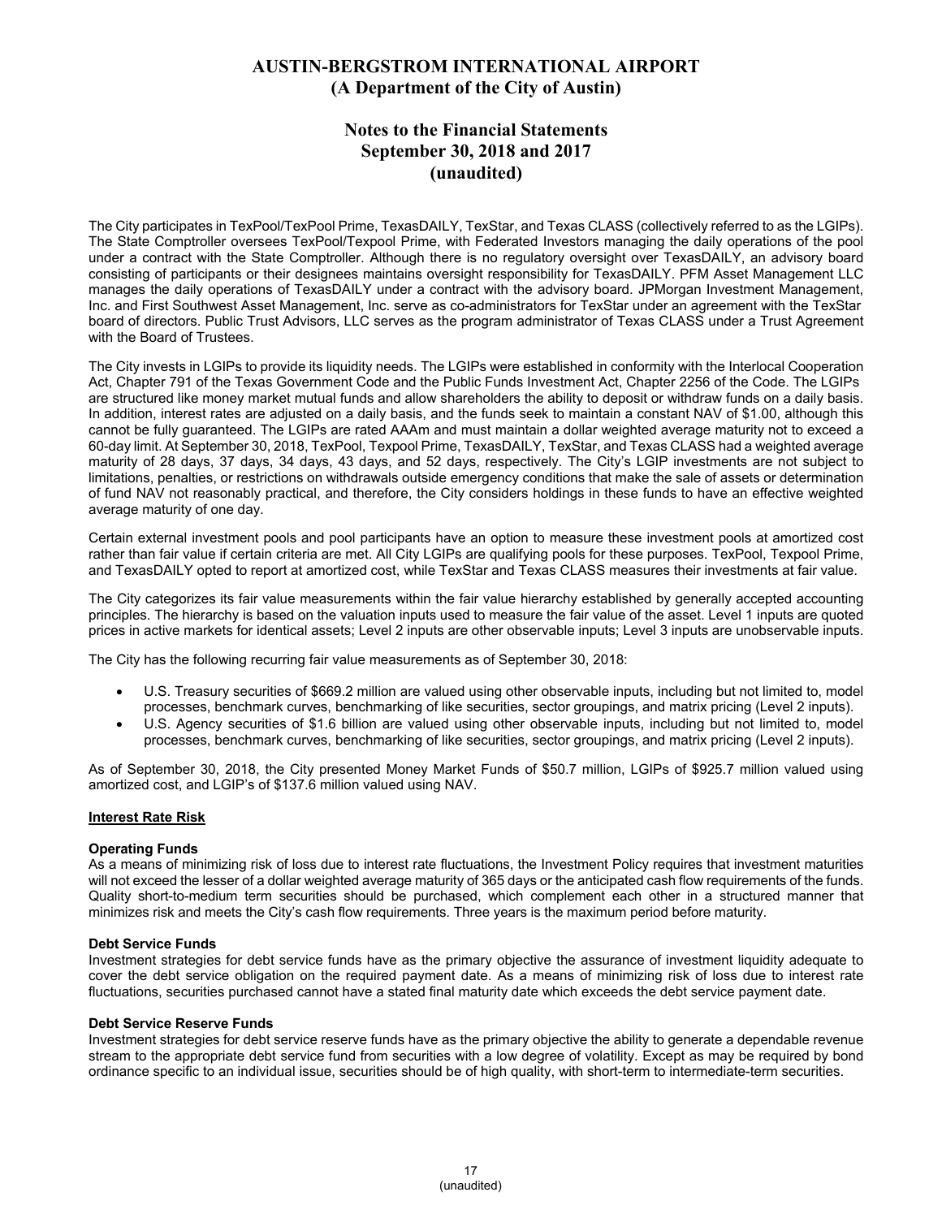The City participates in TexPool/TexPool Prime, TexasDAILY, TexStar, and Texas CLASS (collectively referred to as the LGIPs). The State Comptroller oversees TexPool/Texpool Prime, with Federated Investors managing the daily operations of the pool under a contract with the State Comptroller. Although there is no regulatory oversight over TexasDAILY, an advisory board consisting of participants or their designees maintains oversight responsibility for TexasDAILY. PFM Asset Management LLC manages the daily operations of TexasDAILY under a contract with the advisory board. JPMorgan Investment Management, Inc. and First Southwest Asset Management, Inc. serve as co-administrators for TexStar under an agreement with the TexStar board of directors. Public Trust Advisors, LLC serves as the program administrator of Texas CLASS under a Trust Agreement with the Board of Trustees.

The City invests in LGIPs to provide its liquidity needs. The LGIPs were established in conformity with the Interlocal Cooperation Act, Chapter 791 of the Texas Government Code and the Public Funds Investment Act, Chapter 2256 of the Code. The LGIPs are structured like money market mutual funds and allow shareholders the ability to deposit or withdraw funds on a daily basis. In addition, interest rates are adjusted on a daily basis, and the funds seek to maintain a constant NAV of $1.00, although this cannot be fully guaranteed. The LGIPs are rated AAAm and must maintain a dollar weighted average maturity not to exceed a 60-day limit. At September 30, 2018, TexPool, Texpool Prime, TexasDAILY, TexStar, and Texas CLASS had a weighted average maturity of 28 days, 37 days, 34 days, 43 days, and 52 days, respectively. The City's LGIP investments are not subject to limitations, penalties, or restrictions on withdrawals outside emergency conditions that make the sale of assets or determination of fund NAV not reasonably practical, and therefore, the City considers holdings in these funds to have an effective weighted average maturity of one day.

Certain external investment pools and pool participants have an option to measure these investment pools at amortized cost rather than fair value if certain criteria are met. All City LGIPs are qualifying pools for these purposes. TexPool, Texpool Prime, and TexasDAILY opted to report at amortized cost, while TexStar and Texas CLASS measures their investments at fair value.

The City categorizes its fair value measurements within the fair value hierarchy established by generally accepted accounting principles. The hierarchy is based on the valuation inputs used to measure the fair value of the asset. Level 1 inputs are quoted prices in active markets for identical assets; Level 2 inputs are other observable inputs; Level 3 inputs are unobservable inputs.

The City has the following recurring fair value measurements as of September 30, 2018:

- U.S. Treasury securities of $669.2 million are valued using other observable inputs, including but not limited to, model processes, benchmark curves, benchmarking of like securities, sector groupings, and matrix pricing (Level 2 inputs).
- U.S. Agency securities of $1.6 billion are valued using other observable inputs, including but not limited to, model processes, benchmark curves, benchmarking of like securities, sector groupings, and matrix pricing (Level 2 inputs).

As of September 30, 2018, the City presented Money Market Funds of $50.7 million, LGIPs of $925.7 million valued using amortized cost, and LGIP's of $137.6 million valued using NAV.

**Interest Rate Risk**

**Operating Funds**
As a means of minimizing risk of loss due to interest rate fluctuations, the Investment Policy requires that investment maturities will not exceed the lesser of a dollar weighted average maturity of 365 days or the anticipated cash flow requirements of the funds. Quality short-to-medium term securities should be purchased, which complement each other in a structured manner that minimizes risk and meets the City's cash flow requirements. Three years is the maximum period before maturity.

**Debt Service Funds**
Investment strategies for debt service funds have as the primary objective the assurance of investment liquidity adequate to cover the debt service obligation on the required payment date. As a means of minimizing risk of loss due to interest rate fluctuations, securities purchased cannot have a stated final maturity date which exceeds the debt service payment date.

**Debt Service Reserve Funds**
Investment strategies for debt service reserve funds have as the primary objective the ability to generate a dependable revenue stream to the appropriate debt service fund from securities with a low degree of volatility. Except as may be required by bond ordinance specific to an individual issue, securities should be of high quality, with short-term to intermediate-term securities.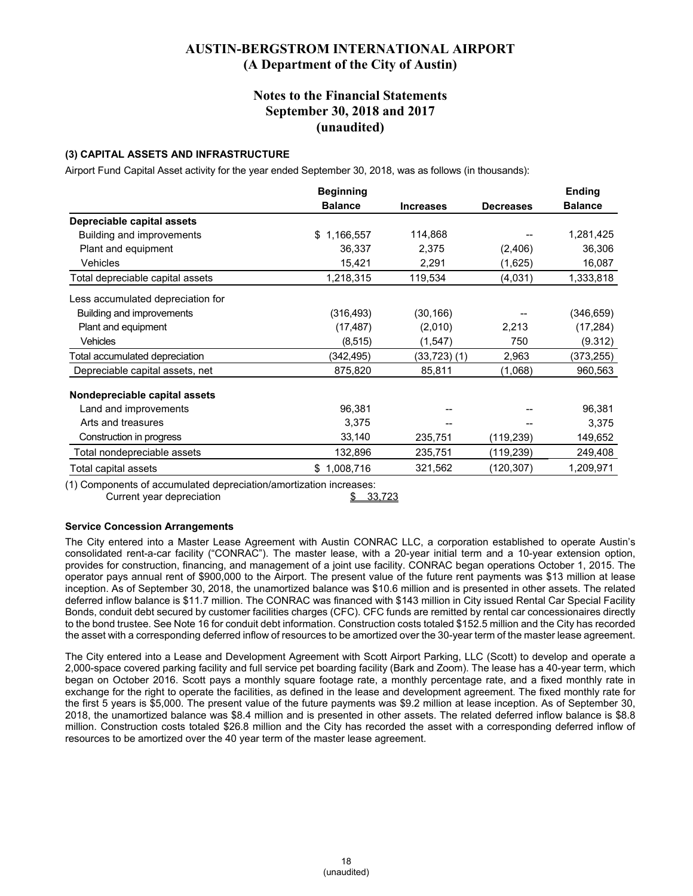# AUSTIN-BERGSTROM INTERNATIONAL AIRPORT
## (A Department of the City of Austin)

## Notes to the Financial Statements
## September 30, 2018 and 2017
## (unaudited)

### (3) CAPITAL ASSETS AND INFRASTRUCTURE

Airport Fund Capital Asset activity for the year ended September 30, 2018, was as follows (in thousands):

| | Beginning Balance | Increases | Decreases | Ending Balance |
|---|---|---|---|---|
| **Depreciable capital assets** | | | | |
| Building and improvements | $ 1,166,557 | 114,868 | -- | 1,281,425 |
| Plant and equipment | 36,337 | 2,375 | (2,406) | 36,306 |
| Vehicles | 15,421 | 2,291 | (1,625) | 16,087 |
| Total depreciable capital assets | 1,218,315 | 119,534 | (4,031) | 1,333,818 |
| Less accumulated depreciation for | | | | |
| Building and improvements | (316,493) | (30,166) | -- | (346,659) |
| Plant and equipment | (17,487) | (2,010) | 2,213 | (17,284) |
| Vehicles | (8,515) | (1,547) | 750 | (9.312) |
| Total accumulated depreciation | (342,495) | (33,723) (1) | 2,963 | (373,255) |
| Depreciable capital assets, net | 875,820 | 85,811 | (1,068) | 960,563 |
| **Nondepreciable capital assets** | | | | |
| Land and improvements | 96,381 | -- | -- | 96,381 |
| Arts and treasures | 3,375 | -- | -- | 3,375 |
| Construction in progress | 33,140 | 235,751 | (119,239) | 149,652 |
| Total nondepreciable assets | 132,896 | 235,751 | (119,239) | 249,408 |
| Total capital assets | $ 1,008,716 | 321,562 | (120,307) | 1,209,971 |

(1) Components of accumulated depreciation/amortization increases:
Current year depreciation $ 33,723

**Service Concession Arrangements**

The City entered into a Master Lease Agreement with Austin CONRAC LLC, a corporation established to operate Austin's consolidated rent-a-car facility ("CONRAC"). The master lease, with a 20-year initial term and a 10-year extension option, provides for construction, financing, and management of a joint use facility. CONRAC began operations October 1, 2015. The operator pays annual rent of $900,000 to the Airport. The present value of the future rent payments was $13 million at lease inception. As of September 30, 2018, the unamortized balance was $10.6 million and is presented in other assets. The related deferred inflow balance is $11.7 million. The CONRAC was financed with $143 million in City issued Rental Car Special Facility Bonds, conduit debt secured by customer facilities charges (CFC). CFC funds are remitted by rental car concessionaires directly to the bond trustee. See Note 16 for conduit debt information. Construction costs totaled $152.5 million and the City has recorded the asset with a corresponding deferred inflow of resources to be amortized over the 30-year term of the master lease agreement.

The City entered into a Lease and Development Agreement with Scott Airport Parking, LLC (Scott) to develop and operate a 2,000-space covered parking facility and full service pet boarding facility (Bark and Zoom). The lease has a 40-year term, which began on October 2016. Scott pays a monthly square footage rate, a monthly percentage rate, and a fixed monthly rate in exchange for the right to operate the facilities, as defined in the lease and development agreement. The fixed monthly rate for the first 5 years is $5,000. The present value of the future payments was $9.2 million at lease inception. As of September 30, 2018, the unamortized balance was $8.4 million and is presented in other assets. The related deferred inflow balance is $8.8 million. Construction costs totaled $26.8 million and the City has recorded the asset with a corresponding deferred inflow of resources to be amortized over the 40 year term of the master lease agreement.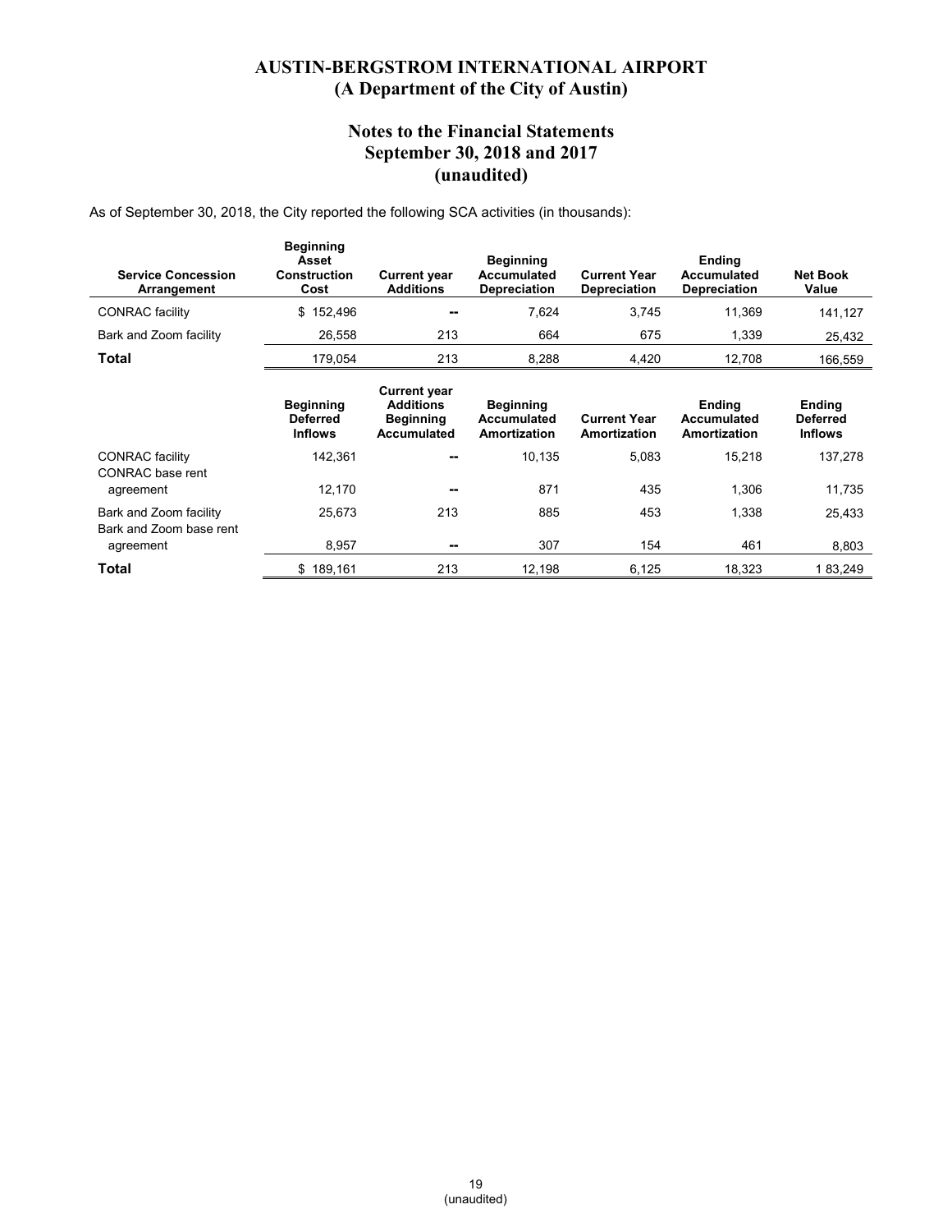As of September 30, 2018, the City reported the following SCA activities (in thousands):

| Service Concession Arrangement | Beginning Asset Construction Cost | Current year Additions | Beginning Accumulated Depreciation | Current Year Depreciation | Ending Accumulated Depreciation | Net Book Value |
|---|---|---|---|---|---|---|
| CONRAC facility | $ 152,496 | -- | 7,624 | 3,745 | 11,369 | 141,127 |
| Bark and Zoom facility | 26,558 | 213 | 664 | 675 | 1,339 | 25,432 |
| **Total** | 179,054 | 213 | 8,288 | 4,420 | 12,708 | 166,559 |

| | Beginning Deferred Inflows | Current year Additions Beginning Accumulated | Beginning Accumulated Amortization | Current Year Amortization | Ending Accumulated Amortization | Ending Deferred Inflows |
|---|---|---|---|---|---|---|
| CONRAC facility | 142,361 | -- | 10,135 | 5,083 | 15,218 | 137,278 |
| CONRAC base rent agreement | 12,170 | -- | 871 | 435 | 1,306 | 11,735 |
| Bark and Zoom facility | 25,673 | 213 | 885 | 453 | 1,338 | 25,433 |
| Bark and Zoom base rent agreement | 8,957 | -- | 307 | 154 | 461 | 8,803 |
| **Total** | $ 189,161 | 213 | 12,198 | 6,125 | 18,323 | 1 83,249 |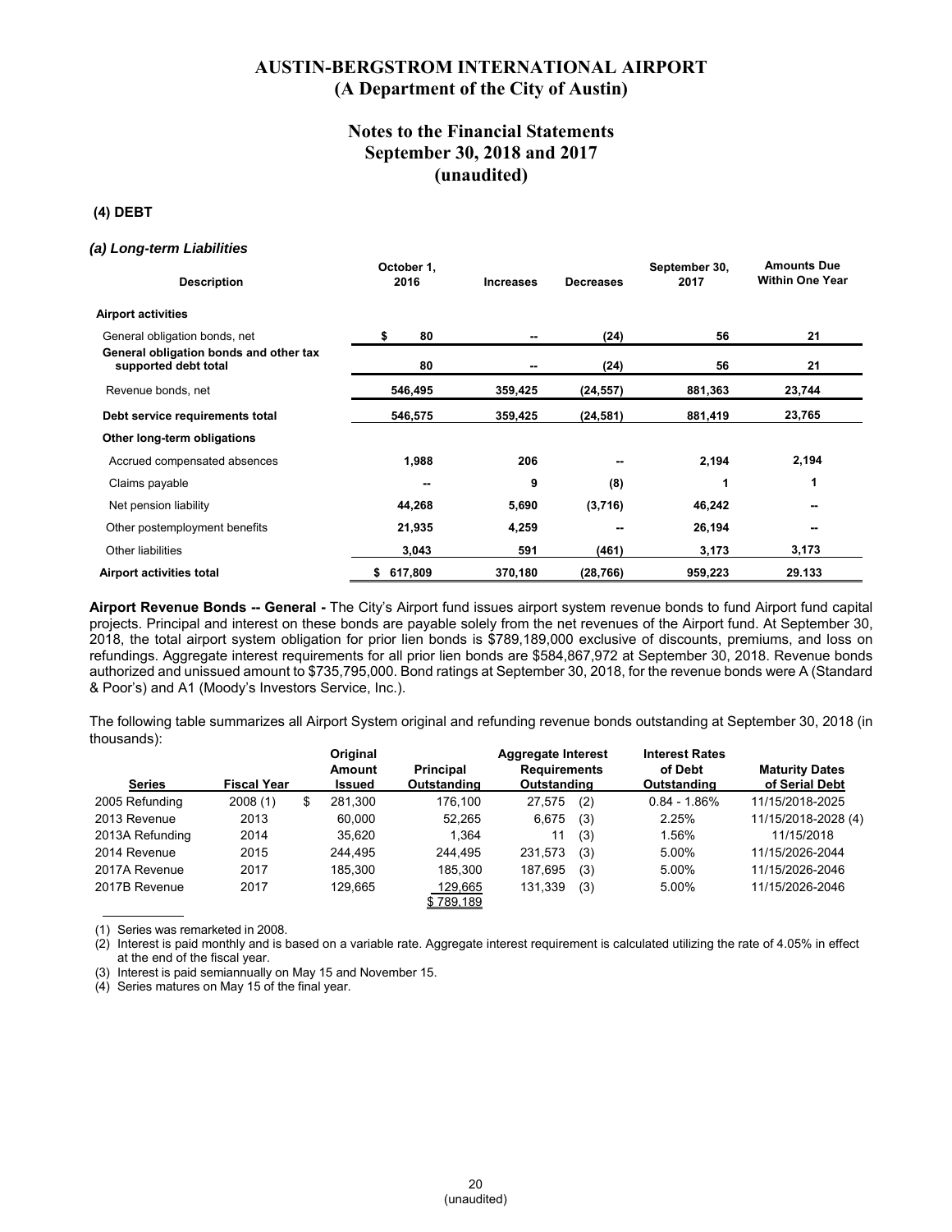# AUSTIN-BERGSTROM INTERNATIONAL AIRPORT
## (A Department of the City of Austin)

## Notes to the Financial Statements
## September 30, 2018 and 2017
## (unaudited)

### (4) DEBT

#### *(a) Long-term Liabilities*

| Description | October 1, 2016 | Increases | Decreases | September 30, 2017 | Amounts Due Within One Year |
|---|---|---|---|---|---|
| **Airport activities** | | | | | |
| General obligation bonds, net | $ 80 | -- | (24) | 56 | 21 |
| **General obligation bonds and other tax supported debt total** | 80 | -- | (24) | 56 | 21 |
| Revenue bonds, net | 546,495 | 359,425 | (24,557) | 881,363 | 23,744 |
| **Debt service requirements total** | 546,575 | 359,425 | (24,581) | 881,419 | 23,765 |
| **Other long-term obligations** | | | | | |
| Accrued compensated absences | 1,988 | 206 | -- | 2,194 | 2,194 |
| Claims payable | -- | 9 | (8) | 1 | 1 |
| Net pension liability | 44,268 | 5,690 | (3,716) | 46,242 | -- |
| Other postemployment benefits | 21,935 | 4,259 | -- | 26,194 | -- |
| Other liabilities | 3,043 | 591 | (461) | 3,173 | 3,173 |
| **Airport activities total** | $ 617,809 | 370,180 | (28,766) | 959,223 | 29.133 |

**Airport Revenue Bonds -- General -** The City's Airport fund issues airport system revenue bonds to fund Airport fund capital projects. Principal and interest on these bonds are payable solely from the net revenues of the Airport fund. At September 30, 2018, the total airport system obligation for prior lien bonds is $789,189,000 exclusive of discounts, premiums, and loss on refundings. Aggregate interest requirements for all prior lien bonds are $584,867,972 at September 30, 2018. Revenue bonds authorized and unissued amount to $735,795,000. Bond ratings at September 30, 2018, for the revenue bonds were A (Standard & Poor's) and A1 (Moody's Investors Service, Inc.).

The following table summarizes all Airport System original and refunding revenue bonds outstanding at September 30, 2018 (in thousands):

| Series | Fiscal Year | Original Amount Issued | Principal Outstanding | Aggregate Interest Requirements Outstanding | Interest Rates of Debt Outstanding | Maturity Dates of Serial Debt |
|---|---|---|---|---|---|---|
| 2005 Refunding | 2008 (1) | $ 281,300 | 176,100 | 27,575 (2) | 0.84 - 1.86% | 11/15/2018-2025 |
| 2013 Revenue | 2013 | 60,000 | 52,265 | 6,675 (3) | 2.25% | 11/15/2018-2028 (4) |
| 2013A Refunding | 2014 | 35,620 | 1,364 | 11 (3) | 1.56% | 11/15/2018 |
| 2014 Revenue | 2015 | 244,495 | 244,495 | 231,573 (3) | 5.00% | 11/15/2026-2044 |
| 2017A Revenue | 2017 | 185,300 | 185,300 | 187,695 (3) | 5.00% | 11/15/2026-2046 |
| 2017B Revenue | 2017 | 129,665 | 129,665 | 131,339 (3) | 5.00% | 11/15/2026-2046 |
| | | | $ 789,189 | | | |

(1) Series was remarketed in 2008.

(2) Interest is paid monthly and is based on a variable rate. Aggregate interest requirement is calculated utilizing the rate of 4.05% in effect at the end of the fiscal year.

(3) Interest is paid semiannually on May 15 and November 15.

(4) Series matures on May 15 of the final year.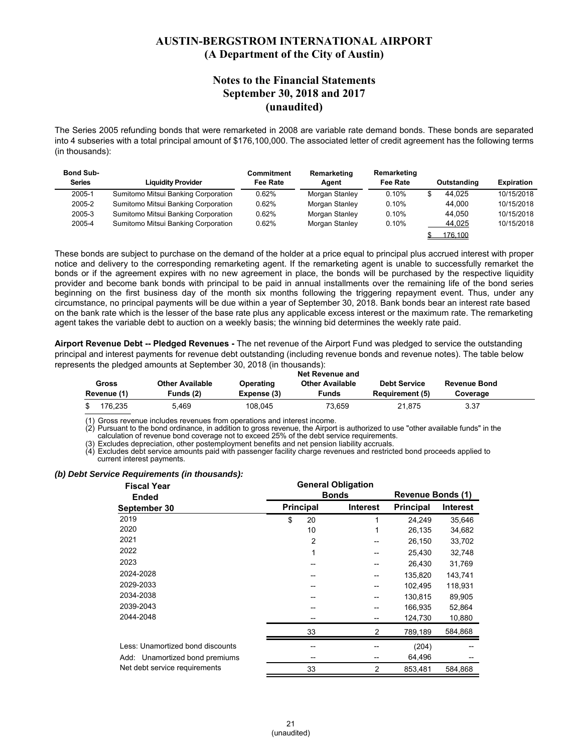The Series 2005 refunding bonds that were remarketed in 2008 are variable rate demand bonds. These bonds are separated into 4 subseries with a total principal amount of $176,100,000. The associated letter of credit agreement has the following terms (in thousands):

| Bond Sub-Series | Liquidity Provider | Commitment Fee Rate | Remarketing Agent | Remarketing Fee Rate | Outstanding | Expiration |
|---|---|---|---|---|---|---|
| 2005-1 | Sumitomo Mitsui Banking Corporation | 0.62% | Morgan Stanley | 0.10% | $ 44,025 | 10/15/2018 |
| 2005-2 | Sumitomo Mitsui Banking Corporation | 0.62% | Morgan Stanley | 0.10% | 44,000 | 10/15/2018 |
| 2005-3 | Sumitomo Mitsui Banking Corporation | 0.62% | Morgan Stanley | 0.10% | 44,050 | 10/15/2018 |
| 2005-4 | Sumitomo Mitsui Banking Corporation | 0.62% | Morgan Stanley | 0.10% | 44,025 | 10/15/2018 |
| | | | | | $ 176,100 | |

These bonds are subject to purchase on the demand of the holder at a price equal to principal plus accrued interest with proper notice and delivery to the corresponding remarketing agent. If the remarketing agent is unable to successfully remarket the bonds or if the agreement expires with no new agreement in place, the bonds will be purchased by the respective liquidity provider and become bank bonds with principal to be paid in annual installments over the remaining life of the bond series beginning on the first business day of the month six months following the triggering repayment event. Thus, under any circumstance, no principal payments will be due within a year of September 30, 2018. Bank bonds bear an interest rate based on the bank rate which is the lesser of the base rate plus any applicable excess interest or the maximum rate. The remarketing agent takes the variable debt to auction on a weekly basis; the winning bid determines the weekly rate paid.

**Airport Revenue Debt -- Pledged Revenues -** The net revenue of the Airport Fund was pledged to service the outstanding principal and interest payments for revenue debt outstanding (including revenue bonds and revenue notes). The table below represents the pledged amounts at September 30, 2018 (in thousands):

| Gross Revenue (1) | Other Available Funds (2) | Operating Expense (3) | Net Revenue and Other Available Funds | Debt Service Requirement (5) | Revenue Bond Coverage |
|---|---|---|---|---|---|
| $ 176,235 | 5,469 | 108,045 | 73,659 | 21,875 | 3.37 |

(1) Gross revenue includes revenues from operations and interest income.
(2) Pursuant to the bond ordinance, in addition to gross revenue, the Airport is authorized to use "other available funds" in the calculation of revenue bond coverage not to exceed 25% of the debt service requirements.
(3) Excludes depreciation, other postemployment benefits and net pension liability accruals.
(4) Excludes debt service amounts paid with passenger facility charge revenues and restricted bond proceeds applied to current interest payments.

***(b) Debt Service Requirements (in thousands):***

| Fiscal Year Ended September 30 | General Obligation Bonds Principal | General Obligation Bonds Interest | Revenue Bonds (1) Principal | Revenue Bonds (1) Interest |
|---|---|---|---|---|
| 2019 | $ 20 | 1 | 24,249 | 35,646 |
| 2020 | 10 | 1 | 26,135 | 34,682 |
| 2021 | 2 | -- | 26,150 | 33,702 |
| 2022 | 1 | -- | 25,430 | 32,748 |
| 2023 | -- | -- | 26,430 | 31,769 |
| 2024-2028 | -- | -- | 135,820 | 143,741 |
| 2029-2033 | -- | -- | 102,495 | 118,931 |
| 2034-2038 | -- | -- | 130,815 | 89,905 |
| 2039-2043 | -- | -- | 166,935 | 52,864 |
| 2044-2048 | -- | -- | 124,730 | 10,880 |
| | 33 | 2 | 789,189 | 584,868 |
| Less: Unamortized bond discounts | -- | -- | (204) | -- |
| Add: Unamortized bond premiums | -- | -- | 64,496 | -- |
| Net debt service requirements | 33 | 2 | 853,481 | 584,868 |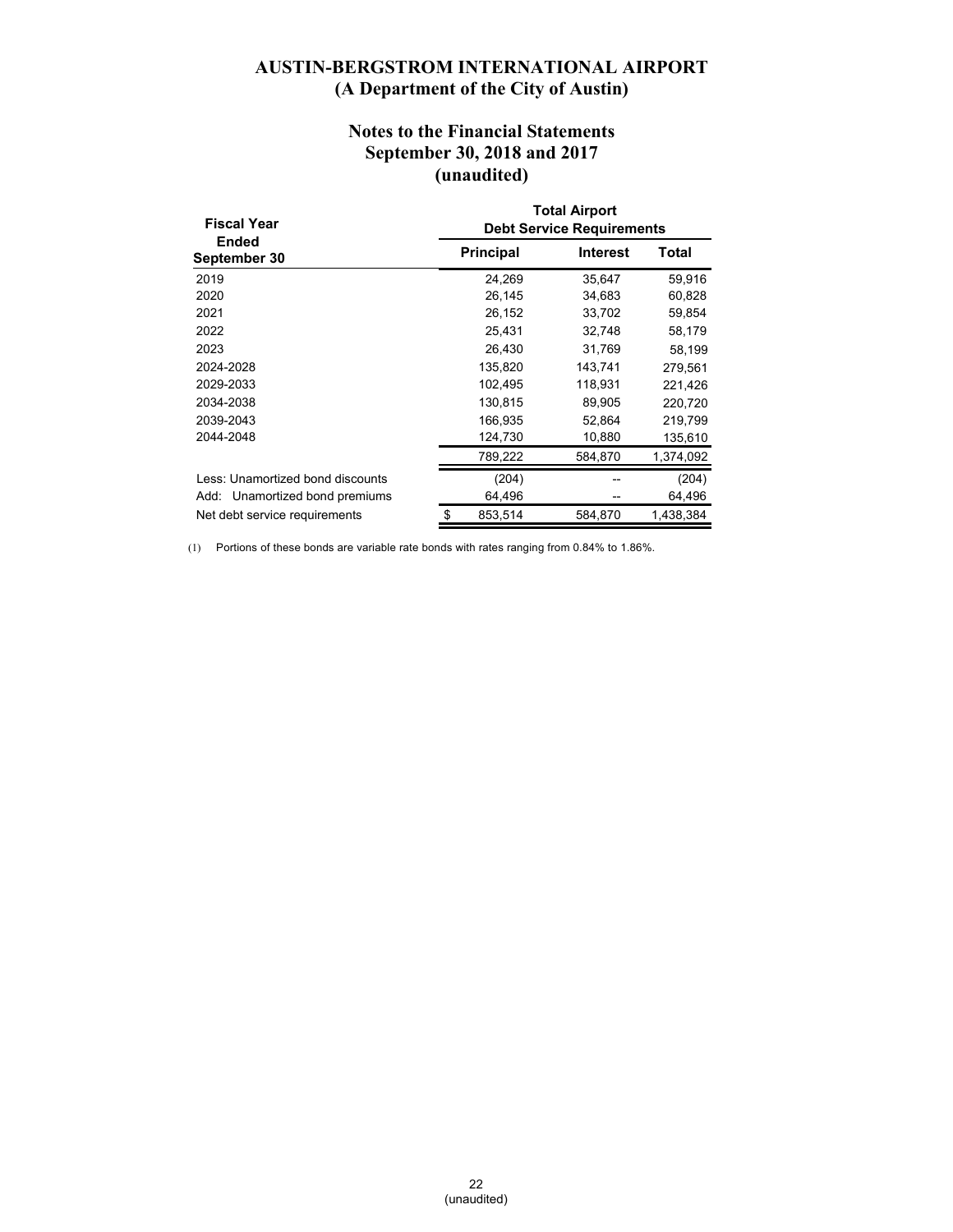# AUSTIN-BERGSTROM INTERNATIONAL AIRPORT
## (A Department of the City of Austin)

## Notes to the Financial Statements
## September 30, 2018 and 2017
## (unaudited)

| Fiscal Year Ended September 30 | Total Airport Debt Service Requirements | | |
|---|---|---|---|
| | **Principal** | **Interest** | **Total** |
| 2019 | 24,269 | 35,647 | 59,916 |
| 2020 | 26,145 | 34,683 | 60,828 |
| 2021 | 26,152 | 33,702 | 59,854 |
| 2022 | 25,431 | 32,748 | 58,179 |
| 2023 | 26,430 | 31,769 | 58,199 |
| 2024-2028 | 135,820 | 143,741 | 279,561 |
| 2029-2033 | 102,495 | 118,931 | 221,426 |
| 2034-2038 | 130,815 | 89,905 | 220,720 |
| 2039-2043 | 166,935 | 52,864 | 219,799 |
| 2044-2048 | 124,730 | 10,880 | 135,610 |
| | 789,222 | 584,870 | 1,374,092 |
| Less: Unamortized bond discounts | (204) | -- | (204) |
| Add: Unamortized bond premiums | 64,496 | -- | 64,496 |
| Net debt service requirements | $ 853,514 | 584,870 | 1,438,384 |

(1) Portions of these bonds are variable rate bonds with rates ranging from 0.84% to 1.86%.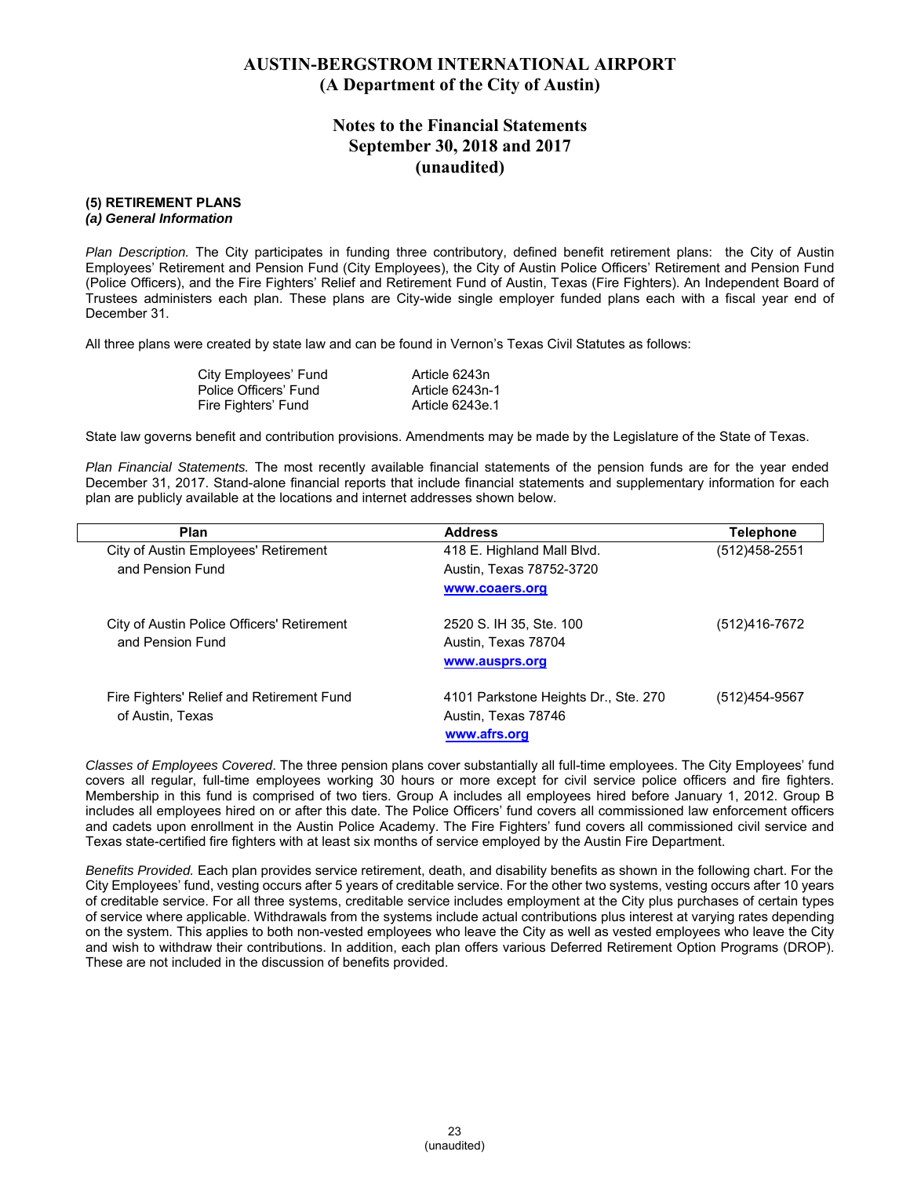# AUSTIN-BERGSTROM INTERNATIONAL AIRPORT
# (A Department of the City of Austin)

## Notes to the Financial Statements
## September 30, 2018 and 2017
## (unaudited)

### (5) RETIREMENT PLANS
#### *(a) General Information*

*Plan Description.* The City participates in funding three contributory, defined benefit retirement plans: the City of Austin Employees' Retirement and Pension Fund (City Employees), the City of Austin Police Officers' Retirement and Pension Fund (Police Officers), and the Fire Fighters' Relief and Retirement Fund of Austin, Texas (Fire Fighters). An Independent Board of Trustees administers each plan. These plans are City-wide single employer funded plans each with a fiscal year end of December 31.

All three plans were created by state law and can be found in Vernon's Texas Civil Statutes as follows:

| | |
|---|---|
| City Employees' Fund | Article 6243n |
| Police Officers' Fund | Article 6243n-1 |
| Fire Fighters' Fund | Article 6243e.1 |

State law governs benefit and contribution provisions. Amendments may be made by the Legislature of the State of Texas.

*Plan Financial Statements.* The most recently available financial statements of the pension funds are for the year ended December 31, 2017. Stand-alone financial reports that include financial statements and supplementary information for each plan are publicly available at the locations and internet addresses shown below.

| Plan | Address | Telephone |
|---|---|---|
| City of Austin Employees' Retirement and Pension Fund | 418 E. Highland Mall Blvd. Austin, Texas 78752-3720 www.coaers.org | (512)458-2551 |
| City of Austin Police Officers' Retirement and Pension Fund | 2520 S. IH 35, Ste. 100 Austin, Texas 78704 www.ausprs.org | (512)416-7672 |
| Fire Fighters' Relief and Retirement Fund of Austin, Texas | 4101 Parkstone Heights Dr., Ste. 270 Austin, Texas 78746 www.afrs.org | (512)454-9567 |

*Classes of Employees Covered*. The three pension plans cover substantially all full-time employees. The City Employees' fund covers all regular, full-time employees working 30 hours or more except for civil service police officers and fire fighters. Membership in this fund is comprised of two tiers. Group A includes all employees hired before January 1, 2012. Group B includes all employees hired on or after this date. The Police Officers' fund covers all commissioned law enforcement officers and cadets upon enrollment in the Austin Police Academy. The Fire Fighters' fund covers all commissioned civil service and Texas state-certified fire fighters with at least six months of service employed by the Austin Fire Department.

*Benefits Provided.* Each plan provides service retirement, death, and disability benefits as shown in the following chart. For the City Employees' fund, vesting occurs after 5 years of creditable service. For the other two systems, vesting occurs after 10 years of creditable service. For all three systems, creditable service includes employment at the City plus purchases of certain types of service where applicable. Withdrawals from the systems include actual contributions plus interest at varying rates depending on the system. This applies to both non-vested employees who leave the City as well as vested employees who leave the City and wish to withdraw their contributions. In addition, each plan offers various Deferred Retirement Option Programs (DROP). These are not included in the discussion of benefits provided.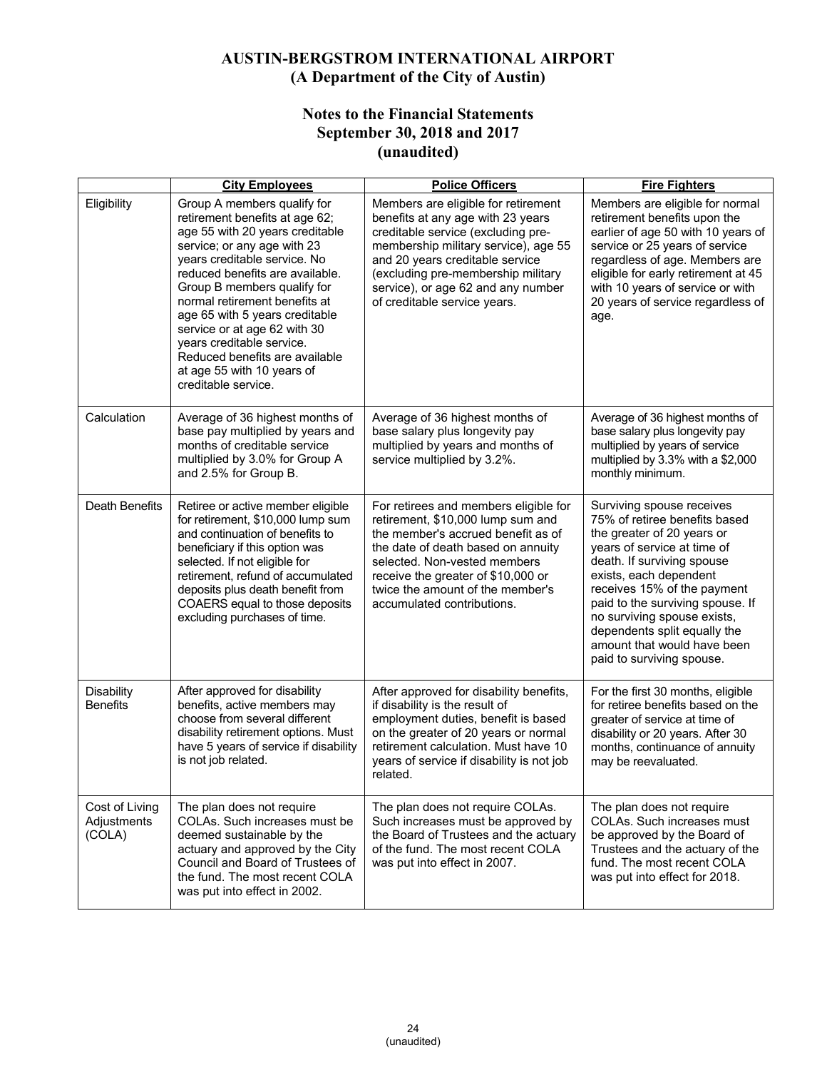# AUSTIN-BERGSTROM INTERNATIONAL AIRPORT
## (A Department of the City of Austin)

## Notes to the Financial Statements
## September 30, 2018 and 2017
## (unaudited)

| | City Employees | Police Officers | Fire Fighters |
|---|---|---|---|
| Eligibility | Group A members qualify for retirement benefits at age 62; age 55 with 20 years creditable service; or any age with 23 years creditable service. No reduced benefits are available. Group B members qualify for normal retirement benefits at age 65 with 5 years creditable service or at age 62 with 30 years creditable service. Reduced benefits are available at age 55 with 10 years of creditable service. | Members are eligible for retirement benefits at any age with 23 years creditable service (excluding pre-membership military service), age 55 and 20 years creditable service (excluding pre-membership military service), or age 62 and any number of creditable service years. | Members are eligible for normal retirement benefits upon the earlier of age 50 with 10 years of service or 25 years of service regardless of age. Members are eligible for early retirement at 45 with 10 years of service or with 20 years of service regardless of age. |
| Calculation | Average of 36 highest months of base pay multiplied by years and months of creditable service multiplied by 3.0% for Group A and 2.5% for Group B. | Average of 36 highest months of base salary plus longevity pay multiplied by years and months of service multiplied by 3.2%. | Average of 36 highest months of base salary plus longevity pay multiplied by years of service multiplied by 3.3% with a $2,000 monthly minimum. |
| Death Benefits | Retiree or active member eligible for retirement, $10,000 lump sum and continuation of benefits to beneficiary if this option was selected. If not eligible for retirement, refund of accumulated deposits plus death benefit from COAERS equal to those deposits excluding purchases of time. | For retirees and members eligible for retirement, $10,000 lump sum and the member's accrued benefit as of the date of death based on annuity selected. Non-vested members receive the greater of $10,000 or twice the amount of the member's accumulated contributions. | Surviving spouse receives 75% of retiree benefits based the greater of 20 years or years of service at time of death. If surviving spouse exists, each dependent receives 15% of the payment paid to the surviving spouse. If no surviving spouse exists, dependents split equally the amount that would have been paid to surviving spouse. |
| Disability Benefits | After approved for disability benefits, active members may choose from several different disability retirement options. Must have 5 years of service if disability is not job related. | After approved for disability benefits, if disability is the result of employment duties, benefit is based on the greater of 20 years or normal retirement calculation. Must have 10 years of service if disability is not job related. | For the first 30 months, eligible for retiree benefits based on the greater of service at time of disability or 20 years. After 30 months, continuance of annuity may be reevaluated. |
| Cost of Living Adjustments (COLA) | The plan does not require COLAs. Such increases must be deemed sustainable by the actuary and approved by the City Council and Board of Trustees of the fund. The most recent COLA was put into effect in 2002. | The plan does not require COLAs. Such increases must be approved by the Board of Trustees and the actuary of the fund. The most recent COLA was put into effect in 2007. | The plan does not require COLAs. Such increases must be approved by the Board of Trustees and the actuary of the fund. The most recent COLA was put into effect for 2018. |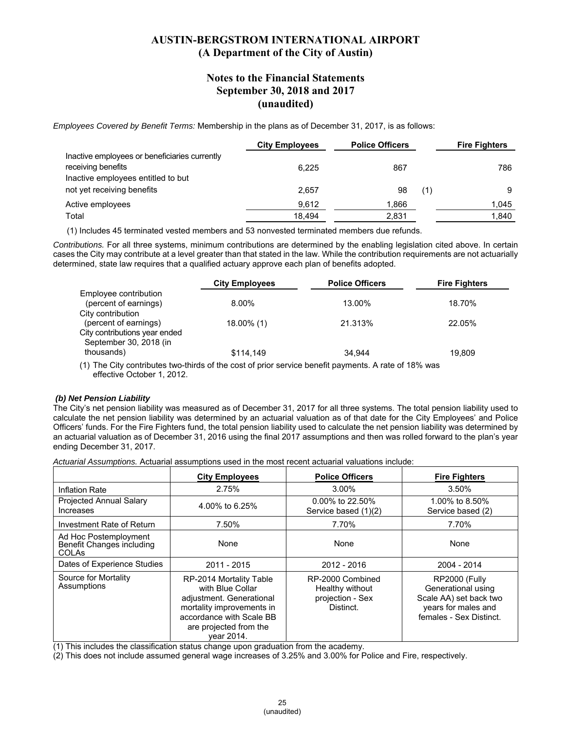# AUSTIN-BERGSTROM INTERNATIONAL AIRPORT
## (A Department of the City of Austin)

## Notes to the Financial Statements
## September 30, 2018 and 2017
## (unaudited)

*Employees Covered by Benefit Terms:* Membership in the plans as of December 31, 2017, is as follows:

| | City Employees | Police Officers | Fire Fighters |
|---|---|---|---|
| Inactive employees or beneficiaries currently receiving benefits | 6,225 | 867 | 786 |
| Inactive employees entitled to but not yet receiving benefits | 2,657 | 98 (1) | 9 |
| Active employees | 9,612 | 1,866 | 1,045 |
| Total | 18,494 | 2,831 | 1,840 |

(1) Includes 45 terminated vested members and 53 nonvested terminated members due refunds.

*Contributions.* For all three systems, minimum contributions are determined by the enabling legislation cited above. In certain cases the City may contribute at a level greater than that stated in the law. While the contribution requirements are not actuarially determined, state law requires that a qualified actuary approve each plan of benefits adopted.

| | City Employees | Police Officers | Fire Fighters |
|---|---|---|---|
| Employee contribution (percent of earnings) | 8.00% | 13.00% | 18.70% |
| City contribution (percent of earnings) | 18.00% (1) | 21.313% | 22.05% |
| City contributions year ended September 30, 2018 (in thousands) | $114,149 | 34,944 | 19,809 |

(1) The City contributes two-thirds of the cost of prior service benefit payments. A rate of 18% was effective October 1, 2012.

***(b) Net Pension Liability***

The City's net pension liability was measured as of December 31, 2017 for all three systems. The total pension liability used to calculate the net pension liability was determined by an actuarial valuation as of that date for the City Employees' and Police Officers' funds. For the Fire Fighters fund, the total pension liability used to calculate the net pension liability was determined by an actuarial valuation as of December 31, 2016 using the final 2017 assumptions and then was rolled forward to the plan's year ending December 31, 2017.

*Actuarial Assumptions.* Actuarial assumptions used in the most recent actuarial valuations include:

| | City Employees | Police Officers | Fire Fighters |
|---|---|---|---|
| Inflation Rate | 2.75% | 3.00% | 3.50% |
| Projected Annual Salary Increases | 4.00% to 6.25% | 0.00% to 22.50% Service based (1)(2) | 1.00% to 8.50% Service based (2) |
| Investment Rate of Return | 7.50% | 7.70% | 7.70% |
| Ad Hoc Postemployment Benefit Changes including COLAs | None | None | None |
| Dates of Experience Studies | 2011 - 2015 | 2012 - 2016 | 2004 - 2014 |
| Source for Mortality Assumptions | RP-2014 Mortality Table with Blue Collar adjustment. Generational mortality improvements in accordance with Scale BB are projected from the year 2014. | RP-2000 Combined Healthy without projection - Sex Distinct. | RP2000 (Fully Generational using Scale AA) set back two years for males and females - Sex Distinct. |

(1) This includes the classification status change upon graduation from the academy.

(2) This does not include assumed general wage increases of 3.25% and 3.00% for Police and Fire, respectively.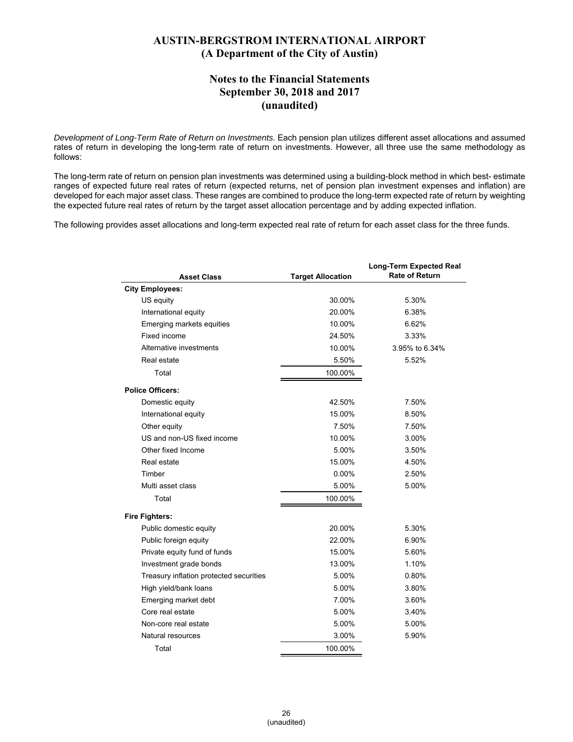*Development of Long-Term Rate of Return on Investments.* Each pension plan utilizes different asset allocations and assumed rates of return in developing the long-term rate of return on investments. However, all three use the same methodology as follows:

The long-term rate of return on pension plan investments was determined using a building-block method in which best- estimate ranges of expected future real rates of return (expected returns, net of pension plan investment expenses and inflation) are developed for each major asset class. These ranges are combined to produce the long-term expected rate of return by weighting the expected future real rates of return by the target asset allocation percentage and by adding expected inflation.

The following provides asset allocations and long-term expected real rate of return for each asset class for the three funds.

| Asset Class | Target Allocation | Long-Term Expected Real Rate of Return |
|---|---|---|
| **City Employees:** | | |
| US equity | 30.00% | 5.30% |
| International equity | 20.00% | 6.38% |
| Emerging markets equities | 10.00% | 6.62% |
| Fixed income | 24.50% | 3.33% |
| Alternative investments | 10.00% | 3.95% to 6.34% |
| Real estate | 5.50% | 5.52% |
| Total | 100.00% | |
| **Police Officers:** | | |
| Domestic equity | 42.50% | 7.50% |
| International equity | 15.00% | 8.50% |
| Other equity | 7.50% | 7.50% |
| US and non-US fixed income | 10.00% | 3.00% |
| Other fixed Income | 5.00% | 3.50% |
| Real estate | 15.00% | 4.50% |
| Timber | 0.00% | 2.50% |
| Multi asset class | 5.00% | 5.00% |
| Total | 100.00% | |
| **Fire Fighters:** | | |
| Public domestic equity | 20.00% | 5.30% |
| Public foreign equity | 22.00% | 6.90% |
| Private equity fund of funds | 15.00% | 5.60% |
| Investment grade bonds | 13.00% | 1.10% |
| Treasury inflation protected securities | 5.00% | 0.80% |
| High yield/bank loans | 5.00% | 3.80% |
| Emerging market debt | 7.00% | 3.60% |
| Core real estate | 5.00% | 3.40% |
| Non-core real estate | 5.00% | 5.00% |
| Natural resources | 3.00% | 5.90% |
| Total | 100.00% | |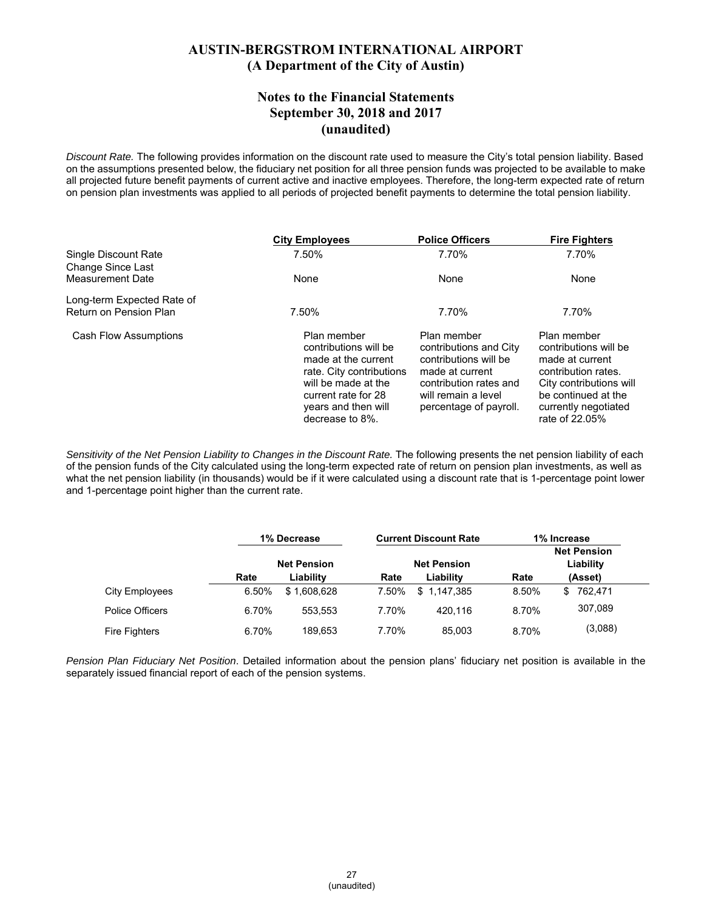# AUSTIN-BERGSTROM INTERNATIONAL AIRPORT
## (A Department of the City of Austin)

## Notes to the Financial Statements
## September 30, 2018 and 2017
## (unaudited)

*Discount Rate.* The following provides information on the discount rate used to measure the City's total pension liability. Based on the assumptions presented below, the fiduciary net position for all three pension funds was projected to be available to make all projected future benefit payments of current active and inactive employees. Therefore, the long-term expected rate of return on pension plan investments was applied to all periods of projected benefit payments to determine the total pension liability.

| | City Employees | Police Officers | Fire Fighters |
|---|---|---|---|
| Single Discount Rate | 7.50% | 7.70% | 7.70% |
| Change Since Last Measurement Date | None | None | None |
| Long-term Expected Rate of Return on Pension Plan | 7.50% | 7.70% | 7.70% |
| Cash Flow Assumptions | Plan member contributions will be made at the current rate. City contributions will be made at the current rate for 28 years and then will decrease to 8%. | Plan member contributions and City contributions will be made at current contribution rates and will remain a level percentage of payroll. | Plan member contributions will be made at current contribution rates. City contributions will be continued at the currently negotiated rate of 22.05% |

*Sensitivity of the Net Pension Liability to Changes in the Discount Rate.* The following presents the net pension liability of each of the pension funds of the City calculated using the long-term expected rate of return on pension plan investments, as well as what the net pension liability (in thousands) would be if it were calculated using a discount rate that is 1-percentage point lower and 1-percentage point higher than the current rate.

| | 1% Decrease | | Current Discount Rate | | 1% Increase | |
|---|---|---|---|---|---|---|
| | Rate | Net Pension Liability | Rate | Net Pension Liability | Rate | Net Pension Liability (Asset) |
| City Employees | 6.50% | $ 1,608,628 | 7.50% | $ 1,147,385 | 8.50% | $ 762,471 |
| Police Officers | 6.70% | 553,553 | 7.70% | 420,116 | 8.70% | 307,089 |
| Fire Fighters | 6.70% | 189,653 | 7.70% | 85,003 | 8.70% | (3,088) |

*Pension Plan Fiduciary Net Position*. Detailed information about the pension plans' fiduciary net position is available in the separately issued financial report of each of the pension systems.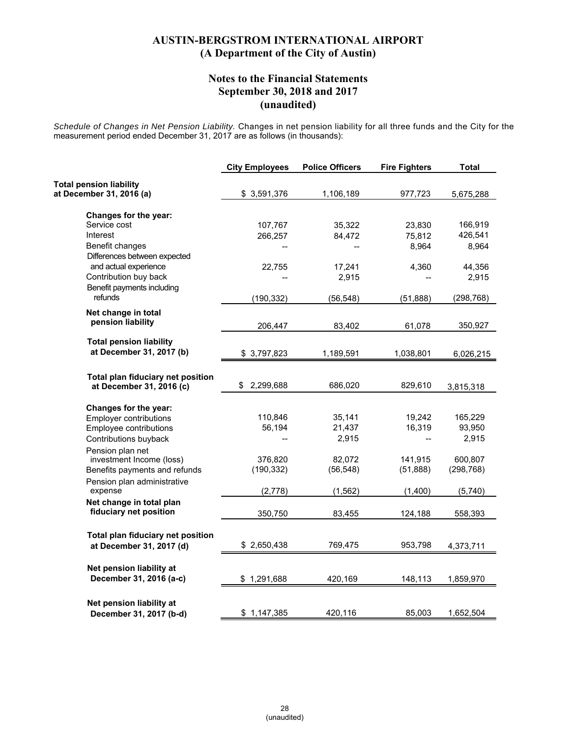# AUSTIN-BERGSTROM INTERNATIONAL AIRPORT
## (A Department of the City of Austin)

## Notes to the Financial Statements
## September 30, 2018 and 2017
## (unaudited)

*Schedule of Changes in Net Pension Liability.* Changes in net pension liability for all three funds and the City for the measurement period ended December 31, 2017 are as follows (in thousands):

| | City Employees | Police Officers | Fire Fighters | Total |
|---|---|---|---|---|
| **Total pension liability at December 31, 2016 (a)** | $ 3,591,376 | 1,106,189 | 977,723 | 5,675,288 |
| **Changes for the year:** | | | | |
| Service cost | 107,767 | 35,322 | 23,830 | 166,919 |
| Interest | 266,257 | 84,472 | 75,812 | 426,541 |
| Benefit changes | -- | -- | 8,964 | 8,964 |
| Differences between expected and actual experience | 22,755 | 17,241 | 4,360 | 44,356 |
| Contribution buy back | -- | 2,915 | -- | 2,915 |
| Benefit payments including refunds | (190,332) | (56,548) | (51,888) | (298,768) |
| **Net change in total pension liability** | 206,447 | 83,402 | 61,078 | 350,927 |
| **Total pension liability at December 31, 2017 (b)** | $ 3,797,823 | 1,189,591 | 1,038,801 | 6,026,215 |
| **Total plan fiduciary net position at December 31, 2016 (c)** | $ 2,299,688 | 686,020 | 829,610 | 3,815,318 |
| **Changes for the year:** | | | | |
| Employer contributions | 110,846 | 35,141 | 19,242 | 165,229 |
| Employee contributions | 56,194 | 21,437 | 16,319 | 93,950 |
| Contributions buyback | -- | 2,915 | -- | 2,915 |
| Pension plan net investment Income (loss) | 376,820 | 82,072 | 141,915 | 600,807 |
| Benefits payments and refunds | (190,332) | (56,548) | (51,888) | (298,768) |
| Pension plan administrative expense | (2,778) | (1,562) | (1,400) | (5,740) |
| **Net change in total plan fiduciary net position** | 350,750 | 83,455 | 124,188 | 558,393 |
| **Total plan fiduciary net position at December 31, 2017 (d)** | $ 2,650,438 | 769,475 | 953,798 | 4,373,711 |
| **Net pension liability at December 31, 2016 (a-c)** | $ 1,291,688 | 420,169 | 148,113 | 1,859,970 |
| **Net pension liability at December 31, 2017 (b-d)** | $ 1,147,385 | 420,116 | 85,003 | 1,652,504 |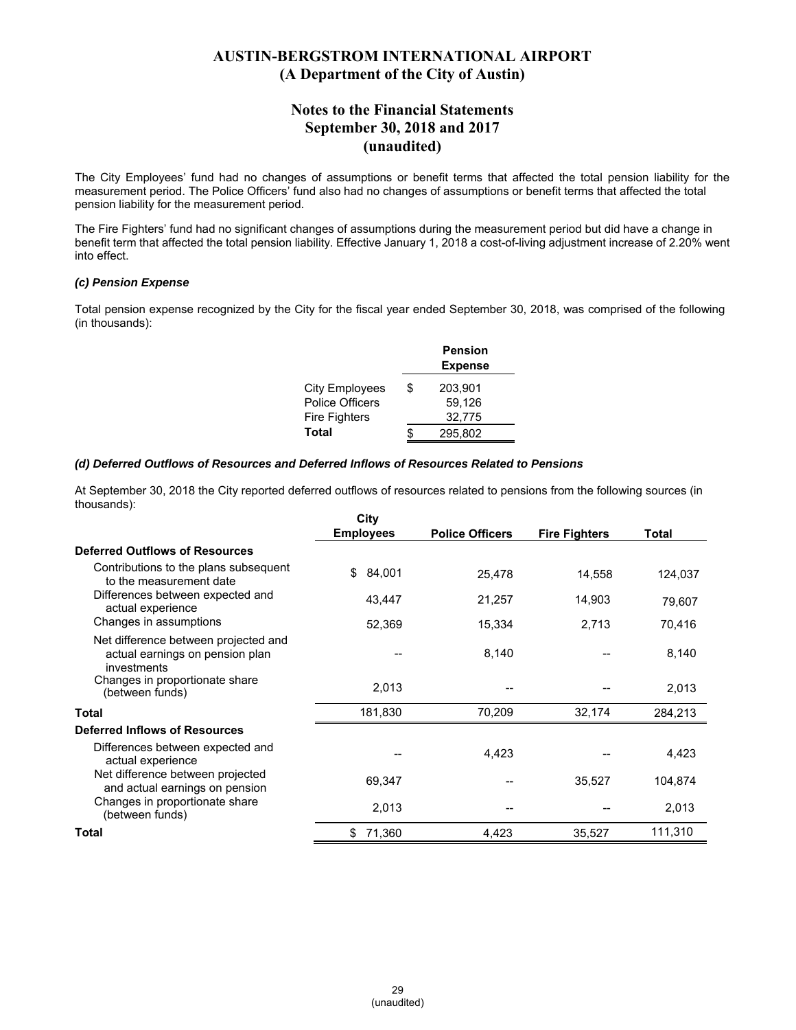The City Employees' fund had no changes of assumptions or benefit terms that affected the total pension liability for the measurement period. The Police Officers' fund also had no changes of assumptions or benefit terms that affected the total pension liability for the measurement period.

The Fire Fighters' fund had no significant changes of assumptions during the measurement period but did have a change in benefit term that affected the total pension liability. Effective January 1, 2018 a cost-of-living adjustment increase of 2.20% went into effect.

***(c) Pension Expense***

Total pension expense recognized by the City for the fiscal year ended September 30, 2018, was comprised of the following (in thousands):

| | Pension Expense |
|---|---|
| City Employees | $ 203,901 |
| Police Officers | 59,126 |
| Fire Fighters | 32,775 |
| **Total** | $ 295,802 |

***(d) Deferred Outflows of Resources and Deferred Inflows of Resources Related to Pensions***

At September 30, 2018 the City reported deferred outflows of resources related to pensions from the following sources (in thousands):

| | City Employees | Police Officers | Fire Fighters | Total |
|---|---|---|---|---|
| **Deferred Outflows of Resources** | | | | |
| Contributions to the plans subsequent to the measurement date | $ 84,001 | 25,478 | 14,558 | 124,037 |
| Differences between expected and actual experience | 43,447 | 21,257 | 14,903 | 79,607 |
| Changes in assumptions | 52,369 | 15,334 | 2,713 | 70,416 |
| Net difference between projected and actual earnings on pension plan investments | -- | 8,140 | -- | 8,140 |
| Changes in proportionate share (between funds) | 2,013 | -- | -- | 2,013 |
| **Total** | 181,830 | 70,209 | 32,174 | 284,213 |
| **Deferred Inflows of Resources** | | | | |
| Differences between expected and actual experience | -- | 4,423 | -- | 4,423 |
| Net difference between projected and actual earnings on pension | 69,347 | -- | 35,527 | 104,874 |
| Changes in proportionate share (between funds) | 2,013 | -- | -- | 2,013 |
| **Total** | $ 71,360 | 4,423 | 35,527 | 111,310 |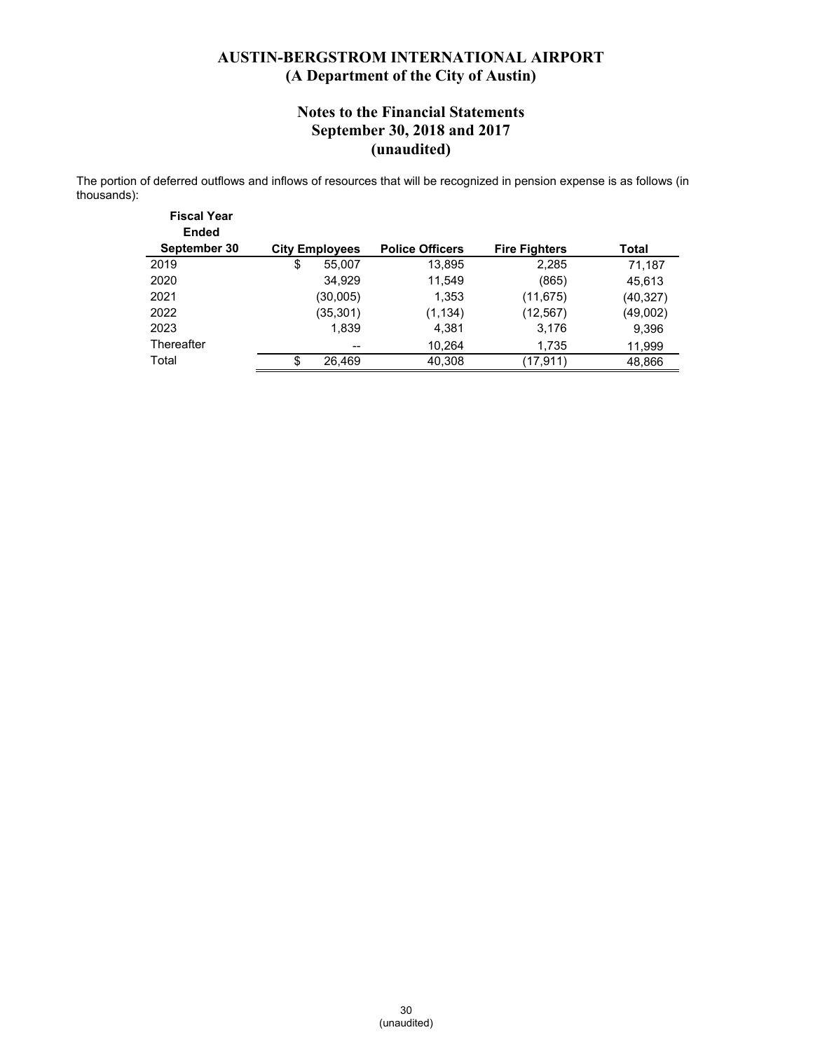# AUSTIN-BERGSTROM INTERNATIONAL AIRPORT
## (A Department of the City of Austin)

## Notes to the Financial Statements
## September 30, 2018 and 2017
## (unaudited)

The portion of deferred outflows and inflows of resources that will be recognized in pension expense is as follows (in thousands):

| Fiscal Year Ended September 30 | City Employees | Police Officers | Fire Fighters | Total |
|---|---|---|---|---|
| 2019 | $ 55,007 | 13,895 | 2,285 | 71,187 |
| 2020 | 34,929 | 11,549 | (865) | 45,613 |
| 2021 | (30,005) | 1,353 | (11,675) | (40,327) |
| 2022 | (35,301) | (1,134) | (12,567) | (49,002) |
| 2023 | 1,839 | 4,381 | 3,176 | 9,396 |
| Thereafter | -- | 10,264 | 1,735 | 11,999 |
| Total | $ 26,469 | 40,308 | (17,911) | 48,866 |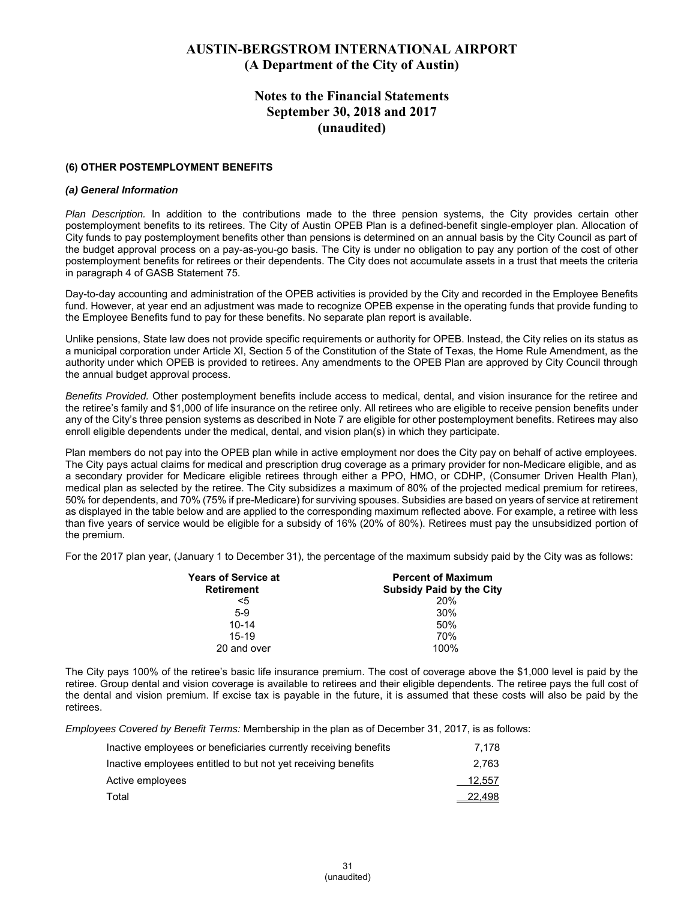# AUSTIN-BERGSTROM INTERNATIONAL AIRPORT
## (A Department of the City of Austin)

## Notes to the Financial Statements
## September 30, 2018 and 2017
## (unaudited)

### (6) OTHER POSTEMPLOYMENT BENEFITS

#### *(a) General Information*

*Plan Description.* In addition to the contributions made to the three pension systems, the City provides certain other postemployment benefits to its retirees. The City of Austin OPEB Plan is a defined-benefit single-employer plan. Allocation of City funds to pay postemployment benefits other than pensions is determined on an annual basis by the City Council as part of the budget approval process on a pay-as-you-go basis. The City is under no obligation to pay any portion of the cost of other postemployment benefits for retirees or their dependents. The City does not accumulate assets in a trust that meets the criteria in paragraph 4 of GASB Statement 75.

Day-to-day accounting and administration of the OPEB activities is provided by the City and recorded in the Employee Benefits fund. However, at year end an adjustment was made to recognize OPEB expense in the operating funds that provide funding to the Employee Benefits fund to pay for these benefits. No separate plan report is available.

Unlike pensions, State law does not provide specific requirements or authority for OPEB. Instead, the City relies on its status as a municipal corporation under Article XI, Section 5 of the Constitution of the State of Texas, the Home Rule Amendment, as the authority under which OPEB is provided to retirees. Any amendments to the OPEB Plan are approved by City Council through the annual budget approval process.

*Benefits Provided.* Other postemployment benefits include access to medical, dental, and vision insurance for the retiree and the retiree's family and $1,000 of life insurance on the retiree only. All retirees who are eligible to receive pension benefits under any of the City's three pension systems as described in Note 7 are eligible for other postemployment benefits. Retirees may also enroll eligible dependents under the medical, dental, and vision plan(s) in which they participate.

Plan members do not pay into the OPEB plan while in active employment nor does the City pay on behalf of active employees. The City pays actual claims for medical and prescription drug coverage as a primary provider for non-Medicare eligible, and as a secondary provider for Medicare eligible retirees through either a PPO, HMO, or CDHP, (Consumer Driven Health Plan), medical plan as selected by the retiree. The City subsidizes a maximum of 80% of the projected medical premium for retirees, 50% for dependents, and 70% (75% if pre-Medicare) for surviving spouses. Subsidies are based on years of service at retirement as displayed in the table below and are applied to the corresponding maximum reflected above. For example, a retiree with less than five years of service would be eligible for a subsidy of 16% (20% of 80%). Retirees must pay the unsubsidized portion of the premium.

For the 2017 plan year, (January 1 to December 31), the percentage of the maximum subsidy paid by the City was as follows:

| Years of Service at Retirement | Percent of Maximum Subsidy Paid by the City |
|---|---|
| <5 | 20% |
| 5-9 | 30% |
| 10-14 | 50% |
| 15-19 | 70% |
| 20 and over | 100% |

The City pays 100% of the retiree's basic life insurance premium. The cost of coverage above the $1,000 level is paid by the retiree. Group dental and vision coverage is available to retirees and their eligible dependents. The retiree pays the full cost of the dental and vision premium. If excise tax is payable in the future, it is assumed that these costs will also be paid by the retirees.

*Employees Covered by Benefit Terms:* Membership in the plan as of December 31, 2017, is as follows:

| | |
|---|---|
| Inactive employees or beneficiaries currently receiving benefits | 7,178 |
| Inactive employees entitled to but not yet receiving benefits | 2,763 |
| Active employees | 12,557 |
| Total | 22,498 |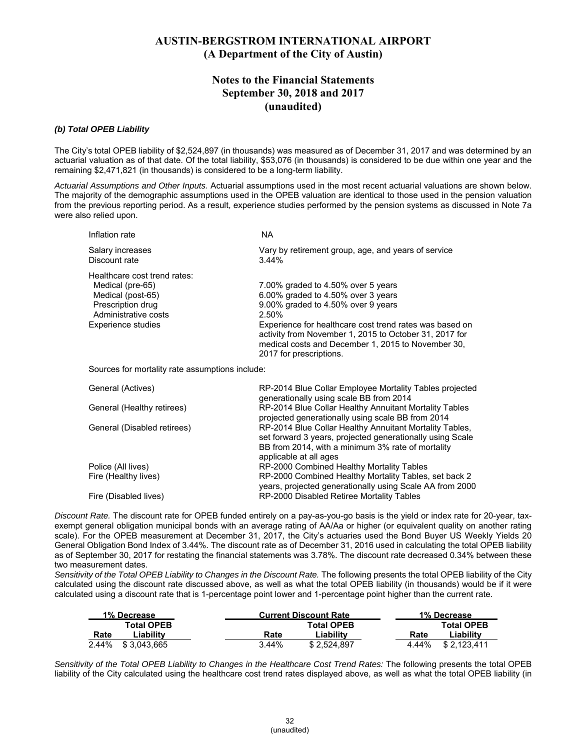# AUSTIN-BERGSTROM INTERNATIONAL AIRPORT
## (A Department of the City of Austin)

## Notes to the Financial Statements
## September 30, 2018 and 2017
## (unaudited)

***(b) Total OPEB Liability***

The City's total OPEB liability of $2,524,897 (in thousands) was measured as of December 31, 2017 and was determined by an actuarial valuation as of that date. Of the total liability, $53,076 (in thousands) is considered to be due within one year and the remaining $2,471,821 (in thousands) is considered to be a long-term liability.

*Actuarial Assumptions and Other Inputs.* Actuarial assumptions used in the most recent actuarial valuations are shown below. The majority of the demographic assumptions used in the OPEB valuation are identical to those used in the pension valuation from the previous reporting period. As a result, experience studies performed by the pension systems as discussed in Note 7a were also relied upon.

| | |
|---|---|
| Inflation rate | NA |
| Salary increases | Vary by retirement group, age, and years of service |
| Discount rate | 3.44% |
| Healthcare cost trend rates: | |
| Medical (pre-65) | 7.00% graded to 4.50% over 5 years |
| Medical (post-65) | 6.00% graded to 4.50% over 3 years |
| Prescription drug | 9.00% graded to 4.50% over 9 years |
| Administrative costs | 2.50% |
| Experience studies | Experience for healthcare cost trend rates was based on activity from November 1, 2015 to October 31, 2017 for medical costs and December 1, 2015 to November 30, 2017 for prescriptions. |

Sources for mortality rate assumptions include:

| | |
|---|---|
| General (Actives) | RP-2014 Blue Collar Employee Mortality Tables projected generationally using scale BB from 2014 |
| General (Healthy retirees) | RP-2014 Blue Collar Healthy Annuitant Mortality Tables projected generationally using scale BB from 2014 |
| General (Disabled retirees) | RP-2014 Blue Collar Healthy Annuitant Mortality Tables, set forward 3 years, projected generationally using Scale BB from 2014, with a minimum 3% rate of mortality applicable at all ages |
| Police (All lives) | RP-2000 Combined Healthy Mortality Tables |
| Fire (Healthy lives) | RP-2000 Combined Healthy Mortality Tables, set back 2 years, projected generationally using Scale AA from 2000 |
| Fire (Disabled lives) | RP-2000 Disabled Retiree Mortality Tables |

*Discount Rate.* The discount rate for OPEB funded entirely on a pay-as-you-go basis is the yield or index rate for 20-year, tax-exempt general obligation municipal bonds with an average rating of AA/Aa or higher (or equivalent quality on another rating scale). For the OPEB measurement at December 31, 2017, the City's actuaries used the Bond Buyer US Weekly Yields 20 General Obligation Bond Index of 3.44%. The discount rate as of December 31, 2016 used in calculating the total OPEB liability as of September 30, 2017 for restating the financial statements was 3.78%. The discount rate decreased 0.34% between these two measurement dates.

*Sensitivity of the Total OPEB Liability to Changes in the Discount Rate.* The following presents the total OPEB liability of the City calculated using the discount rate discussed above, as well as what the total OPEB liability (in thousands) would be if it were calculated using a discount rate that is 1-percentage point lower and 1-percentage point higher than the current rate.

| 1% Decrease | | Current Discount Rate | | 1% Decrease | |
|---|---|---|---|---|---|
| Rate | Total OPEB Liability | Rate | Total OPEB Liability | Rate | Total OPEB Liability |
| 2.44% | $ 3,043,665 | 3.44% | $ 2,524,897 | 4.44% | $ 2,123,411 |

*Sensitivity of the Total OPEB Liability to Changes in the Healthcare Cost Trend Rates:* The following presents the total OPEB liability of the City calculated using the healthcare cost trend rates displayed above, as well as what the total OPEB liability (in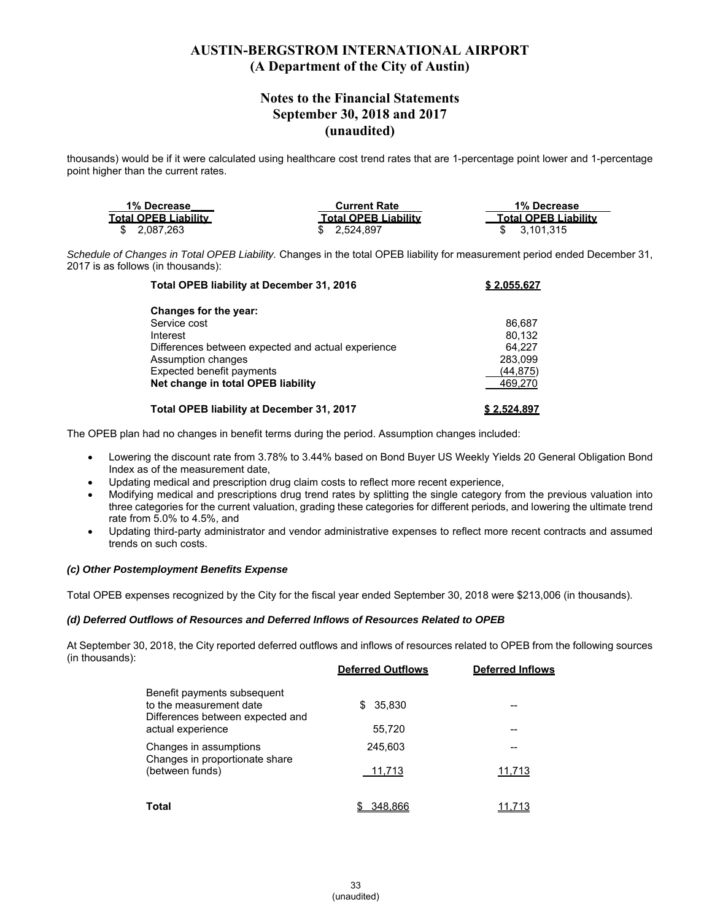thousands) would be if it were calculated using healthcare cost trend rates that are 1-percentage point lower and 1-percentage point higher than the current rates.

| 1% Decrease Total OPEB Liability | Current Rate Total OPEB Liability | 1% Decrease Total OPEB Liability |
|---|---|---|
| $ 2,087,263 | $ 2,524,897 | $ 3,101,315 |

*Schedule of Changes in Total OPEB Liability.* Changes in the total OPEB liability for measurement period ended December 31, 2017 is as follows (in thousands):

| | |
|---|---|
| **Total OPEB liability at December 31, 2016** | **$ 2,055,627** |
| **Changes for the year:** | |
| Service cost | 86,687 |
| Interest | 80,132 |
| Differences between expected and actual experience | 64,227 |
| Assumption changes | 283,099 |
| Expected benefit payments | (44,875) |
| **Net change in total OPEB liability** | 469,270 |
| **Total OPEB liability at December 31, 2017** | **$ 2,524,897** |

The OPEB plan had no changes in benefit terms during the period. Assumption changes included:

- Lowering the discount rate from 3.78% to 3.44% based on Bond Buyer US Weekly Yields 20 General Obligation Bond Index as of the measurement date,
- Updating medical and prescription drug claim costs to reflect more recent experience,
- Modifying medical and prescriptions drug trend rates by splitting the single category from the previous valuation into three categories for the current valuation, grading these categories for different periods, and lowering the ultimate trend rate from 5.0% to 4.5%, and
- Updating third-party administrator and vendor administrative expenses to reflect more recent contracts and assumed trends on such costs.

### *(c) Other Postemployment Benefits Expense*

Total OPEB expenses recognized by the City for the fiscal year ended September 30, 2018 were $213,006 (in thousands).

### *(d) Deferred Outflows of Resources and Deferred Inflows of Resources Related to OPEB*

At September 30, 2018, the City reported deferred outflows and inflows of resources related to OPEB from the following sources (in thousands):

| | Deferred Outflows | Deferred Inflows |
|---|---|---|
| Benefit payments subsequent to the measurement date | $ 35,830 | -- |
| Differences between expected and actual experience | 55,720 | -- |
| Changes in assumptions | 245,603 | -- |
| Changes in proportionate share (between funds) | 11,713 | 11,713 |
| **Total** | $ 348,866 | 11,713 |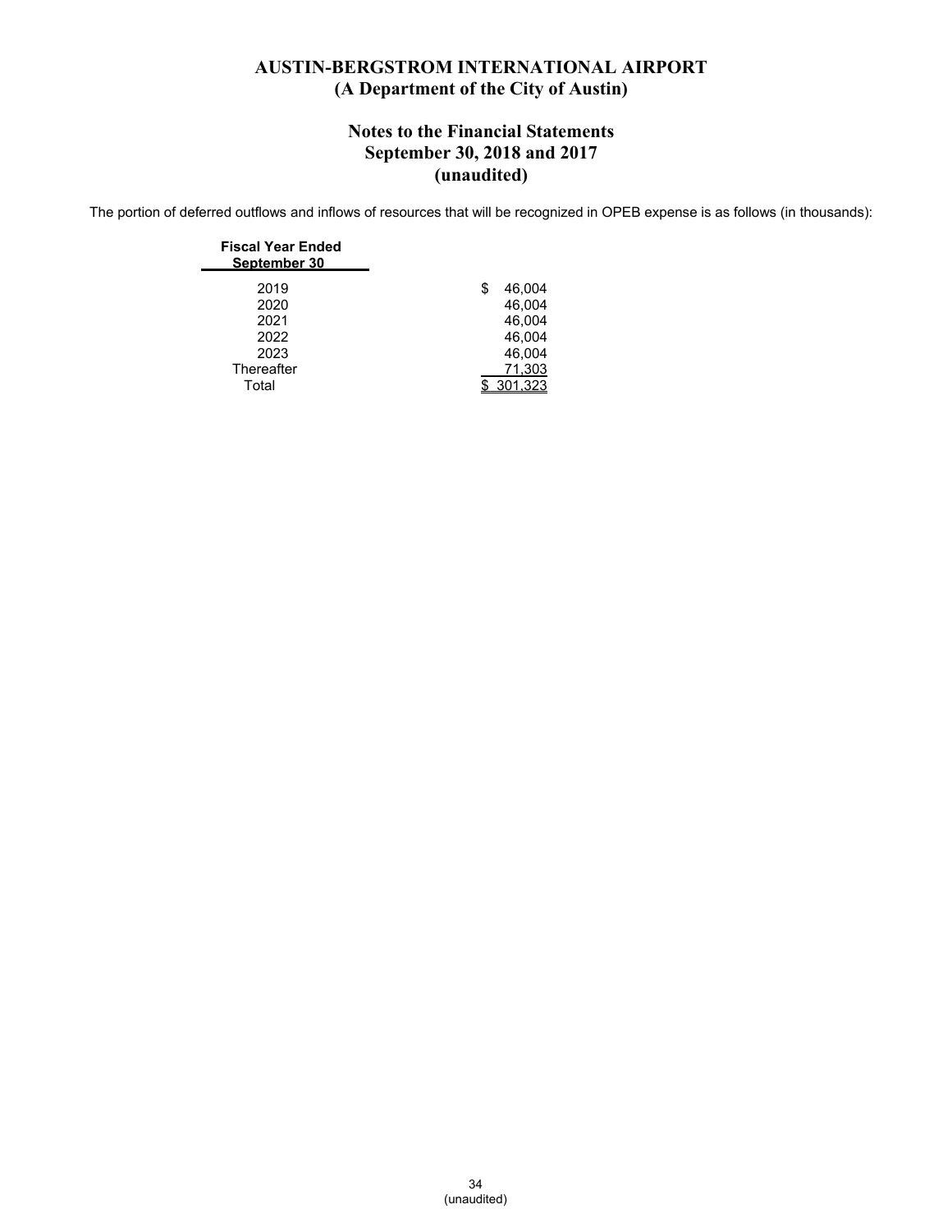# AUSTIN-BERGSTROM INTERNATIONAL AIRPORT
## (A Department of the City of Austin)

## Notes to the Financial Statements
## September 30, 2018 and 2017
## (unaudited)

The portion of deferred outflows and inflows of resources that will be recognized in OPEB expense is as follows (in thousands):

| Fiscal Year Ended September 30 | |
|---|---|
| 2019 | $ 46,004 |
| 2020 | 46,004 |
| 2021 | 46,004 |
| 2022 | 46,004 |
| 2023 | 46,004 |
| Thereafter | 71,303 |
| Total | $ 301,323 |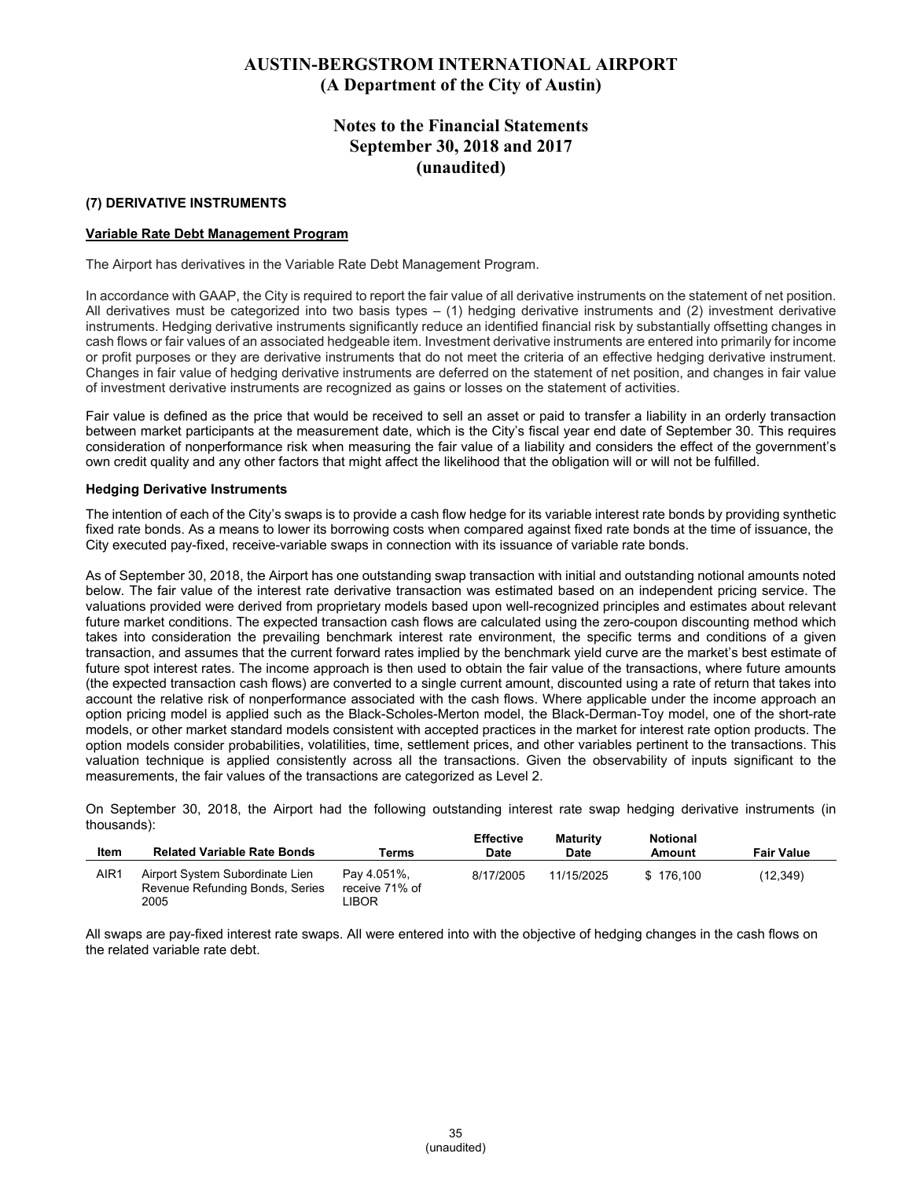# AUSTIN-BERGSTROM INTERNATIONAL AIRPORT
## (A Department of the City of Austin)

## Notes to the Financial Statements
## September 30, 2018 and 2017
## (unaudited)

### (7) DERIVATIVE INSTRUMENTS

**Variable Rate Debt Management Program**

The Airport has derivatives in the Variable Rate Debt Management Program.

In accordance with GAAP, the City is required to report the fair value of all derivative instruments on the statement of net position. All derivatives must be categorized into two basis types – (1) hedging derivative instruments and (2) investment derivative instruments. Hedging derivative instruments significantly reduce an identified financial risk by substantially offsetting changes in cash flows or fair values of an associated hedgeable item. Investment derivative instruments are entered into primarily for income or profit purposes or they are derivative instruments that do not meet the criteria of an effective hedging derivative instrument. Changes in fair value of hedging derivative instruments are deferred on the statement of net position, and changes in fair value of investment derivative instruments are recognized as gains or losses on the statement of activities.

Fair value is defined as the price that would be received to sell an asset or paid to transfer a liability in an orderly transaction between market participants at the measurement date, which is the City's fiscal year end date of September 30. This requires consideration of nonperformance risk when measuring the fair value of a liability and considers the effect of the government's own credit quality and any other factors that might affect the likelihood that the obligation will or will not be fulfilled.

**Hedging Derivative Instruments**

The intention of each of the City's swaps is to provide a cash flow hedge for its variable interest rate bonds by providing synthetic fixed rate bonds. As a means to lower its borrowing costs when compared against fixed rate bonds at the time of issuance, the City executed pay-fixed, receive-variable swaps in connection with its issuance of variable rate bonds.

As of September 30, 2018, the Airport has one outstanding swap transaction with initial and outstanding notional amounts noted below. The fair value of the interest rate derivative transaction was estimated based on an independent pricing service. The valuations provided were derived from proprietary models based upon well-recognized principles and estimates about relevant future market conditions. The expected transaction cash flows are calculated using the zero-coupon discounting method which takes into consideration the prevailing benchmark interest rate environment, the specific terms and conditions of a given transaction, and assumes that the current forward rates implied by the benchmark yield curve are the market's best estimate of future spot interest rates. The income approach is then used to obtain the fair value of the transactions, where future amounts (the expected transaction cash flows) are converted to a single current amount, discounted using a rate of return that takes into account the relative risk of nonperformance associated with the cash flows. Where applicable under the income approach an option pricing model is applied such as the Black-Scholes-Merton model, the Black-Derman-Toy model, one of the short-rate models, or other market standard models consistent with accepted practices in the market for interest rate option products. The option models consider probabilities, volatilities, time, settlement prices, and other variables pertinent to the transactions. This valuation technique is applied consistently across all the transactions. Given the observability of inputs significant to the measurements, the fair values of the transactions are categorized as Level 2.

On September 30, 2018, the Airport had the following outstanding interest rate swap hedging derivative instruments (in thousands):

| Item | Related Variable Rate Bonds | Terms | Effective Date | Maturity Date | Notional Amount | Fair Value |
|---|---|---|---|---|---|---|
| AIR1 | Airport System Subordinate Lien Revenue Refunding Bonds, Series 2005 | Pay 4.051%, receive 71% of LIBOR | 8/17/2005 | 11/15/2025 | $ 176,100 | (12,349) |

All swaps are pay-fixed interest rate swaps. All were entered into with the objective of hedging changes in the cash flows on the related variable rate debt.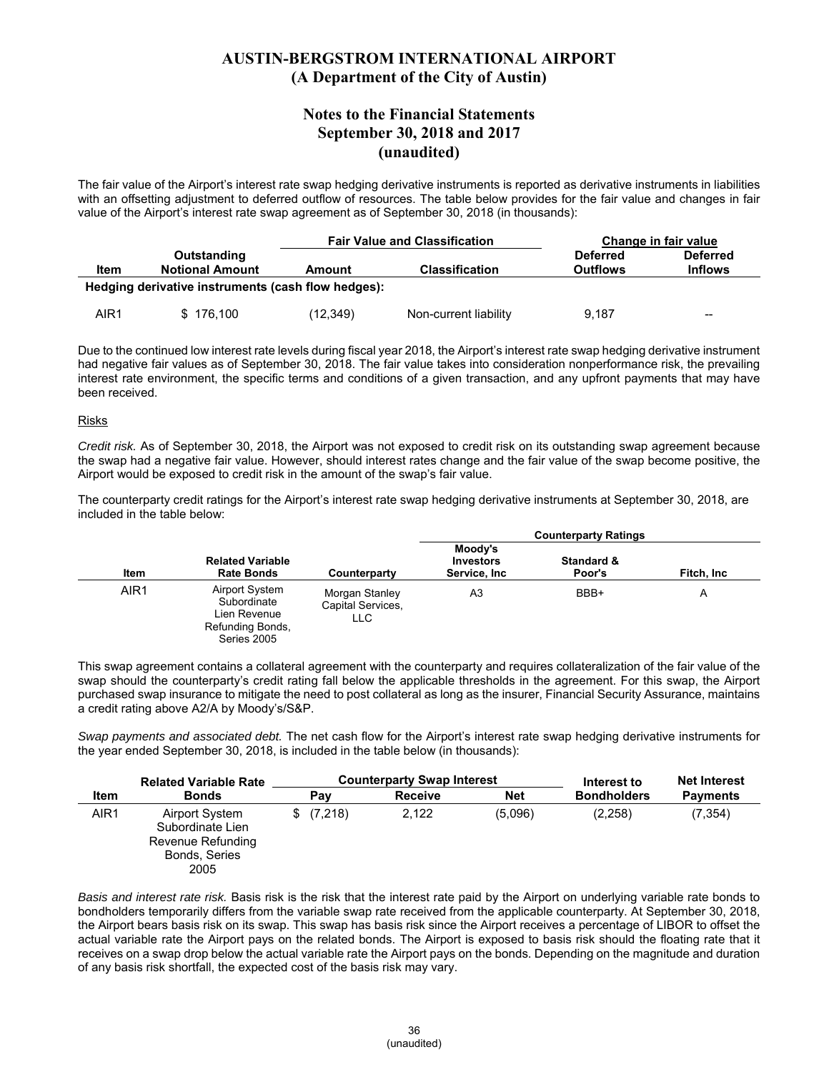# AUSTIN-BERGSTROM INTERNATIONAL AIRPORT
## (A Department of the City of Austin)

## Notes to the Financial Statements
## September 30, 2018 and 2017
## (unaudited)

The fair value of the Airport's interest rate swap hedging derivative instruments is reported as derivative instruments in liabilities with an offsetting adjustment to deferred outflow of resources. The table below provides for the fair value and changes in fair value of the Airport's interest rate swap agreement as of September 30, 2018 (in thousands):

| | | Fair Value and Classification | | Change in fair value | |
|---|---|---|---|---|---|
| Item | Outstanding Notional Amount | Amount | Classification | Deferred Outflows | Deferred Inflows |
| Hedging derivative instruments (cash flow hedges): | | | | | |
| AIR1 | $ 176,100 | (12,349) | Non-current liability | 9,187 | -- |

Due to the continued low interest rate levels during fiscal year 2018, the Airport's interest rate swap hedging derivative instrument had negative fair values as of September 30, 2018. The fair value takes into consideration nonperformance risk, the prevailing interest rate environment, the specific terms and conditions of a given transaction, and any upfront payments that may have been received.

Risks

*Credit risk.* As of September 30, 2018, the Airport was not exposed to credit risk on its outstanding swap agreement because the swap had a negative fair value. However, should interest rates change and the fair value of the swap become positive, the Airport would be exposed to credit risk in the amount of the swap's fair value.

The counterparty credit ratings for the Airport's interest rate swap hedging derivative instruments at September 30, 2018, are included in the table below:

| | | | Counterparty Ratings | | |
|---|---|---|---|---|---|
| Item | Related Variable Rate Bonds | Counterparty | Moody's Investors Service, Inc | Standard & Poor's | Fitch, Inc |
| AIR1 | Airport System Subordinate Lien Revenue Refunding Bonds, Series 2005 | Morgan Stanley Capital Services, LLC | A3 | BBB+ | A |

This swap agreement contains a collateral agreement with the counterparty and requires collateralization of the fair value of the swap should the counterparty's credit rating fall below the applicable thresholds in the agreement. For this swap, the Airport purchased swap insurance to mitigate the need to post collateral as long as the insurer, Financial Security Assurance, maintains a credit rating above A2/A by Moody's/S&P.

*Swap payments and associated debt.* The net cash flow for the Airport's interest rate swap hedging derivative instruments for the year ended September 30, 2018, is included in the table below (in thousands):

| | Related Variable Rate | Counterparty Swap Interest | | | Interest to | Net Interest |
|---|---|---|---|---|---|---|
| Item | Bonds | Pay | Receive | Net | Bondholders | Payments |
| AIR1 | Airport System Subordinate Lien Revenue Refunding Bonds, Series 2005 | $ (7,218) | 2,122 | (5,096) | (2,258) | (7,354) |

*Basis and interest rate risk.* Basis risk is the risk that the interest rate paid by the Airport on underlying variable rate bonds to bondholders temporarily differs from the variable swap rate received from the applicable counterparty. At September 30, 2018, the Airport bears basis risk on its swap. This swap has basis risk since the Airport receives a percentage of LIBOR to offset the actual variable rate the Airport pays on the related bonds. The Airport is exposed to basis risk should the floating rate that it receives on a swap drop below the actual variable rate the Airport pays on the bonds. Depending on the magnitude and duration of any basis risk shortfall, the expected cost of the basis risk may vary.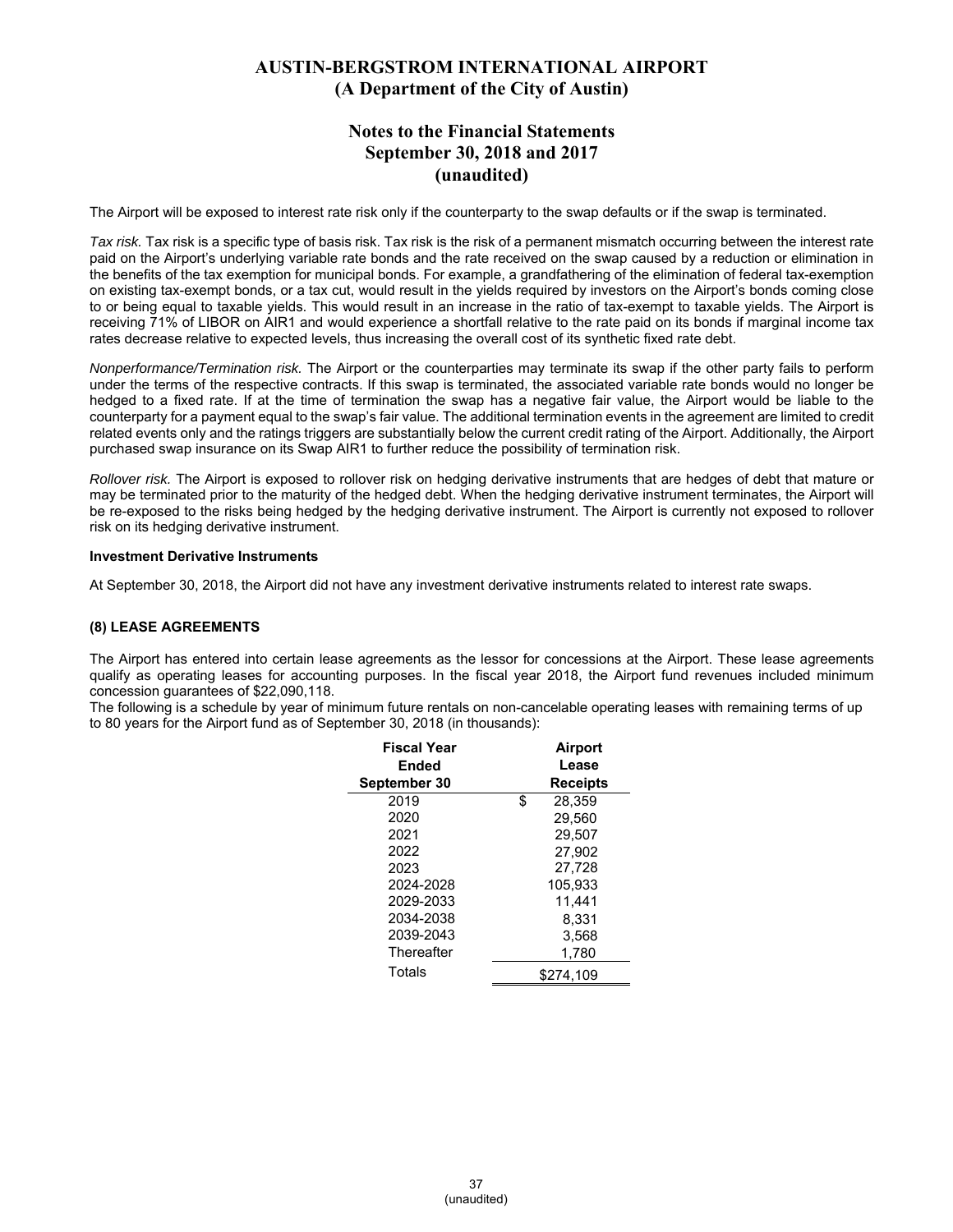The Airport will be exposed to interest rate risk only if the counterparty to the swap defaults or if the swap is terminated.

*Tax risk.* Tax risk is a specific type of basis risk. Tax risk is the risk of a permanent mismatch occurring between the interest rate paid on the Airport's underlying variable rate bonds and the rate received on the swap caused by a reduction or elimination in the benefits of the tax exemption for municipal bonds. For example, a grandfathering of the elimination of federal tax-exemption on existing tax-exempt bonds, or a tax cut, would result in the yields required by investors on the Airport's bonds coming close to or being equal to taxable yields. This would result in an increase in the ratio of tax-exempt to taxable yields. The Airport is receiving 71% of LIBOR on AIR1 and would experience a shortfall relative to the rate paid on its bonds if marginal income tax rates decrease relative to expected levels, thus increasing the overall cost of its synthetic fixed rate debt.

*Nonperformance/Termination risk.* The Airport or the counterparties may terminate its swap if the other party fails to perform under the terms of the respective contracts. If this swap is terminated, the associated variable rate bonds would no longer be hedged to a fixed rate. If at the time of termination the swap has a negative fair value, the Airport would be liable to the counterparty for a payment equal to the swap's fair value. The additional termination events in the agreement are limited to credit related events only and the ratings triggers are substantially below the current credit rating of the Airport. Additionally, the Airport purchased swap insurance on its Swap AIR1 to further reduce the possibility of termination risk.

*Rollover risk.* The Airport is exposed to rollover risk on hedging derivative instruments that are hedges of debt that mature or may be terminated prior to the maturity of the hedged debt. When the hedging derivative instrument terminates, the Airport will be re-exposed to the risks being hedged by the hedging derivative instrument. The Airport is currently not exposed to rollover risk on its hedging derivative instrument.

**Investment Derivative Instruments**

At September 30, 2018, the Airport did not have any investment derivative instruments related to interest rate swaps.

### (8) LEASE AGREEMENTS

The Airport has entered into certain lease agreements as the lessor for concessions at the Airport. These lease agreements qualify as operating leases for accounting purposes. In the fiscal year 2018, the Airport fund revenues included minimum concession guarantees of $22,090,118.

The following is a schedule by year of minimum future rentals on non-cancelable operating leases with remaining terms of up to 80 years for the Airport fund as of September 30, 2018 (in thousands):

| Fiscal Year Ended September 30 | Airport Lease Receipts |
|---|---|
| 2019 | $ 28,359 |
| 2020 | 29,560 |
| 2021 | 29,507 |
| 2022 | 27,902 |
| 2023 | 27,728 |
| 2024-2028 | 105,933 |
| 2029-2033 | 11,441 |
| 2034-2038 | 8,331 |
| 2039-2043 | 3,568 |
| Thereafter | 1,780 |
| Totals | $274,109 |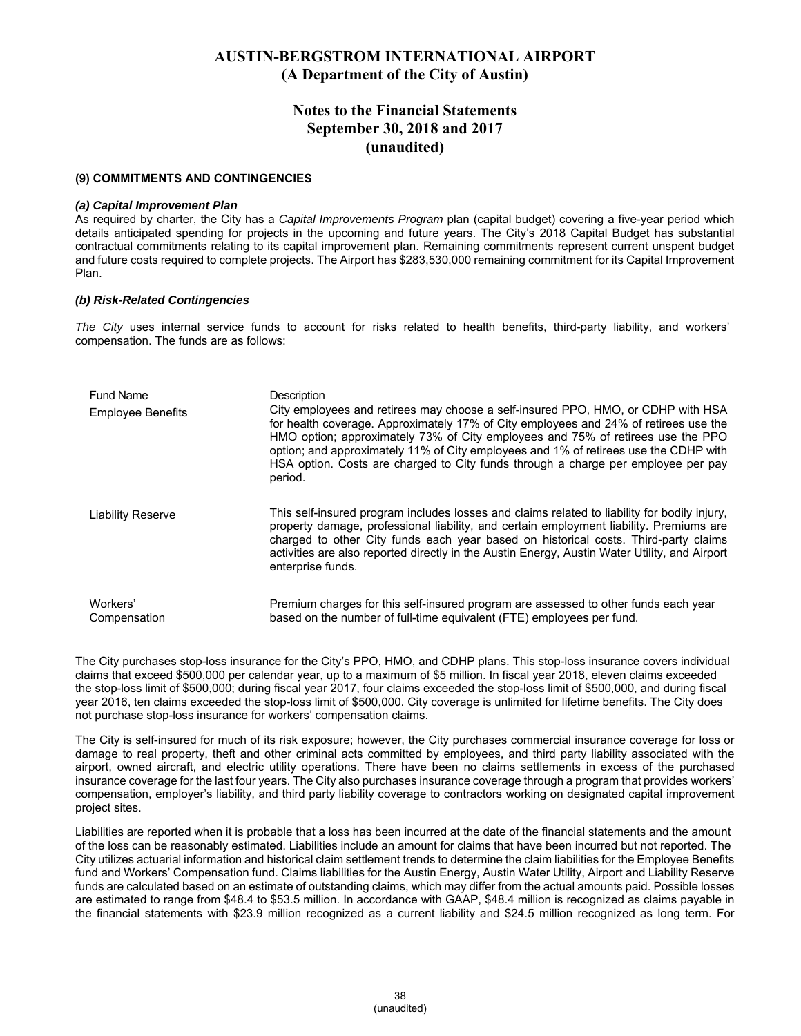### (9) COMMITMENTS AND CONTINGENCIES

#### *(a) Capital Improvement Plan*

As required by charter, the City has a *Capital Improvements Program* plan (capital budget) covering a five-year period which details anticipated spending for projects in the upcoming and future years. The City's 2018 Capital Budget has substantial contractual commitments relating to its capital improvement plan. Remaining commitments represent current unspent budget and future costs required to complete projects. The Airport has $283,530,000 remaining commitment for its Capital Improvement Plan.

#### *(b) Risk-Related Contingencies*

*The City* uses internal service funds to account for risks related to health benefits, third-party liability, and workers' compensation. The funds are as follows:

| Fund Name | Description |
|---|---|
| Employee Benefits | City employees and retirees may choose a self-insured PPO, HMO, or CDHP with HSA for health coverage. Approximately 17% of City employees and 24% of retirees use the HMO option; approximately 73% of City employees and 75% of retirees use the PPO option; and approximately 11% of City employees and 1% of retirees use the CDHP with HSA option. Costs are charged to City funds through a charge per employee per pay period. |
| Liability Reserve | This self-insured program includes losses and claims related to liability for bodily injury, property damage, professional liability, and certain employment liability. Premiums are charged to other City funds each year based on historical costs. Third-party claims activities are also reported directly in the Austin Energy, Austin Water Utility, and Airport enterprise funds. |
| Workers' Compensation | Premium charges for this self-insured program are assessed to other funds each year based on the number of full-time equivalent (FTE) employees per fund. |

The City purchases stop-loss insurance for the City's PPO, HMO, and CDHP plans. This stop-loss insurance covers individual claims that exceed $500,000 per calendar year, up to a maximum of $5 million. In fiscal year 2018, eleven claims exceeded the stop-loss limit of $500,000; during fiscal year 2017, four claims exceeded the stop-loss limit of $500,000, and during fiscal year 2016, ten claims exceeded the stop-loss limit of $500,000. City coverage is unlimited for lifetime benefits. The City does not purchase stop-loss insurance for workers' compensation claims.

The City is self-insured for much of its risk exposure; however, the City purchases commercial insurance coverage for loss or damage to real property, theft and other criminal acts committed by employees, and third party liability associated with the airport, owned aircraft, and electric utility operations. There have been no claims settlements in excess of the purchased insurance coverage for the last four years. The City also purchases insurance coverage through a program that provides workers' compensation, employer's liability, and third party liability coverage to contractors working on designated capital improvement project sites.

Liabilities are reported when it is probable that a loss has been incurred at the date of the financial statements and the amount of the loss can be reasonably estimated. Liabilities include an amount for claims that have been incurred but not reported. The City utilizes actuarial information and historical claim settlement trends to determine the claim liabilities for the Employee Benefits fund and Workers' Compensation fund. Claims liabilities for the Austin Energy, Austin Water Utility, Airport and Liability Reserve funds are calculated based on an estimate of outstanding claims, which may differ from the actual amounts paid. Possible losses are estimated to range from $48.4 to $53.5 million. In accordance with GAAP, $48.4 million is recognized as claims payable in the financial statements with $23.9 million recognized as a current liability and $24.5 million recognized as long term. For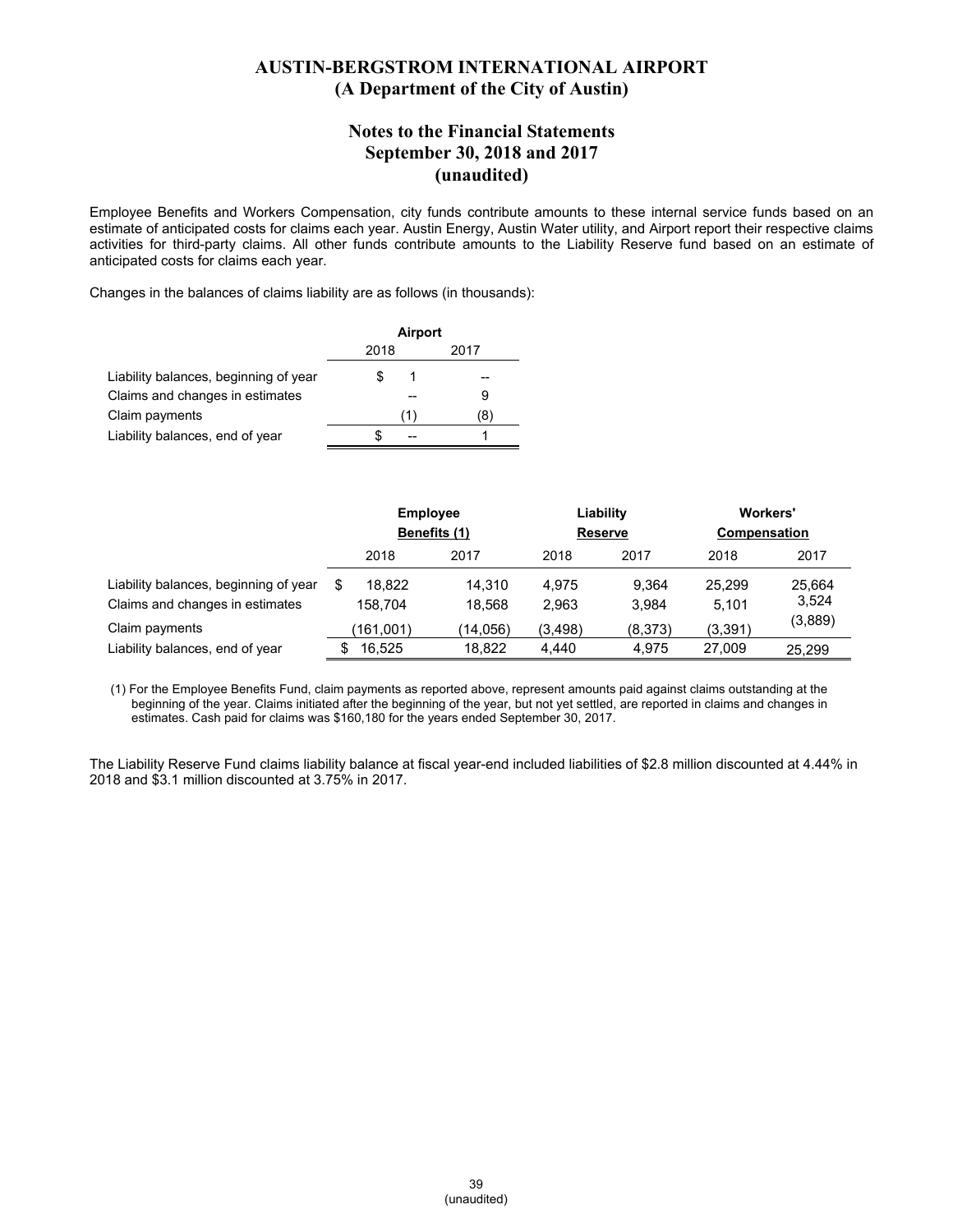# AUSTIN-BERGSTROM INTERNATIONAL AIRPORT
## (A Department of the City of Austin)

## Notes to the Financial Statements
## September 30, 2018 and 2017
## (unaudited)

Employee Benefits and Workers Compensation, city funds contribute amounts to these internal service funds based on an estimate of anticipated costs for claims each year. Austin Energy, Austin Water utility, and Airport report their respective claims activities for third-party claims. All other funds contribute amounts to the Liability Reserve fund based on an estimate of anticipated costs for claims each year.

Changes in the balances of claims liability are as follows (in thousands):

| | Airport | |
|---|---|---|
| | 2018 | 2017 |
| Liability balances, beginning of year | $ 1 | -- |
| Claims and changes in estimates | -- | 9 |
| Claim payments | (1) | (8) |
| Liability balances, end of year | $ -- | 1 |

| | Employee Benefits (1) | | Liability Reserve | | Workers' Compensation | |
|---|---|---|---|---|---|---|
| | 2018 | 2017 | 2018 | 2017 | 2018 | 2017 |
| Liability balances, beginning of year | $ 18,822 | 14,310 | 4,975 | 9,364 | 25,299 | 25,664 |
| Claims and changes in estimates | 158,704 | 18,568 | 2,963 | 3,984 | 5,101 | 3,524 |
| Claim payments | (161,001) | (14,056) | (3,498) | (8,373) | (3,391) | (3,889) |
| Liability balances, end of year | $ 16,525 | 18,822 | 4,440 | 4,975 | 27,009 | 25,299 |

(1) For the Employee Benefits Fund, claim payments as reported above, represent amounts paid against claims outstanding at the beginning of the year. Claims initiated after the beginning of the year, but not yet settled, are reported in claims and changes in estimates. Cash paid for claims was $160,180 for the years ended September 30, 2017.

The Liability Reserve Fund claims liability balance at fiscal year-end included liabilities of $2.8 million discounted at 4.44% in 2018 and $3.1 million discounted at 3.75% in 2017.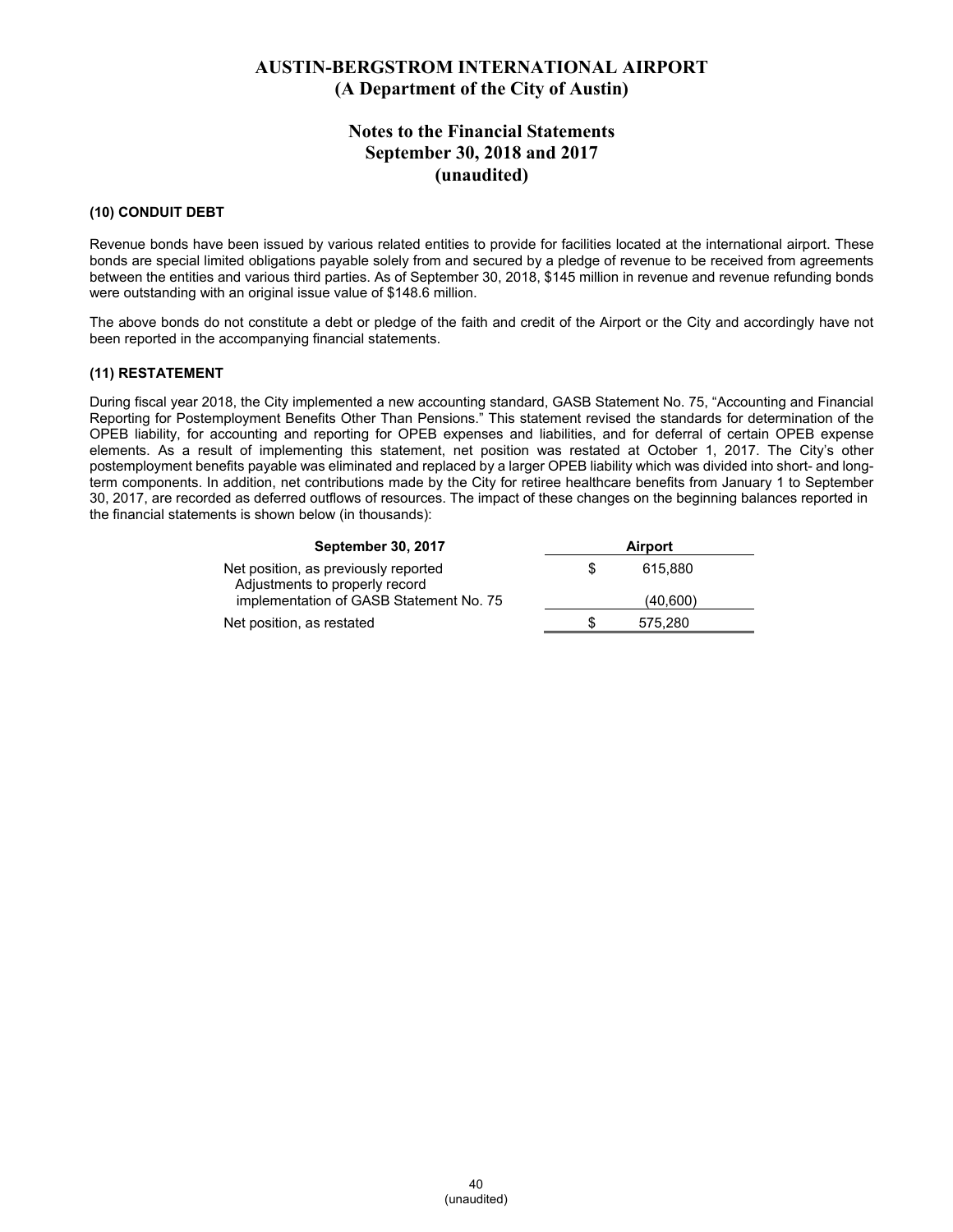# AUSTIN-BERGSTROM INTERNATIONAL AIRPORT
## (A Department of the City of Austin)

## Notes to the Financial Statements
## September 30, 2018 and 2017
## (unaudited)

### (10) CONDUIT DEBT

Revenue bonds have been issued by various related entities to provide for facilities located at the international airport. These bonds are special limited obligations payable solely from and secured by a pledge of revenue to be received from agreements between the entities and various third parties. As of September 30, 2018, $145 million in revenue and revenue refunding bonds were outstanding with an original issue value of $148.6 million.

The above bonds do not constitute a debt or pledge of the faith and credit of the Airport or the City and accordingly have not been reported in the accompanying financial statements.

### (11) RESTATEMENT

During fiscal year 2018, the City implemented a new accounting standard, GASB Statement No. 75, "Accounting and Financial Reporting for Postemployment Benefits Other Than Pensions." This statement revised the standards for determination of the OPEB liability, for accounting and reporting for OPEB expenses and liabilities, and for deferral of certain OPEB expense elements. As a result of implementing this statement, net position was restated at October 1, 2017. The City's other postemployment benefits payable was eliminated and replaced by a larger OPEB liability which was divided into short- and long-term components. In addition, net contributions made by the City for retiree healthcare benefits from January 1 to September 30, 2017, are recorded as deferred outflows of resources. The impact of these changes on the beginning balances reported in the financial statements is shown below (in thousands):

| September 30, 2017 | Airport |
|---|---|
| Net position, as previously reported | $ 615,880 |
| Adjustments to properly record implementation of GASB Statement No. 75 | (40,600) |
| Net position, as restated | $ 575,280 |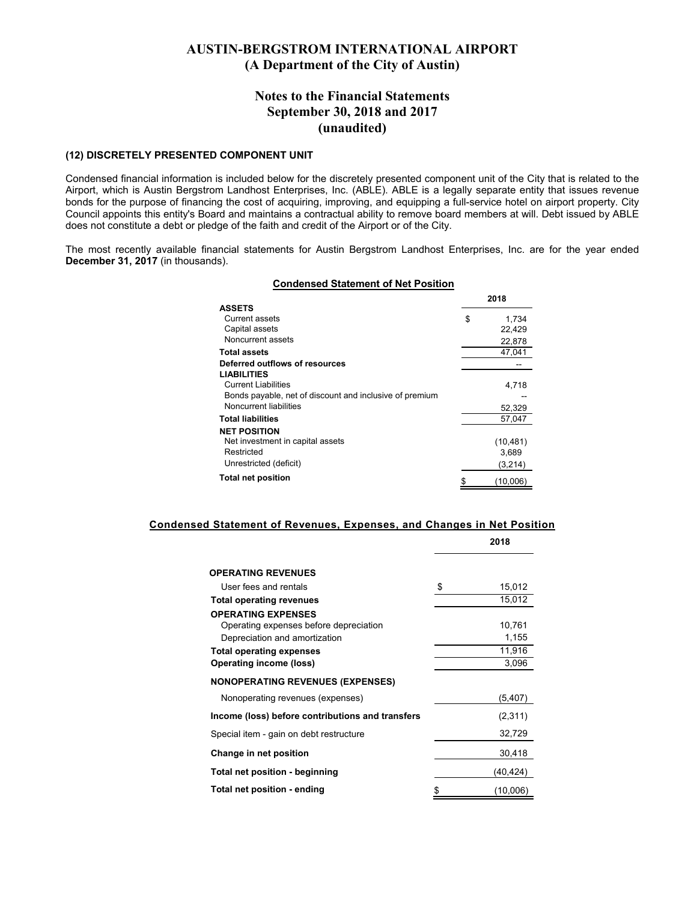# AUSTIN-BERGSTROM INTERNATIONAL AIRPORT
## (A Department of the City of Austin)

## Notes to the Financial Statements
## September 30, 2018 and 2017
## (unaudited)

**(12) DISCRETELY PRESENTED COMPONENT UNIT**

Condensed financial information is included below for the discretely presented component unit of the City that is related to the Airport, which is Austin Bergstrom Landhost Enterprises, Inc. (ABLE). ABLE is a legally separate entity that issues revenue bonds for the purpose of financing the cost of acquiring, improving, and equipping a full-service hotel on airport property. City Council appoints this entity's Board and maintains a contractual ability to remove board members at will. Debt issued by ABLE does not constitute a debt or pledge of the faith and credit of the Airport or of the City.

The most recently available financial statements for Austin Bergstrom Landhost Enterprises, Inc. are for the year ended **December 31, 2017** (in thousands).

**Condensed Statement of Net Position**

| | 2018 |
|---|---|
| **ASSETS** | |
| Current assets | $ 1,734 |
| Capital assets | 22,429 |
| Noncurrent assets | 22,878 |
| **Total assets** | 47,041 |
| **Deferred outflows of resources** | -- |
| **LIABILITIES** | |
| Current Liabilities | 4,718 |
| Bonds payable, net of discount and inclusive of premium | -- |
| Noncurrent liabilities | 52,329 |
| **Total liabilities** | 57,047 |
| **NET POSITION** | |
| Net investment in capital assets | (10,481) |
| Restricted | 3,689 |
| Unrestricted (deficit) | (3,214) |
| **Total net position** | $ (10,006) |

**Condensed Statement of Revenues, Expenses, and Changes in Net Position**

| | 2018 |
|---|---|
| **OPERATING REVENUES** | |
| User fees and rentals | $ 15,012 |
| **Total operating revenues** | 15,012 |
| **OPERATING EXPENSES** | |
| Operating expenses before depreciation | 10,761 |
| Depreciation and amortization | 1,155 |
| **Total operating expenses** | 11,916 |
| **Operating income (loss)** | 3,096 |
| **NONOPERATING REVENUES (EXPENSES)** | |
| Nonoperating revenues (expenses) | (5,407) |
| **Income (loss) before contributions and transfers** | (2,311) |
| Special item - gain on debt restructure | 32,729 |
| **Change in net position** | 30,418 |
| **Total net position - beginning** | (40,424) |
| **Total net position - ending** | $ (10,006) |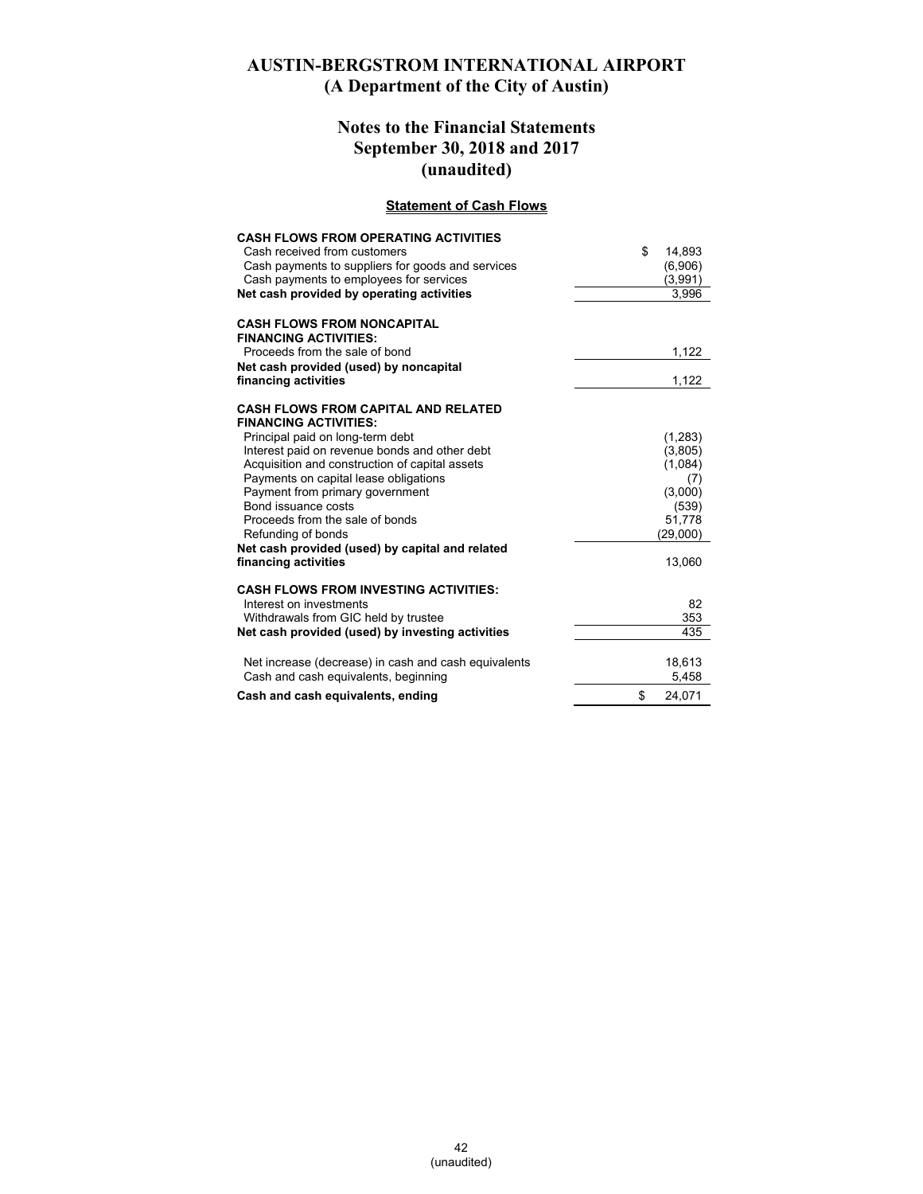# AUSTIN-BERGSTROM INTERNATIONAL AIRPORT
## (A Department of the City of Austin)

## Notes to the Financial Statements
## September 30, 2018 and 2017
## (unaudited)

### Statement of Cash Flows

| | |
|---|---|
| **CASH FLOWS FROM OPERATING ACTIVITIES** | |
| Cash received from customers | $ 14,893 |
| Cash payments to suppliers for goods and services | (6,906) |
| Cash payments to employees for services | (3,991) |
| **Net cash provided by operating activities** | 3,996 |
| | |
| **CASH FLOWS FROM NONCAPITAL FINANCING ACTIVITIES:** | |
| Proceeds from the sale of bond | 1,122 |
| **Net cash provided (used) by noncapital financing activities** | 1,122 |
| | |
| **CASH FLOWS FROM CAPITAL AND RELATED FINANCING ACTIVITIES:** | |
| Principal paid on long-term debt | (1,283) |
| Interest paid on revenue bonds and other debt | (3,805) |
| Acquisition and construction of capital assets | (1,084) |
| Payments on capital lease obligations | (7) |
| Payment from primary government | (3,000) |
| Bond issuance costs | (539) |
| Proceeds from the sale of bonds | 51,778 |
| Refunding of bonds | (29,000) |
| **Net cash provided (used) by capital and related financing activities** | 13,060 |
| | |
| **CASH FLOWS FROM INVESTING ACTIVITIES:** | |
| Interest on investments | 82 |
| Withdrawals from GIC held by trustee | 353 |
| **Net cash provided (used) by investing activities** | 435 |
| | |
| Net increase (decrease) in cash and cash equivalents | 18,613 |
| Cash and cash equivalents, beginning | 5,458 |
| **Cash and cash equivalents, ending** | $ 24,071 |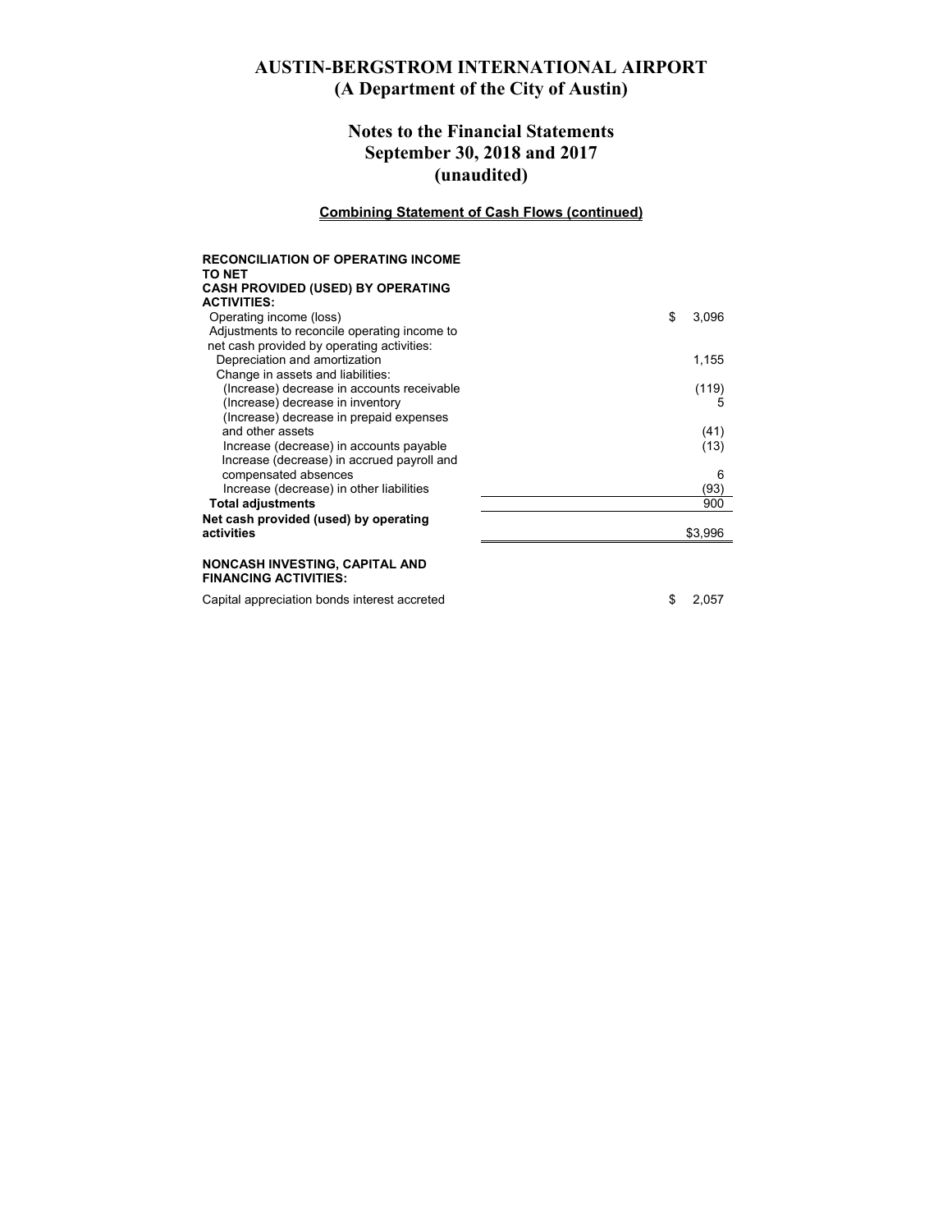# AUSTIN-BERGSTROM INTERNATIONAL AIRPORT
## (A Department of the City of Austin)

## Notes to the Financial Statements
## September 30, 2018 and 2017
## (unaudited)

**Combining Statement of Cash Flows (continued)**

| | |
|---|---|
| **RECONCILIATION OF OPERATING INCOME TO NET CASH PROVIDED (USED) BY OPERATING ACTIVITIES:** | |
| Operating income (loss) | $ 3,096 |
| Adjustments to reconcile operating income to net cash provided by operating activities: | |
| Depreciation and amortization | 1,155 |
| Change in assets and liabilities: | |
| (Increase) decrease in accounts receivable | (119) |
| (Increase) decrease in inventory | 5 |
| (Increase) decrease in prepaid expenses and other assets | (41) |
| Increase (decrease) in accounts payable | (13) |
| Increase (decrease) in accrued payroll and compensated absences | 6 |
| Increase (decrease) in other liabilities | (93) |
| **Total adjustments** | 900 |
| **Net cash provided (used) by operating activities** | $3,996 |
| | |
| **NONCASH INVESTING, CAPITAL AND FINANCING ACTIVITIES:** | |
| Capital appreciation bonds interest accreted | $ 2,057 |